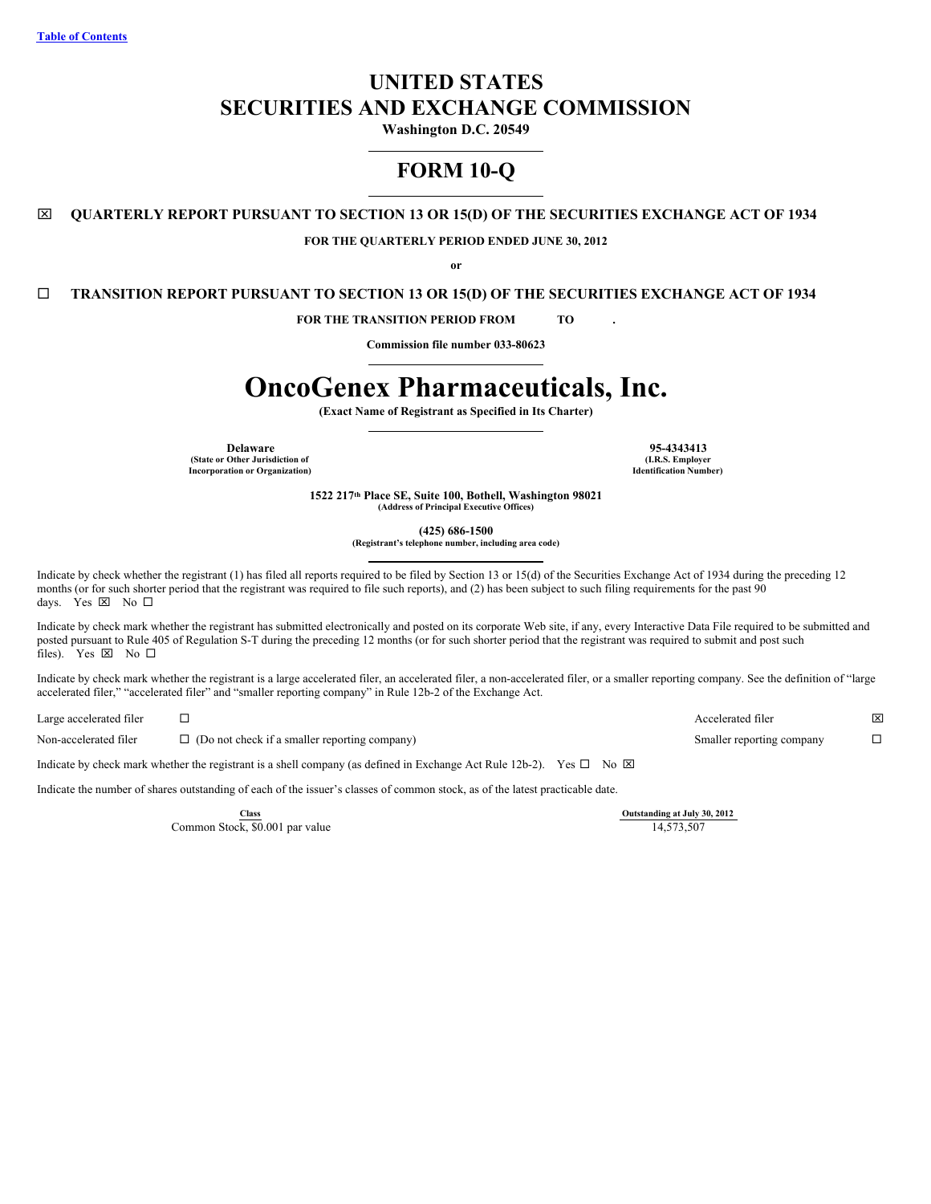Table of Contents

# UNITED STATES
# SECURITIES AND EXCHANGE COMMISSION

**Washington D.C. 20549**

## FORM 10-Q

☒ **QUARTERLY REPORT PURSUANT TO SECTION 13 OR 15(D) OF THE SECURITIES EXCHANGE ACT OF 1934**

**FOR THE QUARTERLY PERIOD ENDED JUNE 30, 2012**

**or**

☐ **TRANSITION REPORT PURSUANT TO SECTION 13 OR 15(D) OF THE SECURITIES EXCHANGE ACT OF 1934**

**FOR THE TRANSITION PERIOD FROM TO .**

**Commission file number 033-80623**

# OncoGenex Pharmaceuticals, Inc.

**(Exact Name of Registrant as Specified in Its Charter)**

| **Delaware** | **95-4343413** |
|---|---|
| **(State or Other Jurisdiction of Incorporation or Organization)** | **(I.R.S. Employer Identification Number)** |

**1522 217th Place SE, Suite 100, Bothell, Washington 98021**
**(Address of Principal Executive Offices)**

**(425) 686-1500**
**(Registrant's telephone number, including area code)**

Indicate by check whether the registrant (1) has filed all reports required to be filed by Section 13 or 15(d) of the Securities Exchange Act of 1934 during the preceding 12 months (or for such shorter period that the registrant was required to file such reports), and (2) has been subject to such filing requirements for the past 90 days. Yes ☒ No ☐

Indicate by check mark whether the registrant has submitted electronically and posted on its corporate Web site, if any, every Interactive Data File required to be submitted and posted pursuant to Rule 405 of Regulation S-T during the preceding 12 months (or for such shorter period that the registrant was required to submit and post such files). Yes ☒ No ☐

Indicate by check mark whether the registrant is a large accelerated filer, an accelerated filer, a non-accelerated filer, or a smaller reporting company. See the definition of "large accelerated filer," "accelerated filer" and "smaller reporting company" in Rule 12b-2 of the Exchange Act.

| | | | |
|---|---|---|---|
| Large accelerated filer | ☐ | Accelerated filer | ☒ |
| Non-accelerated filer | ☐ (Do not check if a smaller reporting company) | Smaller reporting company | ☐ |

Indicate by check mark whether the registrant is a shell company (as defined in Exchange Act Rule 12b-2). Yes ☐ No ☒

Indicate the number of shares outstanding of each of the issuer's classes of common stock, as of the latest practicable date.

| Class | Outstanding at July 30, 2012 |
|---|---|
| Common Stock, $0.001 par value | 14,573,507 |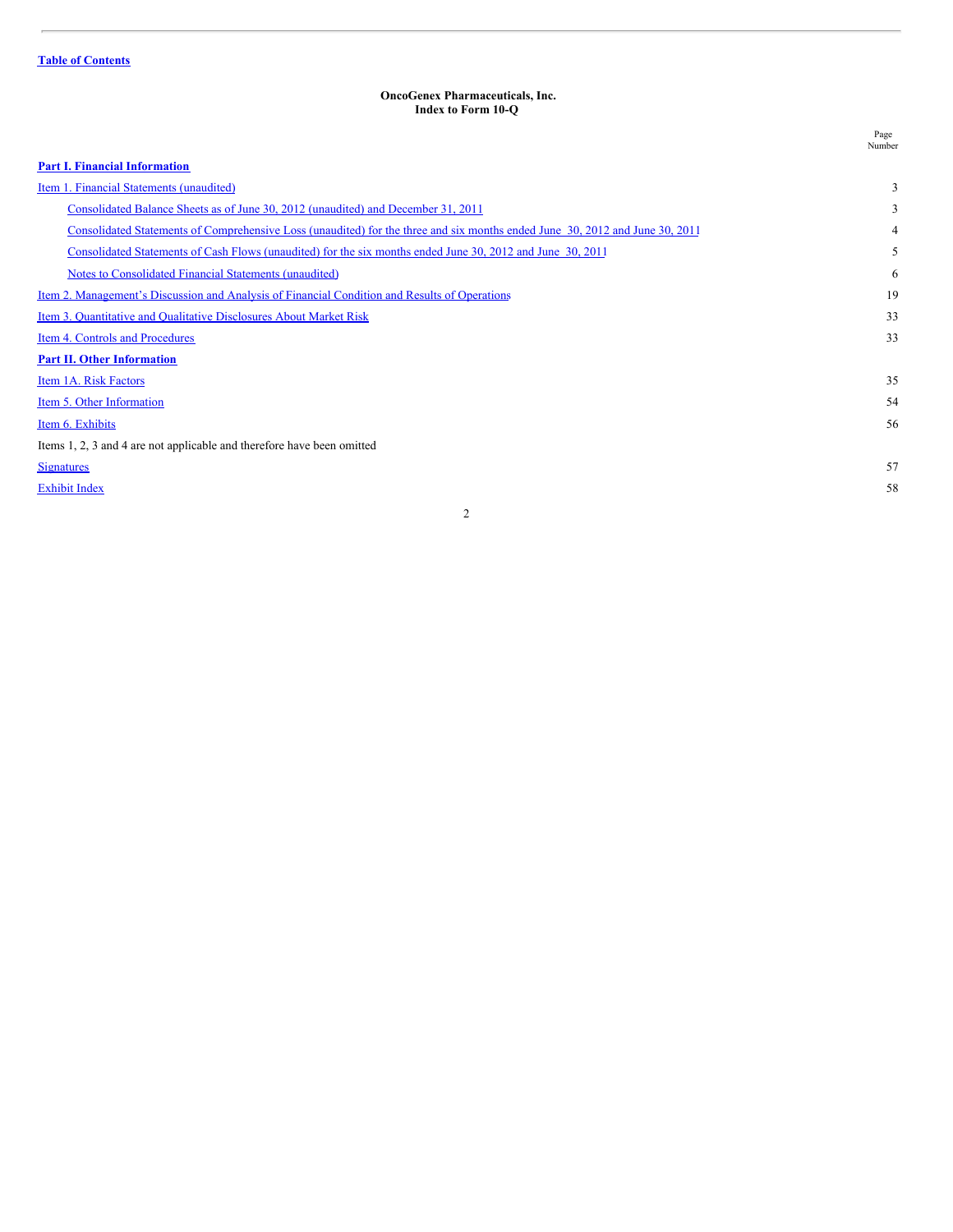Table of Contents

**OncoGenex Pharmaceuticals, Inc.**
**Index to Form 10-Q**

| | Page Number |
|---|---|
| **Part I. Financial Information** | |
| Item 1. Financial Statements (unaudited) | 3 |
| Consolidated Balance Sheets as of June 30, 2012 (unaudited) and December 31, 2011 | 3 |
| Consolidated Statements of Comprehensive Loss (unaudited) for the three and six months ended June 30, 2012 and June 30, 2011 | 4 |
| Consolidated Statements of Cash Flows (unaudited) for the six months ended June 30, 2012 and June 30, 2011 | 5 |
| Notes to Consolidated Financial Statements (unaudited) | 6 |
| Item 2. Management's Discussion and Analysis of Financial Condition and Results of Operations | 19 |
| Item 3. Quantitative and Qualitative Disclosures About Market Risk | 33 |
| Item 4. Controls and Procedures | 33 |
| **Part II. Other Information** | |
| Item 1A. Risk Factors | 35 |
| Item 5. Other Information | 54 |
| Item 6. Exhibits | 56 |
| Items 1, 2, 3 and 4 are not applicable and therefore have been omitted | |
| Signatures | 57 |
| Exhibit Index | 58 |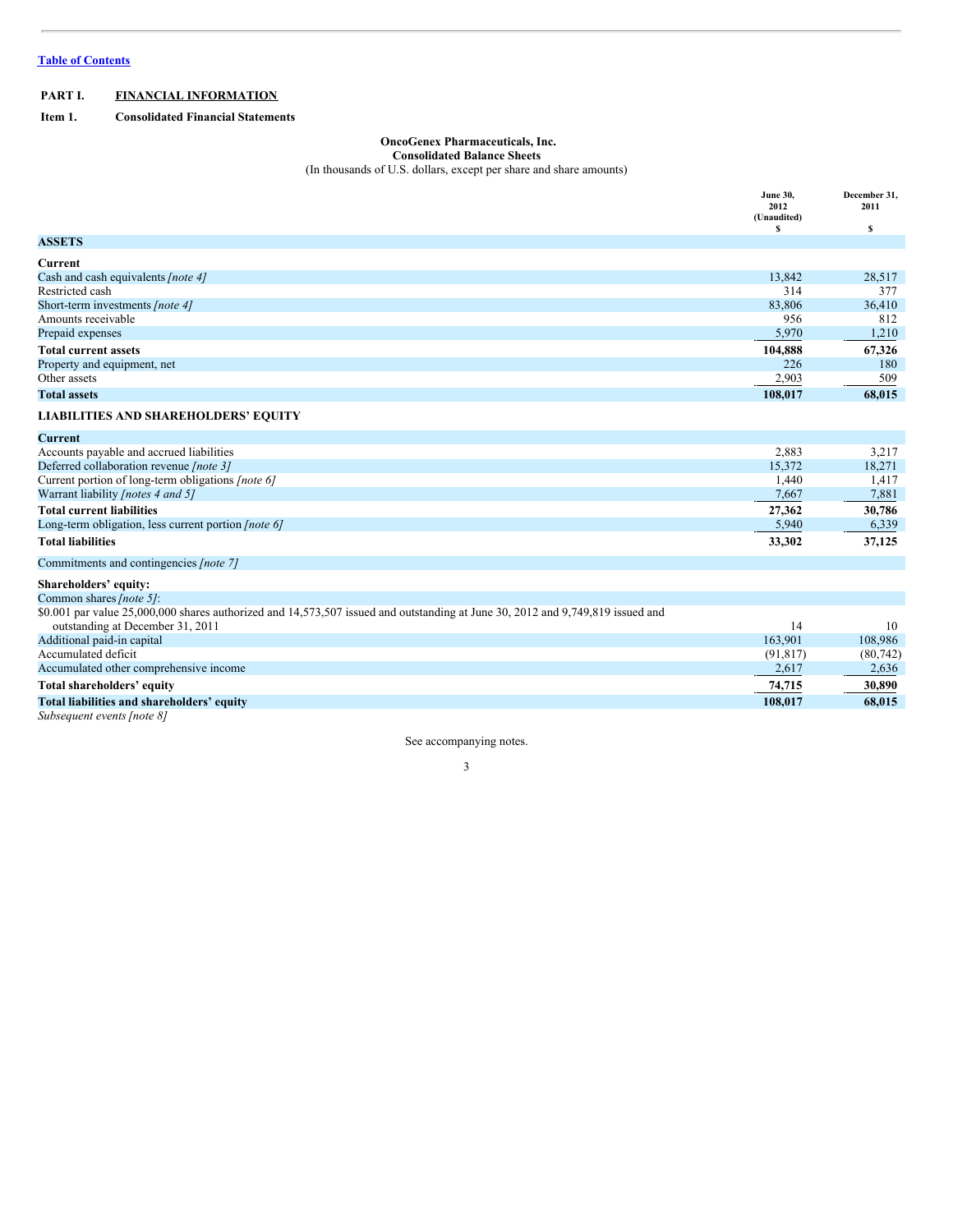[Table of Contents](#)

**PART I.** **FINANCIAL INFORMATION**

**Item 1.** **Consolidated Financial Statements**

**OncoGenex Pharmaceuticals, Inc.**
**Consolidated Balance Sheets**
(In thousands of U.S. dollars, except per share and share amounts)

| | June 30, 2012 (Unaudited) $ | December 31, 2011 $ |
|---|---|---|
| **ASSETS** | | |
| **Current** | | |
| Cash and cash equivalents *[note 4]* | 13,842 | 28,517 |
| Restricted cash | 314 | 377 |
| Short-term investments *[note 4]* | 83,806 | 36,410 |
| Amounts receivable | 956 | 812 |
| Prepaid expenses | 5,970 | 1,210 |
| **Total current assets** | **104,888** | **67,326** |
| Property and equipment, net | 226 | 180 |
| Other assets | 2,903 | 509 |
| **Total assets** | **108,017** | **68,015** |
| **LIABILITIES AND SHAREHOLDERS' EQUITY** | | |
| **Current** | | |
| Accounts payable and accrued liabilities | 2,883 | 3,217 |
| Deferred collaboration revenue *[note 3]* | 15,372 | 18,271 |
| Current portion of long-term obligations *[note 6]* | 1,440 | 1,417 |
| Warrant liability *[notes 4 and 5]* | 7,667 | 7,881 |
| **Total current liabilities** | **27,362** | **30,786** |
| Long-term obligation, less current portion *[note 6]* | 5,940 | 6,339 |
| **Total liabilities** | **33,302** | **37,125** |
| Commitments and contingencies *[note 7]* | | |
| **Shareholders' equity:** | | |
| Common shares *[note 5]*: | | |
| $0.001 par value 25,000,000 shares authorized and 14,573,507 issued and outstanding at June 30, 2012 and 9,749,819 issued and outstanding at December 31, 2011 | 14 | 10 |
| Additional paid-in capital | 163,901 | 108,986 |
| Accumulated deficit | (91,817) | (80,742) |
| Accumulated other comprehensive income | 2,617 | 2,636 |
| **Total shareholders' equity** | **74,715** | **30,890** |
| **Total liabilities and shareholders' equity** | **108,017** | **68,015** |

*Subsequent events [note 8]*

See accompanying notes.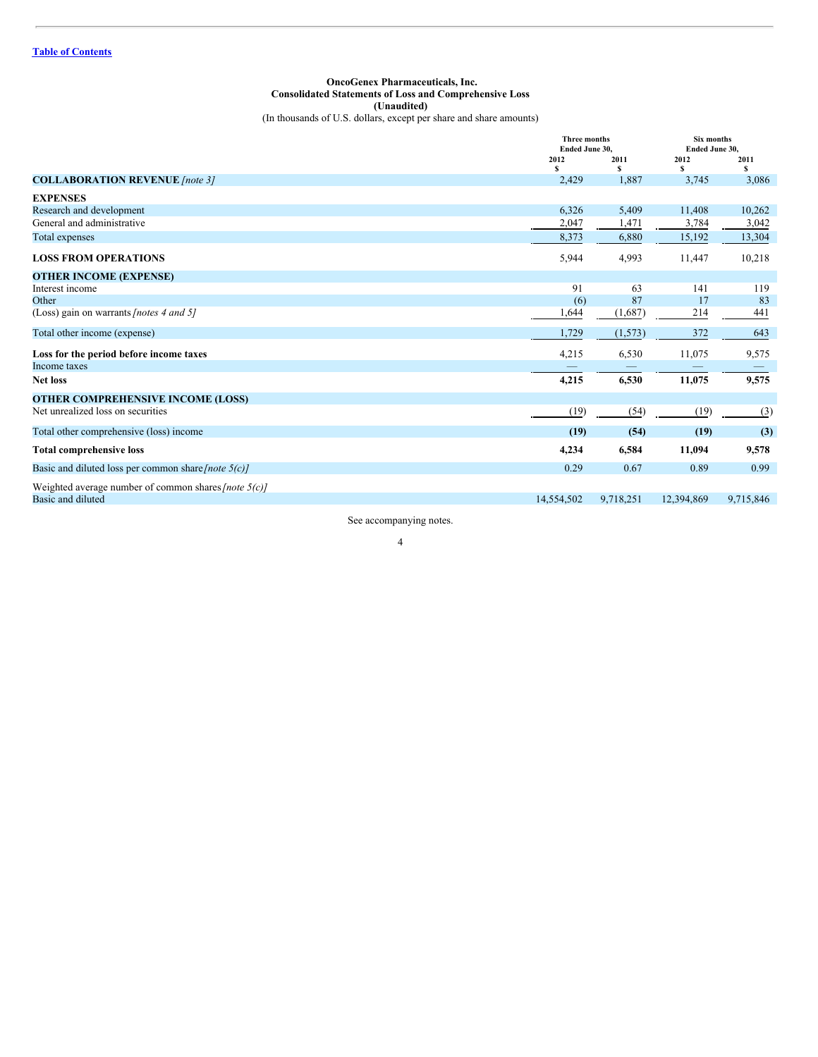[Table of Contents](#)

**OncoGenex Pharmaceuticals, Inc.**
**Consolidated Statements of Loss and Comprehensive Loss**
**(Unaudited)**
(In thousands of U.S. dollars, except per share and share amounts)

| | Three months Ended June 30, | | Six months Ended June 30, | |
|---|---|---|---|---|
| | 2012 $ | 2011 $ | 2012 $ | 2011 $ |
| **COLLABORATION REVENUE** *[note 3]* | 2,429 | 1,887 | 3,745 | 3,086 |
| **EXPENSES** | | | | |
| Research and development | 6,326 | 5,409 | 11,408 | 10,262 |
| General and administrative | 2,047 | 1,471 | 3,784 | 3,042 |
| Total expenses | 8,373 | 6,880 | 15,192 | 13,304 |
| **LOSS FROM OPERATIONS** | 5,944 | 4,993 | 11,447 | 10,218 |
| **OTHER INCOME (EXPENSE)** | | | | |
| Interest income | 91 | 63 | 141 | 119 |
| Other | (6) | 87 | 17 | 83 |
| (Loss) gain on warrants *[notes 4 and 5]* | 1,644 | (1,687) | 214 | 441 |
| Total other income (expense) | 1,729 | (1,573) | 372 | 643 |
| **Loss for the period before income taxes** | 4,215 | 6,530 | 11,075 | 9,575 |
| Income taxes | — | — | — | — |
| **Net loss** | **4,215** | **6,530** | **11,075** | **9,575** |
| **OTHER COMPREHENSIVE INCOME (LOSS)** | | | | |
| Net unrealized loss on securities | (19) | (54) | (19) | (3) |
| Total other comprehensive (loss) income | **(19)** | **(54)** | **(19)** | **(3)** |
| **Total comprehensive loss** | **4,234** | **6,584** | **11,094** | **9,578** |
| Basic and diluted loss per common share *[note 5(c)]* | 0.29 | 0.67 | 0.89 | 0.99 |
| Weighted average number of common shares *[note 5(c)]* | | | | |
| Basic and diluted | 14,554,502 | 9,718,251 | 12,394,869 | 9,715,846 |

See accompanying notes.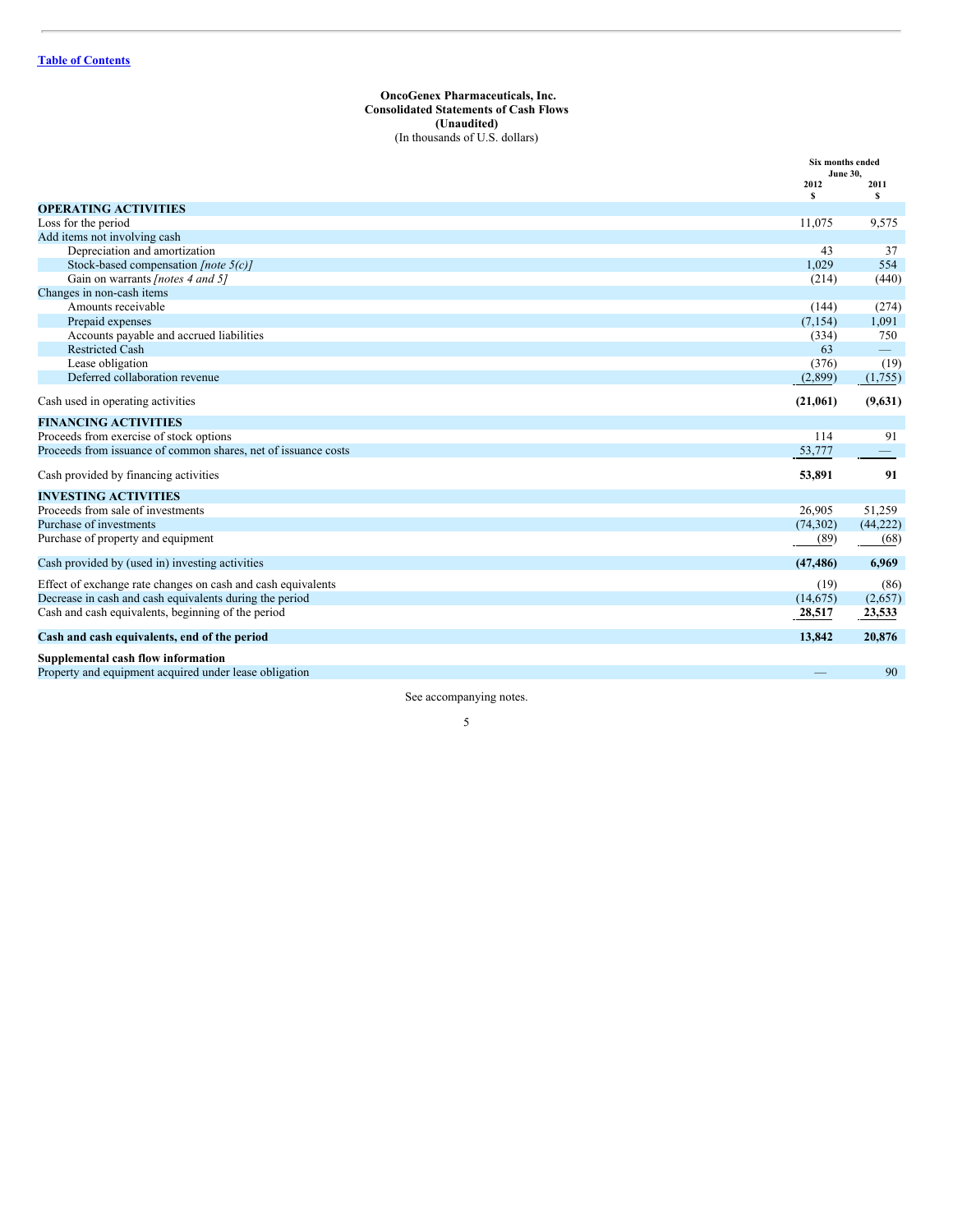Table of Contents

**OncoGenex Pharmaceuticals, Inc.**
**Consolidated Statements of Cash Flows**
**(Unaudited)**
(In thousands of U.S. dollars)

| | Six months ended June 30, 2012 $ | Six months ended June 30, 2011 $ |
|---|---|---|
| **OPERATING ACTIVITIES** | | |
| Loss for the period | 11,075 | 9,575 |
| Add items not involving cash | | |
| Depreciation and amortization | 43 | 37 |
| Stock-based compensation *[note 5(c)]* | 1,029 | 554 |
| Gain on warrants *[notes 4 and 5]* | (214) | (440) |
| Changes in non-cash items | | |
| Amounts receivable | (144) | (274) |
| Prepaid expenses | (7,154) | 1,091 |
| Accounts payable and accrued liabilities | (334) | 750 |
| Restricted Cash | 63 | — |
| Lease obligation | (376) | (19) |
| Deferred collaboration revenue | (2,899) | (1,755) |
| Cash used in operating activities | **(21,061)** | **(9,631)** |
| **FINANCING ACTIVITIES** | | |
| Proceeds from exercise of stock options | 114 | 91 |
| Proceeds from issuance of common shares, net of issuance costs | 53,777 | — |
| Cash provided by financing activities | **53,891** | **91** |
| **INVESTING ACTIVITIES** | | |
| Proceeds from sale of investments | 26,905 | 51,259 |
| Purchase of investments | (74,302) | (44,222) |
| Purchase of property and equipment | (89) | (68) |
| Cash provided by (used in) investing activities | **(47,486)** | **6,969** |
| Effect of exchange rate changes on cash and cash equivalents | (19) | (86) |
| Decrease in cash and cash equivalents during the period | (14,675) | (2,657) |
| Cash and cash equivalents, beginning of the period | **28,517** | **23,533** |
| **Cash and cash equivalents, end of the period** | **13,842** | **20,876** |
| **Supplemental cash flow information** | | |
| Property and equipment acquired under lease obligation | — | 90 |

See accompanying notes.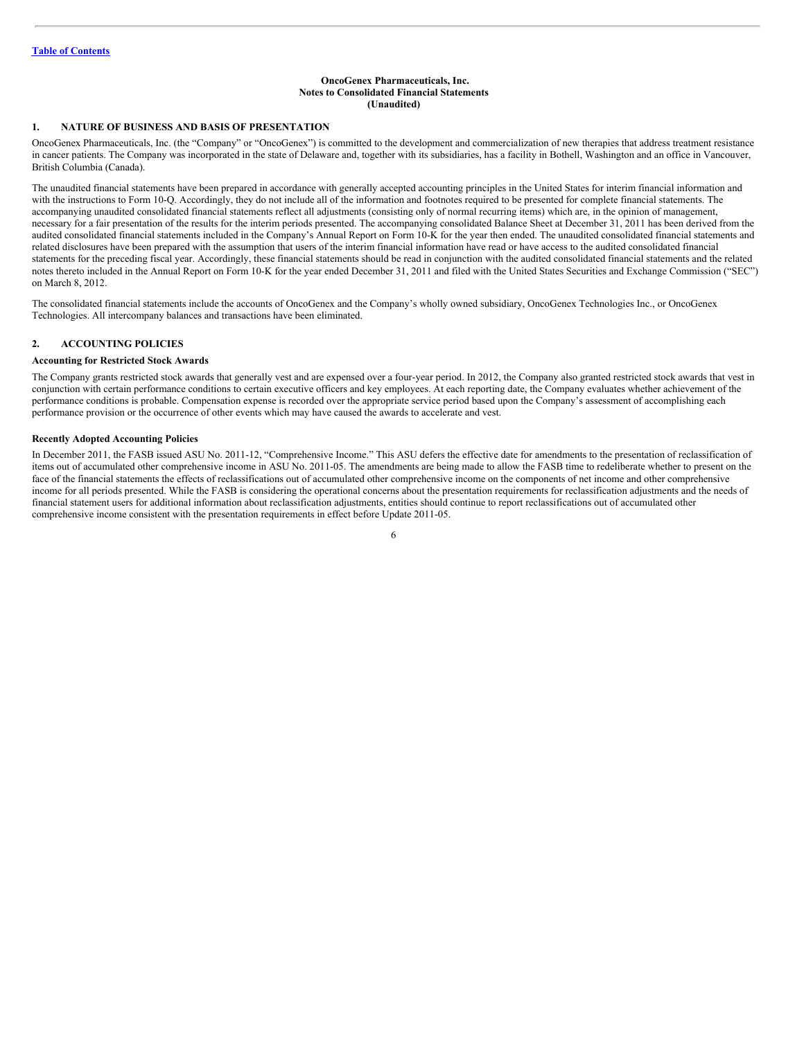**OncoGenex Pharmaceuticals, Inc.**
**Notes to Consolidated Financial Statements**
**(Unaudited)**

## 1. NATURE OF BUSINESS AND BASIS OF PRESENTATION

OncoGenex Pharmaceuticals, Inc. (the "Company" or "OncoGenex") is committed to the development and commercialization of new therapies that address treatment resistance in cancer patients. The Company was incorporated in the state of Delaware and, together with its subsidiaries, has a facility in Bothell, Washington and an office in Vancouver, British Columbia (Canada).

The unaudited financial statements have been prepared in accordance with generally accepted accounting principles in the United States for interim financial information and with the instructions to Form 10-Q. Accordingly, they do not include all of the information and footnotes required to be presented for complete financial statements. The accompanying unaudited consolidated financial statements reflect all adjustments (consisting only of normal recurring items) which are, in the opinion of management, necessary for a fair presentation of the results for the interim periods presented. The accompanying consolidated Balance Sheet at December 31, 2011 has been derived from the audited consolidated financial statements included in the Company's Annual Report on Form 10-K for the year then ended. The unaudited consolidated financial statements and related disclosures have been prepared with the assumption that users of the interim financial information have read or have access to the audited consolidated financial statements for the preceding fiscal year. Accordingly, these financial statements should be read in conjunction with the audited consolidated financial statements and the related notes thereto included in the Annual Report on Form 10-K for the year ended December 31, 2011 and filed with the United States Securities and Exchange Commission ("SEC") on March 8, 2012.

The consolidated financial statements include the accounts of OncoGenex and the Company's wholly owned subsidiary, OncoGenex Technologies Inc., or OncoGenex Technologies. All intercompany balances and transactions have been eliminated.

## 2. ACCOUNTING POLICIES

### Accounting for Restricted Stock Awards

The Company grants restricted stock awards that generally vest and are expensed over a four-year period. In 2012, the Company also granted restricted stock awards that vest in conjunction with certain performance conditions to certain executive officers and key employees. At each reporting date, the Company evaluates whether achievement of the performance conditions is probable. Compensation expense is recorded over the appropriate service period based upon the Company's assessment of accomplishing each performance provision or the occurrence of other events which may have caused the awards to accelerate and vest.

### Recently Adopted Accounting Policies

In December 2011, the FASB issued ASU No. 2011-12, "Comprehensive Income." This ASU defers the effective date for amendments to the presentation of reclassification of items out of accumulated other comprehensive income in ASU No. 2011-05. The amendments are being made to allow the FASB time to redeliberate whether to present on the face of the financial statements the effects of reclassifications out of accumulated other comprehensive income on the components of net income and other comprehensive income for all periods presented. While the FASB is considering the operational concerns about the presentation requirements for reclassification adjustments and the needs of financial statement users for additional information about reclassification adjustments, entities should continue to report reclassifications out of accumulated other comprehensive income consistent with the presentation requirements in effect before Update 2011-05.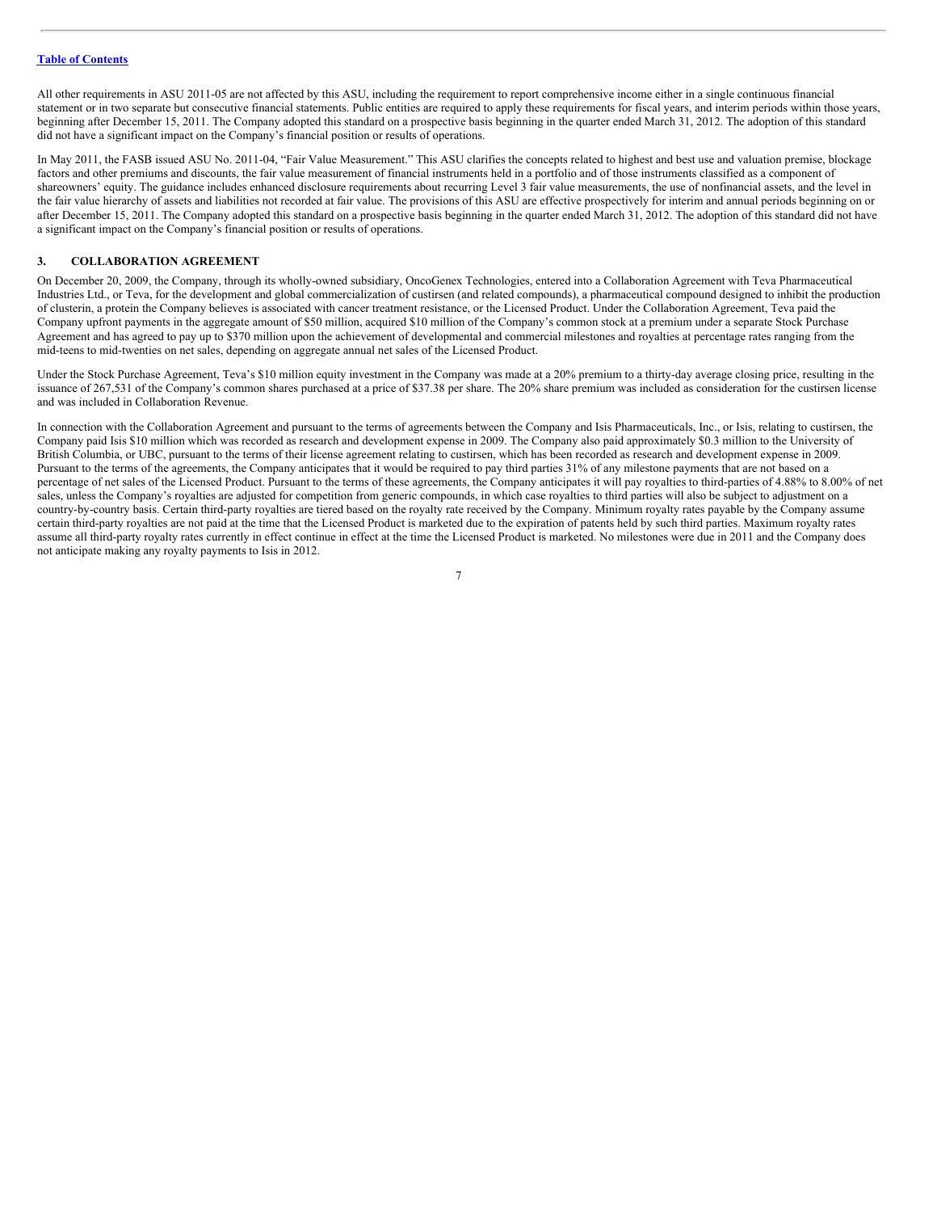All other requirements in ASU 2011-05 are not affected by this ASU, including the requirement to report comprehensive income either in a single continuous financial statement or in two separate but consecutive financial statements. Public entities are required to apply these requirements for fiscal years, and interim periods within those years, beginning after December 15, 2011. The Company adopted this standard on a prospective basis beginning in the quarter ended March 31, 2012. The adoption of this standard did not have a significant impact on the Company's financial position or results of operations.

In May 2011, the FASB issued ASU No. 2011-04, "Fair Value Measurement." This ASU clarifies the concepts related to highest and best use and valuation premise, blockage factors and other premiums and discounts, the fair value measurement of financial instruments held in a portfolio and of those instruments classified as a component of shareowners' equity. The guidance includes enhanced disclosure requirements about recurring Level 3 fair value measurements, the use of nonfinancial assets, and the level in the fair value hierarchy of assets and liabilities not recorded at fair value. The provisions of this ASU are effective prospectively for interim and annual periods beginning on or after December 15, 2011. The Company adopted this standard on a prospective basis beginning in the quarter ended March 31, 2012. The adoption of this standard did not have a significant impact on the Company's financial position or results of operations.

## 3. COLLABORATION AGREEMENT

On December 20, 2009, the Company, through its wholly-owned subsidiary, OncoGenex Technologies, entered into a Collaboration Agreement with Teva Pharmaceutical Industries Ltd., or Teva, for the development and global commercialization of custirsen (and related compounds), a pharmaceutical compound designed to inhibit the production of clusterin, a protein the Company believes is associated with cancer treatment resistance, or the Licensed Product. Under the Collaboration Agreement, Teva paid the Company upfront payments in the aggregate amount of $50 million, acquired $10 million of the Company's common stock at a premium under a separate Stock Purchase Agreement and has agreed to pay up to $370 million upon the achievement of developmental and commercial milestones and royalties at percentage rates ranging from the mid-teens to mid-twenties on net sales, depending on aggregate annual net sales of the Licensed Product.

Under the Stock Purchase Agreement, Teva's $10 million equity investment in the Company was made at a 20% premium to a thirty-day average closing price, resulting in the issuance of 267,531 of the Company's common shares purchased at a price of $37.38 per share. The 20% share premium was included as consideration for the custirsen license and was included in Collaboration Revenue.

In connection with the Collaboration Agreement and pursuant to the terms of agreements between the Company and Isis Pharmaceuticals, Inc., or Isis, relating to custirsen, the Company paid Isis $10 million which was recorded as research and development expense in 2009. The Company also paid approximately $0.3 million to the University of British Columbia, or UBC, pursuant to the terms of their license agreement relating to custirsen, which has been recorded as research and development expense in 2009. Pursuant to the terms of the agreements, the Company anticipates that it would be required to pay third parties 31% of any milestone payments that are not based on a percentage of net sales of the Licensed Product. Pursuant to the terms of these agreements, the Company anticipates it will pay royalties to third-parties of 4.88% to 8.00% of net sales, unless the Company's royalties are adjusted for competition from generic compounds, in which case royalties to third parties will also be subject to adjustment on a country-by-country basis. Certain third-party royalties are tiered based on the royalty rate received by the Company. Minimum royalty rates payable by the Company assume certain third-party royalties are not paid at the time that the Licensed Product is marketed due to the expiration of patents held by such third parties. Maximum royalty rates assume all third-party royalty rates currently in effect continue in effect at the time the Licensed Product is marketed. No milestones were due in 2011 and the Company does not anticipate making any royalty payments to Isis in 2012.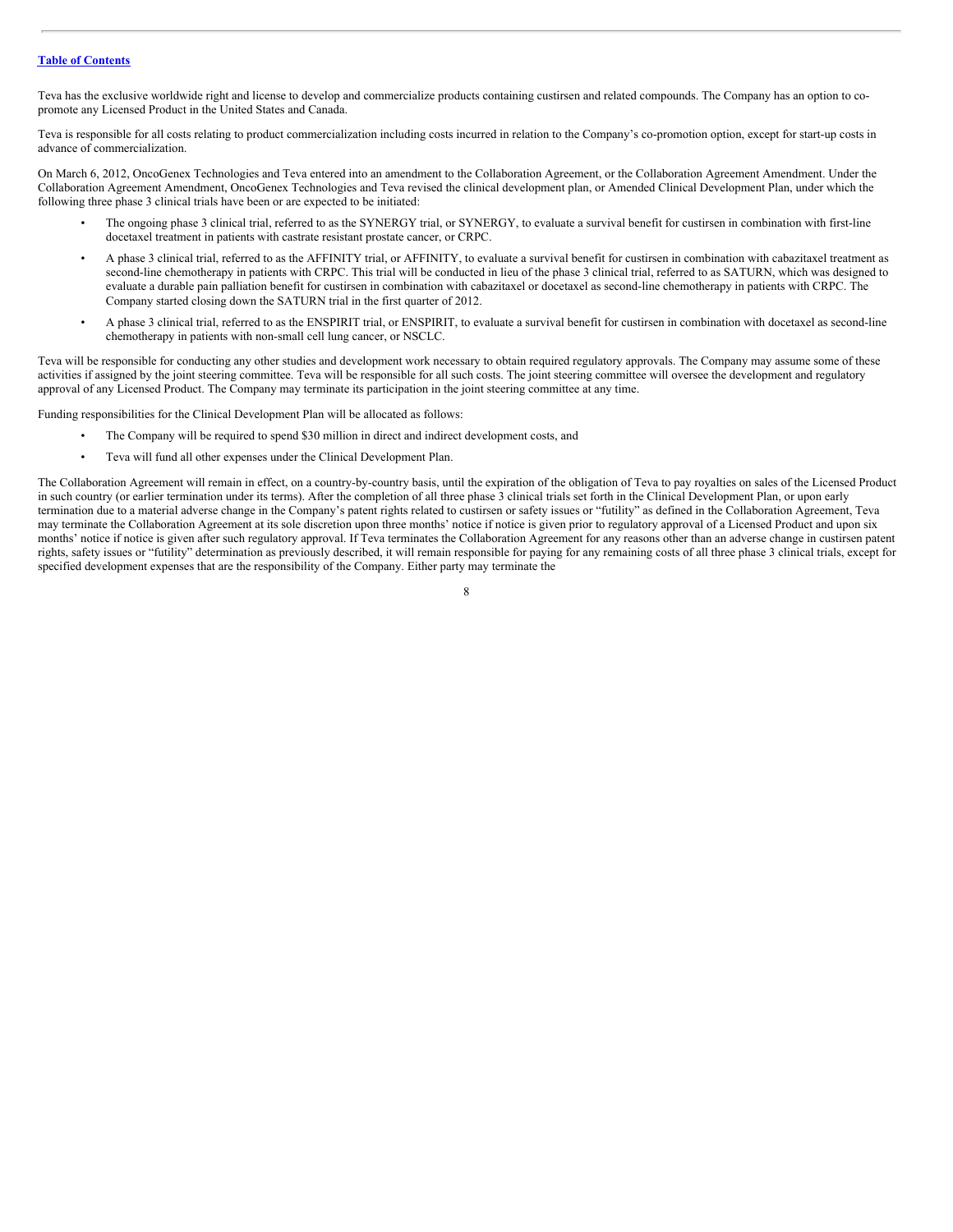Teva has the exclusive worldwide right and license to develop and commercialize products containing custirsen and related compounds. The Company has an option to co-promote any Licensed Product in the United States and Canada.

Teva is responsible for all costs relating to product commercialization including costs incurred in relation to the Company's co-promotion option, except for start-up costs in advance of commercialization.

On March 6, 2012, OncoGenex Technologies and Teva entered into an amendment to the Collaboration Agreement, or the Collaboration Agreement Amendment. Under the Collaboration Agreement Amendment, OncoGenex Technologies and Teva revised the clinical development plan, or Amended Clinical Development Plan, under which the following three phase 3 clinical trials have been or are expected to be initiated:

- The ongoing phase 3 clinical trial, referred to as the SYNERGY trial, or SYNERGY, to evaluate a survival benefit for custirsen in combination with first-line docetaxel treatment in patients with castrate resistant prostate cancer, or CRPC.
- A phase 3 clinical trial, referred to as the AFFINITY trial, or AFFINITY, to evaluate a survival benefit for custirsen in combination with cabazitaxel treatment as second-line chemotherapy in patients with CRPC. This trial will be conducted in lieu of the phase 3 clinical trial, referred to as SATURN, which was designed to evaluate a durable pain palliation benefit for custirsen in combination with cabazitaxel or docetaxel as second-line chemotherapy in patients with CRPC. The Company started closing down the SATURN trial in the first quarter of 2012.
- A phase 3 clinical trial, referred to as the ENSPIRIT trial, or ENSPIRIT, to evaluate a survival benefit for custirsen in combination with docetaxel as second-line chemotherapy in patients with non-small cell lung cancer, or NSCLC.

Teva will be responsible for conducting any other studies and development work necessary to obtain required regulatory approvals. The Company may assume some of these activities if assigned by the joint steering committee. Teva will be responsible for all such costs. The joint steering committee will oversee the development and regulatory approval of any Licensed Product. The Company may terminate its participation in the joint steering committee at any time.

Funding responsibilities for the Clinical Development Plan will be allocated as follows:

- The Company will be required to spend $30 million in direct and indirect development costs, and
- Teva will fund all other expenses under the Clinical Development Plan.

The Collaboration Agreement will remain in effect, on a country-by-country basis, until the expiration of the obligation of Teva to pay royalties on sales of the Licensed Product in such country (or earlier termination under its terms). After the completion of all three phase 3 clinical trials set forth in the Clinical Development Plan, or upon early termination due to a material adverse change in the Company's patent rights related to custirsen or safety issues or "futility" as defined in the Collaboration Agreement, Teva may terminate the Collaboration Agreement at its sole discretion upon three months' notice if notice is given prior to regulatory approval of a Licensed Product and upon six months' notice if notice is given after such regulatory approval. If Teva terminates the Collaboration Agreement for any reasons other than an adverse change in custirsen patent rights, safety issues or "futility" determination as previously described, it will remain responsible for paying for any remaining costs of all three phase 3 clinical trials, except for specified development expenses that are the responsibility of the Company. Either party may terminate the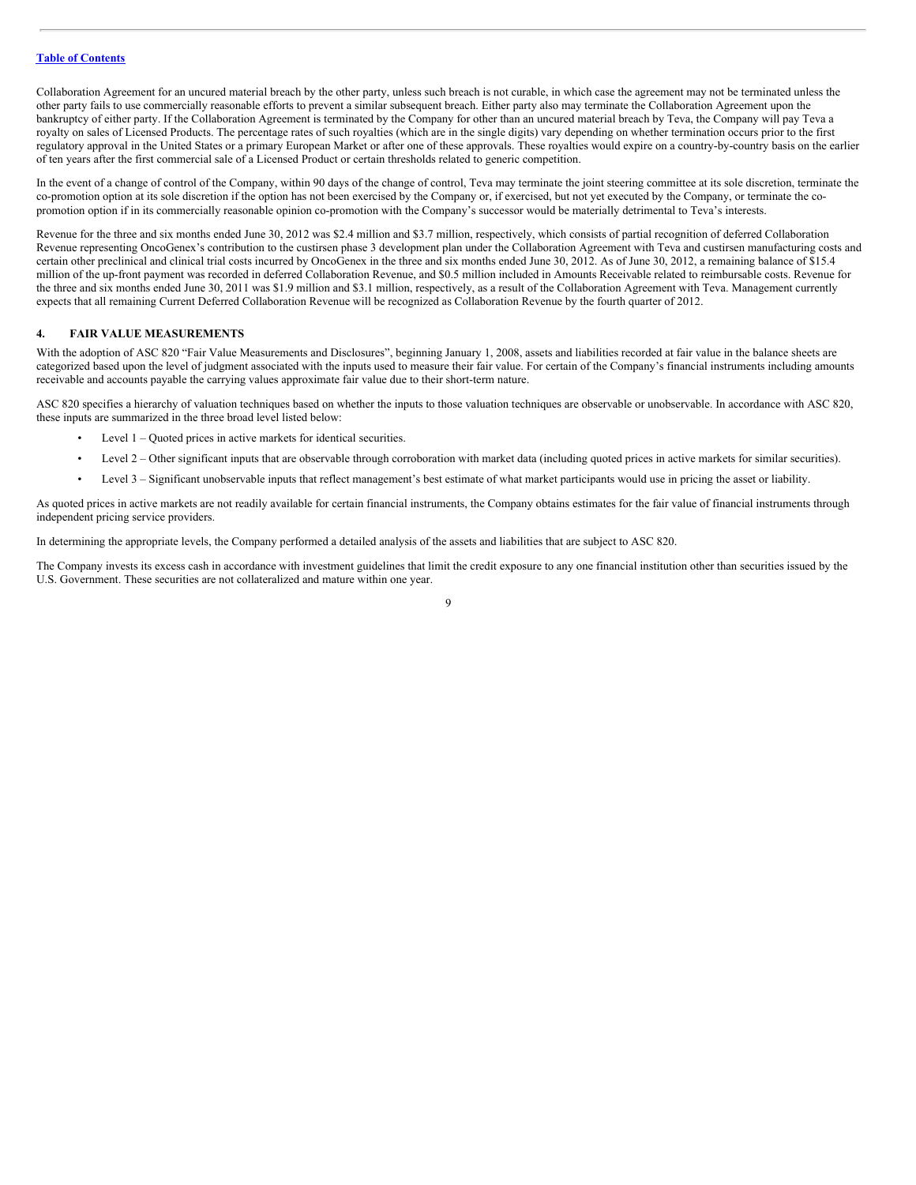Collaboration Agreement for an uncured material breach by the other party, unless such breach is not curable, in which case the agreement may not be terminated unless the other party fails to use commercially reasonable efforts to prevent a similar subsequent breach. Either party also may terminate the Collaboration Agreement upon the bankruptcy of either party. If the Collaboration Agreement is terminated by the Company for other than an uncured material breach by Teva, the Company will pay Teva a royalty on sales of Licensed Products. The percentage rates of such royalties (which are in the single digits) vary depending on whether termination occurs prior to the first regulatory approval in the United States or a primary European Market or after one of these approvals. These royalties would expire on a country-by-country basis on the earlier of ten years after the first commercial sale of a Licensed Product or certain thresholds related to generic competition.

In the event of a change of control of the Company, within 90 days of the change of control, Teva may terminate the joint steering committee at its sole discretion, terminate the co-promotion option at its sole discretion if the option has not been exercised by the Company or, if exercised, but not yet executed by the Company, or terminate the co-promotion option if in its commercially reasonable opinion co-promotion with the Company's successor would be materially detrimental to Teva's interests.

Revenue for the three and six months ended June 30, 2012 was $2.4 million and $3.7 million, respectively, which consists of partial recognition of deferred Collaboration Revenue representing OncoGenex's contribution to the custirsen phase 3 development plan under the Collaboration Agreement with Teva and custirsen manufacturing costs and certain other preclinical and clinical trial costs incurred by OncoGenex in the three and six months ended June 30, 2012. As of June 30, 2012, a remaining balance of $15.4 million of the up-front payment was recorded in deferred Collaboration Revenue, and $0.5 million included in Amounts Receivable related to reimbursable costs. Revenue for the three and six months ended June 30, 2011 was $1.9 million and $3.1 million, respectively, as a result of the Collaboration Agreement with Teva. Management currently expects that all remaining Current Deferred Collaboration Revenue will be recognized as Collaboration Revenue by the fourth quarter of 2012.

## 4. FAIR VALUE MEASUREMENTS

With the adoption of ASC 820 "Fair Value Measurements and Disclosures", beginning January 1, 2008, assets and liabilities recorded at fair value in the balance sheets are categorized based upon the level of judgment associated with the inputs used to measure their fair value. For certain of the Company's financial instruments including amounts receivable and accounts payable the carrying values approximate fair value due to their short-term nature.

ASC 820 specifies a hierarchy of valuation techniques based on whether the inputs to those valuation techniques are observable or unobservable. In accordance with ASC 820, these inputs are summarized in the three broad level listed below:

- Level 1 – Quoted prices in active markets for identical securities.
- Level 2 – Other significant inputs that are observable through corroboration with market data (including quoted prices in active markets for similar securities).
- Level 3 – Significant unobservable inputs that reflect management's best estimate of what market participants would use in pricing the asset or liability.

As quoted prices in active markets are not readily available for certain financial instruments, the Company obtains estimates for the fair value of financial instruments through independent pricing service providers.

In determining the appropriate levels, the Company performed a detailed analysis of the assets and liabilities that are subject to ASC 820.

The Company invests its excess cash in accordance with investment guidelines that limit the credit exposure to any one financial institution other than securities issued by the U.S. Government. These securities are not collateralized and mature within one year.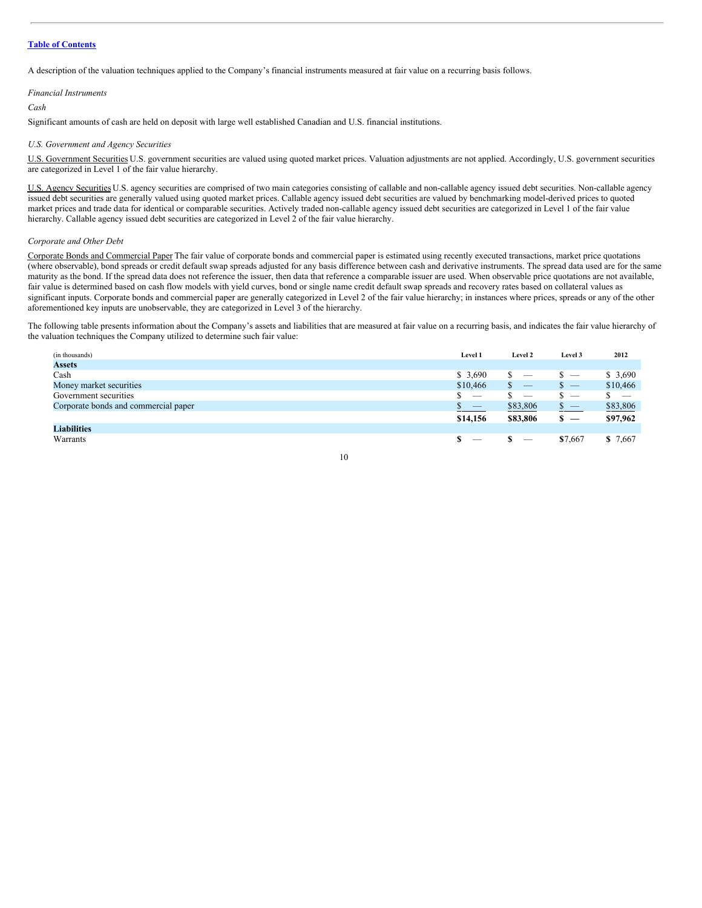[Table of Contents](#)

A description of the valuation techniques applied to the Company's financial instruments measured at fair value on a recurring basis follows.

*Financial Instruments*

*Cash*

Significant amounts of cash are held on deposit with large well established Canadian and U.S. financial institutions.

*U.S. Government and Agency Securities*

U.S. Government Securities U.S. government securities are valued using quoted market prices. Valuation adjustments are not applied. Accordingly, U.S. government securities are categorized in Level 1 of the fair value hierarchy.

U.S. Agency Securities U.S. agency securities are comprised of two main categories consisting of callable and non-callable agency issued debt securities. Non-callable agency issued debt securities are generally valued using quoted market prices. Callable agency issued debt securities are valued by benchmarking model-derived prices to quoted market prices and trade data for identical or comparable securities. Actively traded non-callable agency issued debt securities are categorized in Level 1 of the fair value hierarchy. Callable agency issued debt securities are categorized in Level 2 of the fair value hierarchy.

*Corporate and Other Debt*

Corporate Bonds and Commercial Paper The fair value of corporate bonds and commercial paper is estimated using recently executed transactions, market price quotations (where observable), bond spreads or credit default swap spreads adjusted for any basis difference between cash and derivative instruments. The spread data used are for the same maturity as the bond. If the spread data does not reference the issuer, then data that reference a comparable issuer are used. When observable price quotations are not available, fair value is determined based on cash flow models with yield curves, bond or single name credit default swap spreads and recovery rates based on collateral values as significant inputs. Corporate bonds and commercial paper are generally categorized in Level 2 of the fair value hierarchy; in instances where prices, spreads or any of the other aforementioned key inputs are unobservable, they are categorized in Level 3 of the hierarchy.

The following table presents information about the Company's assets and liabilities that are measured at fair value on a recurring basis, and indicates the fair value hierarchy of the valuation techniques the Company utilized to determine such fair value:

| (in thousands) | Level 1 | Level 2 | Level 3 | 2012 |
|---|---|---|---|---|
| **Assets** | | | | |
| Cash | $ 3,690 | $ — | $ — | $ 3,690 |
| Money market securities | $10,466 | $ — | $ — | $10,466 |
| Government securities | $ — | $ — | $ — | $ — |
| Corporate bonds and commercial paper | $ — | $83,806 | $ — | $83,806 |
| | **$14,156** | **$83,806** | **$ —** | **$97,962** |
| **Liabilities** | | | | |
| Warrants | **$** — | **$** — | **$**7,667 | **$** 7,667 |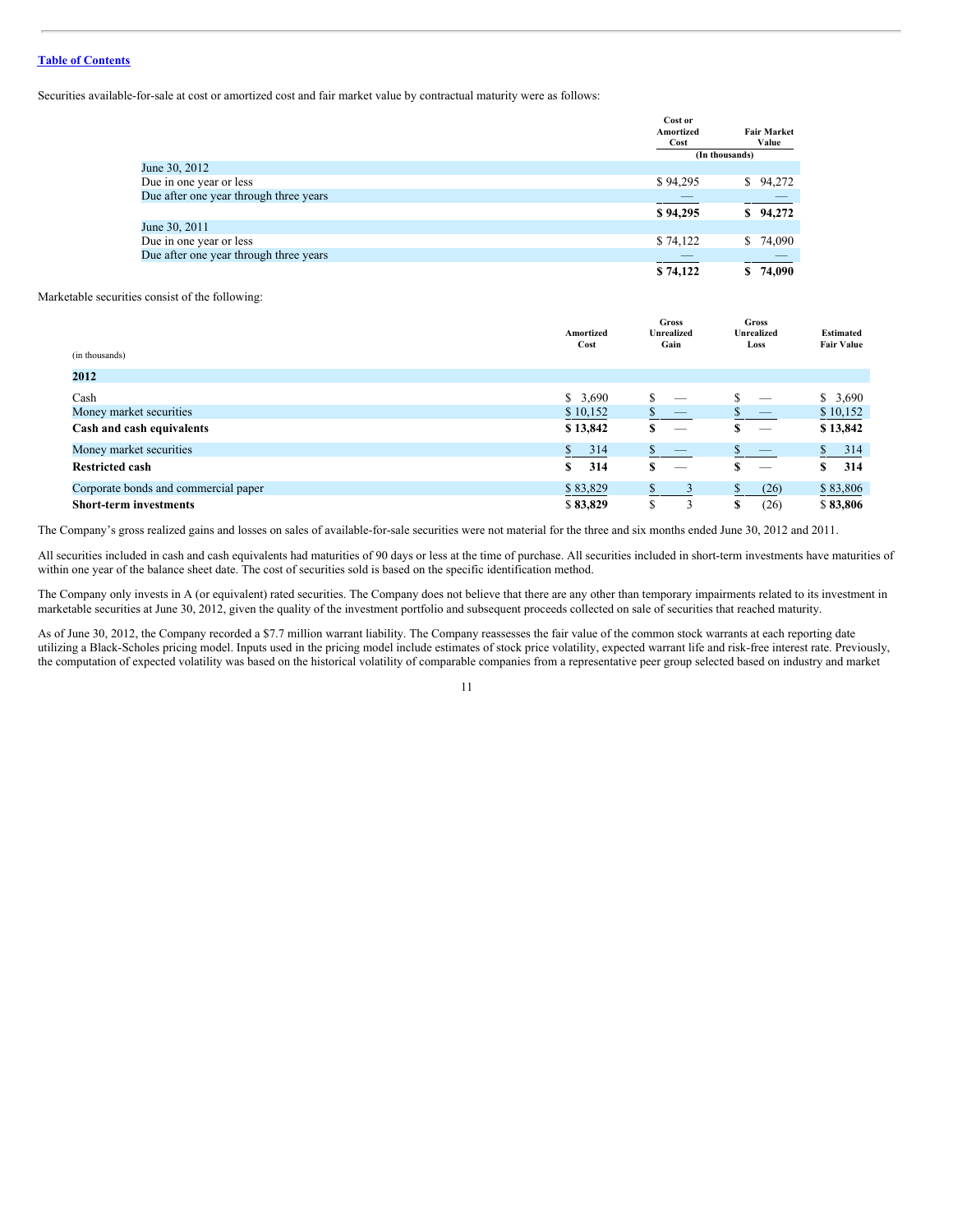Table of Contents

Securities available-for-sale at cost or amortized cost and fair market value by contractual maturity were as follows:

| | Cost or Amortized Cost | Fair Market Value |
|---|---|---|
| | (In thousands) | |
| June 30, 2012 | | |
| Due in one year or less | $ 94,295 | $ 94,272 |
| Due after one year through three years | — | — |
| | **$ 94,295** | **$ 94,272** |
| June 30, 2011 | | |
| Due in one year or less | $ 74,122 | $ 74,090 |
| Due after one year through three years | — | — |
| | **$ 74,122** | **$ 74,090** |

Marketable securities consist of the following:

| (in thousands) | Amortized Cost | Gross Unrealized Gain | Gross Unrealized Loss | Estimated Fair Value |
|---|---|---|---|---|
| **2012** | | | | |
| Cash | $ 3,690 | $ — | $ — | $ 3,690 |
| Money market securities | $ 10,152 | $ — | $ — | $ 10,152 |
| **Cash and cash equivalents** | **$ 13,842** | **$** — | **$** — | **$ 13,842** |
| Money market securities | $ 314 | $ — | $ — | $ 314 |
| **Restricted cash** | **$ 314** | **$** — | **$** — | **$ 314** |
| Corporate bonds and commercial paper | $ 83,829 | $ 3 | $ (26) | $ 83,806 |
| **Short-term investments** | $ **83,829** | $ 3 | **$** (26) | $ **83,806** |

The Company's gross realized gains and losses on sales of available-for-sale securities were not material for the three and six months ended June 30, 2012 and 2011.

All securities included in cash and cash equivalents had maturities of 90 days or less at the time of purchase. All securities included in short-term investments have maturities of within one year of the balance sheet date. The cost of securities sold is based on the specific identification method.

The Company only invests in A (or equivalent) rated securities. The Company does not believe that there are any other than temporary impairments related to its investment in marketable securities at June 30, 2012, given the quality of the investment portfolio and subsequent proceeds collected on sale of securities that reached maturity.

As of June 30, 2012, the Company recorded a $7.7 million warrant liability. The Company reassesses the fair value of the common stock warrants at each reporting date utilizing a Black-Scholes pricing model. Inputs used in the pricing model include estimates of stock price volatility, expected warrant life and risk-free interest rate. Previously, the computation of expected volatility was based on the historical volatility of comparable companies from a representative peer group selected based on industry and market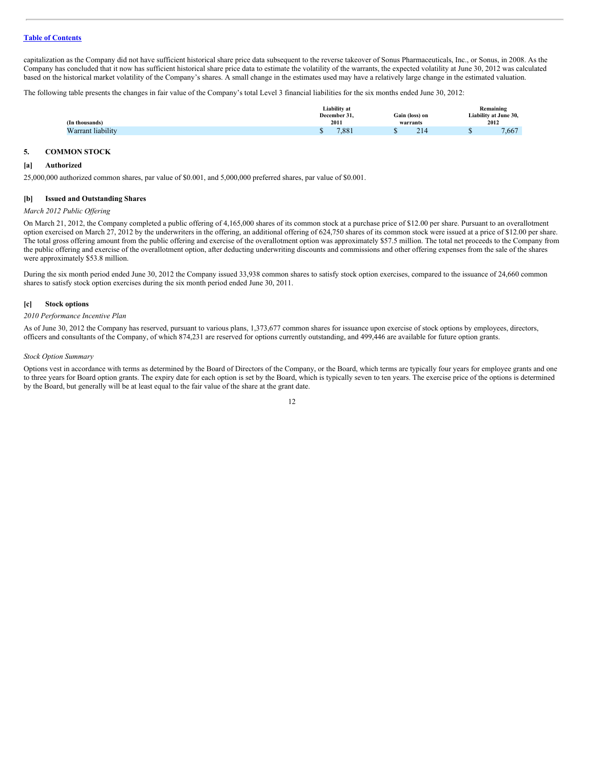capitalization as the Company did not have sufficient historical share price data subsequent to the reverse takeover of Sonus Pharmaceuticals, Inc., or Sonus, in 2008. As the Company has concluded that it now has sufficient historical share price data to estimate the volatility of the warrants, the expected volatility at June 30, 2012 was calculated based on the historical market volatility of the Company's shares. A small change in the estimates used may have a relatively large change in the estimated valuation.

The following table presents the changes in fair value of the Company's total Level 3 financial liabilities for the six months ended June 30, 2012:

| (In thousands) | Liability at December 31, 2011 | Gain (loss) on warrants | Remaining Liability at June 30, 2012 |
|---|---|---|---|
| Warrant liability | $ 7,881 | $ 214 | $ 7,667 |

## 5. COMMON STOCK

### [a] Authorized

25,000,000 authorized common shares, par value of $0.001, and 5,000,000 preferred shares, par value of $0.001.

### [b] Issued and Outstanding Shares

*March 2012 Public Offering*

On March 21, 2012, the Company completed a public offering of 4,165,000 shares of its common stock at a purchase price of $12.00 per share. Pursuant to an overallotment option exercised on March 27, 2012 by the underwriters in the offering, an additional offering of 624,750 shares of its common stock were issued at a price of $12.00 per share. The total gross offering amount from the public offering and exercise of the overallotment option was approximately $57.5 million. The total net proceeds to the Company from the public offering and exercise of the overallotment option, after deducting underwriting discounts and commissions and other offering expenses from the sale of the shares were approximately $53.8 million.

During the six month period ended June 30, 2012 the Company issued 33,938 common shares to satisfy stock option exercises, compared to the issuance of 24,660 common shares to satisfy stock option exercises during the six month period ended June 30, 2011.

### [c] Stock options

*2010 Performance Incentive Plan*

As of June 30, 2012 the Company has reserved, pursuant to various plans, 1,373,677 common shares for issuance upon exercise of stock options by employees, directors, officers and consultants of the Company, of which 874,231 are reserved for options currently outstanding, and 499,446 are available for future option grants.

*Stock Option Summary*

Options vest in accordance with terms as determined by the Board of Directors of the Company, or the Board, which terms are typically four years for employee grants and one to three years for Board option grants. The expiry date for each option is set by the Board, which is typically seven to ten years. The exercise price of the options is determined by the Board, but generally will be at least equal to the fair value of the share at the grant date.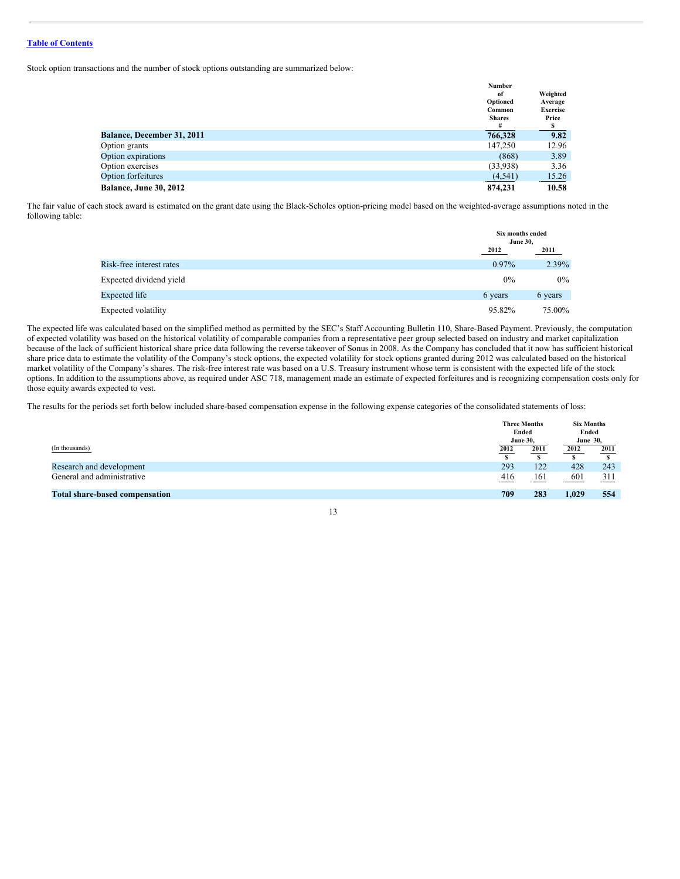Table of Contents

Stock option transactions and the number of stock options outstanding are summarized below:

| | Number of Optioned Common Shares # | Weighted Average Exercise Price $ |
|---|---|---|
| **Balance, December 31, 2011** | **766,328** | **9.82** |
| Option grants | 147,250 | 12.96 |
| Option expirations | (868) | 3.89 |
| Option exercises | (33,938) | 3.36 |
| Option forfeitures | (4,541) | 15.26 |
| **Balance, June 30, 2012** | **874,231** | **10.58** |

The fair value of each stock award is estimated on the grant date using the Black-Scholes option-pricing model based on the weighted-average assumptions noted in the following table:

| | Six months ended June 30, | |
|---|---|---|
| | 2012 | 2011 |
| Risk-free interest rates | 0.97% | 2.39% |
| Expected dividend yield | 0% | 0% |
| Expected life | 6 years | 6 years |
| Expected volatility | 95.82% | 75.00% |

The expected life was calculated based on the simplified method as permitted by the SEC's Staff Accounting Bulletin 110, Share-Based Payment. Previously, the computation of expected volatility was based on the historical volatility of comparable companies from a representative peer group selected based on industry and market capitalization because of the lack of sufficient historical share price data following the reverse takeover of Sonus in 2008. As the Company has concluded that it now has sufficient historical share price data to estimate the volatility of the Company's stock options, the expected volatility for stock options granted during 2012 was calculated based on the historical market volatility of the Company's shares. The risk-free interest rate was based on a U.S. Treasury instrument whose term is consistent with the expected life of the stock options. In addition to the assumptions above, as required under ASC 718, management made an estimate of expected forfeitures and is recognizing compensation costs only for those equity awards expected to vest.

The results for the periods set forth below included share-based compensation expense in the following expense categories of the consolidated statements of loss:

| (In thousands) | Three Months Ended June 30, | | Six Months Ended June 30, | |
|---|---|---|---|---|
| | 2012 | 2011 | 2012 | 2011 |
| | $ | $ | $ | $ |
| Research and development | 293 | 122 | 428 | 243 |
| General and administrative | 416 | 161 | 601 | 311 |
| **Total share-based compensation** | **709** | **283** | **1,029** | **554** |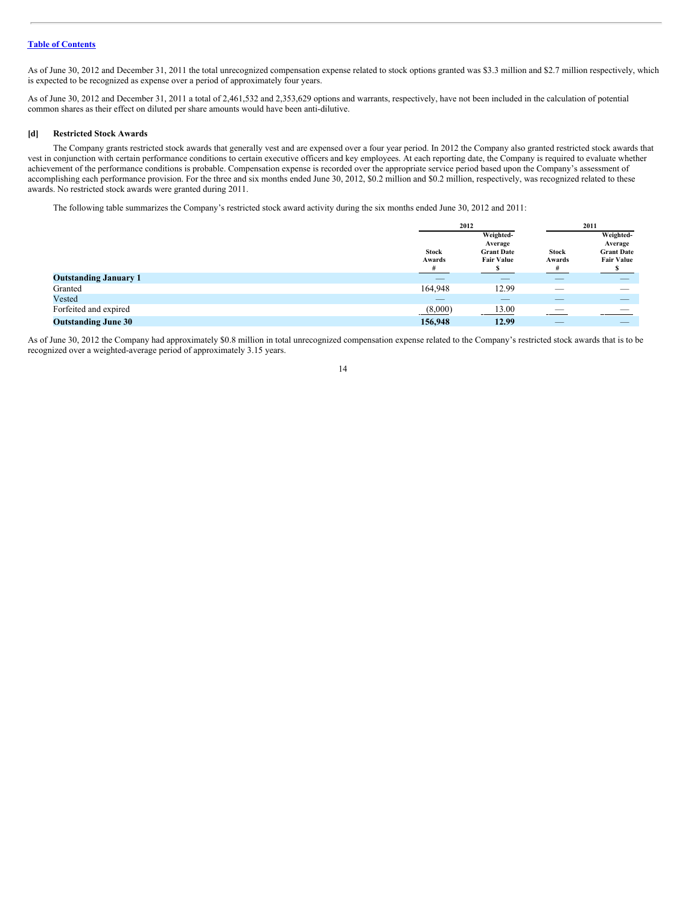As of June 30, 2012 and December 31, 2011 the total unrecognized compensation expense related to stock options granted was $3.3 million and $2.7 million respectively, which is expected to be recognized as expense over a period of approximately four years.

As of June 30, 2012 and December 31, 2011 a total of 2,461,532 and 2,353,629 options and warrants, respectively, have not been included in the calculation of potential common shares as their effect on diluted per share amounts would have been anti-dilutive.

### [d] Restricted Stock Awards

The Company grants restricted stock awards that generally vest and are expensed over a four year period. In 2012 the Company also granted restricted stock awards that vest in conjunction with certain performance conditions to certain executive officers and key employees. At each reporting date, the Company is required to evaluate whether achievement of the performance conditions is probable. Compensation expense is recorded over the appropriate service period based upon the Company's assessment of accomplishing each performance provision. For the three and six months ended June 30, 2012, $0.2 million and $0.2 million, respectively, was recognized related to these awards. No restricted stock awards were granted during 2011.

The following table summarizes the Company's restricted stock award activity during the six months ended June 30, 2012 and 2011:

| | 2012 | | 2011 | |
|---|---|---|---|---|
| | Stock Awards # | Weighted-Average Grant Date Fair Value $ | Stock Awards # | Weighted-Average Grant Date Fair Value $ |
| **Outstanding January 1** | — | — | — | — |
| Granted | 164,948 | 12.99 | — | — |
| Vested | — | — | — | — |
| Forfeited and expired | (8,000) | 13.00 | — | — |
| **Outstanding June 30** | **156,948** | **12.99** | — | — |

As of June 30, 2012 the Company had approximately $0.8 million in total unrecognized compensation expense related to the Company's restricted stock awards that is to be recognized over a weighted-average period of approximately 3.15 years.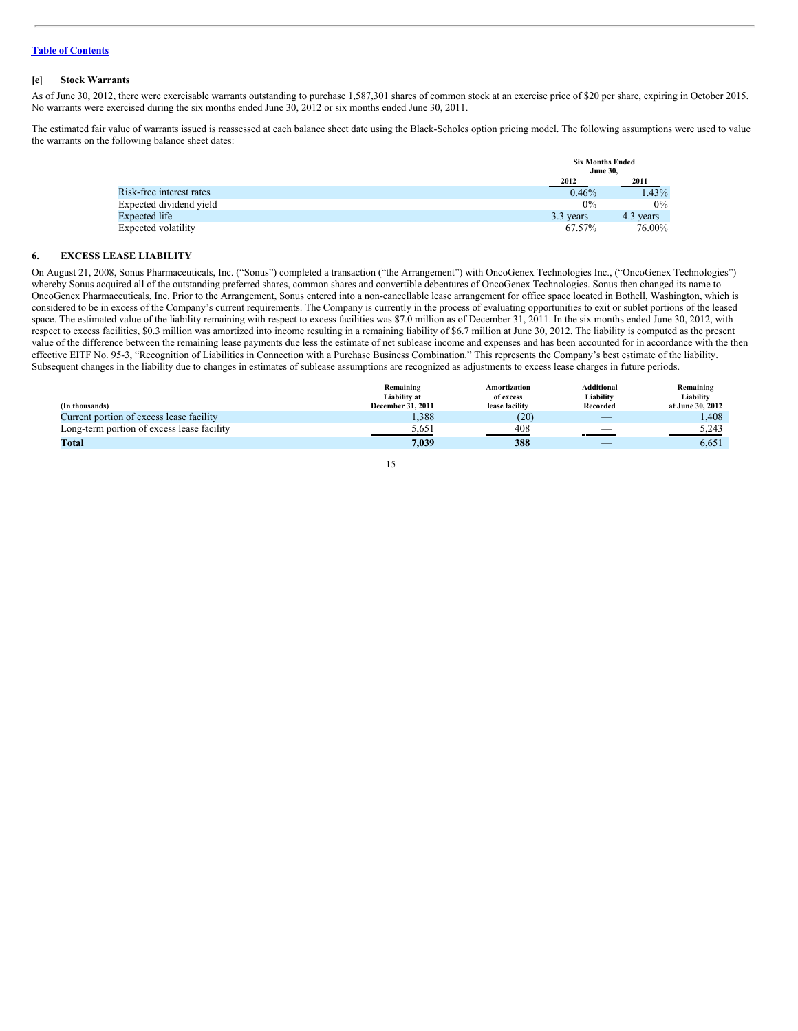[Table of Contents](#)

### [e] Stock Warrants

As of June 30, 2012, there were exercisable warrants outstanding to purchase 1,587,301 shares of common stock at an exercise price of $20 per share, expiring in October 2015. No warrants were exercised during the six months ended June 30, 2012 or six months ended June 30, 2011.

The estimated fair value of warrants issued is reassessed at each balance sheet date using the Black-Scholes option pricing model. The following assumptions were used to value the warrants on the following balance sheet dates:

| | Six Months Ended June 30, | |
|---|---|---|
| | 2012 | 2011 |
| Risk-free interest rates | 0.46% | 1.43% |
| Expected dividend yield | 0% | 0% |
| Expected life | 3.3 years | 4.3 years |
| Expected volatility | 67.57% | 76.00% |

## 6. EXCESS LEASE LIABILITY

On August 21, 2008, Sonus Pharmaceuticals, Inc. ("Sonus") completed a transaction ("the Arrangement") with OncoGenex Technologies Inc., ("OncoGenex Technologies") whereby Sonus acquired all of the outstanding preferred shares, common shares and convertible debentures of OncoGenex Technologies. Sonus then changed its name to OncoGenex Pharmaceuticals, Inc. Prior to the Arrangement, Sonus entered into a non-cancellable lease arrangement for office space located in Bothell, Washington, which is considered to be in excess of the Company's current requirements. The Company is currently in the process of evaluating opportunities to exit or sublet portions of the leased space. The estimated value of the liability remaining with respect to excess facilities was $7.0 million as of December 31, 2011. In the six months ended June 30, 2012, with respect to excess facilities, $0.3 million was amortized into income resulting in a remaining liability of $6.7 million at June 30, 2012. The liability is computed as the present value of the difference between the remaining lease payments due less the estimate of net sublease income and expenses and has been accounted for in accordance with the then effective EITF No. 95-3, "Recognition of Liabilities in Connection with a Purchase Business Combination." This represents the Company's best estimate of the liability. Subsequent changes in the liability due to changes in estimates of sublease assumptions are recognized as adjustments to excess lease charges in future periods.

| (In thousands) | Remaining Liability at December 31, 2011 | Amortization of excess lease facility | Additional Liability Recorded | Remaining Liability at June 30, 2012 |
|---|---|---|---|---|
| Current portion of excess lease facility | 1,388 | (20) | — | 1,408 |
| Long-term portion of excess lease facility | 5,651 | 408 | — | 5,243 |
| **Total** | **7,039** | **388** | — | 6,651 |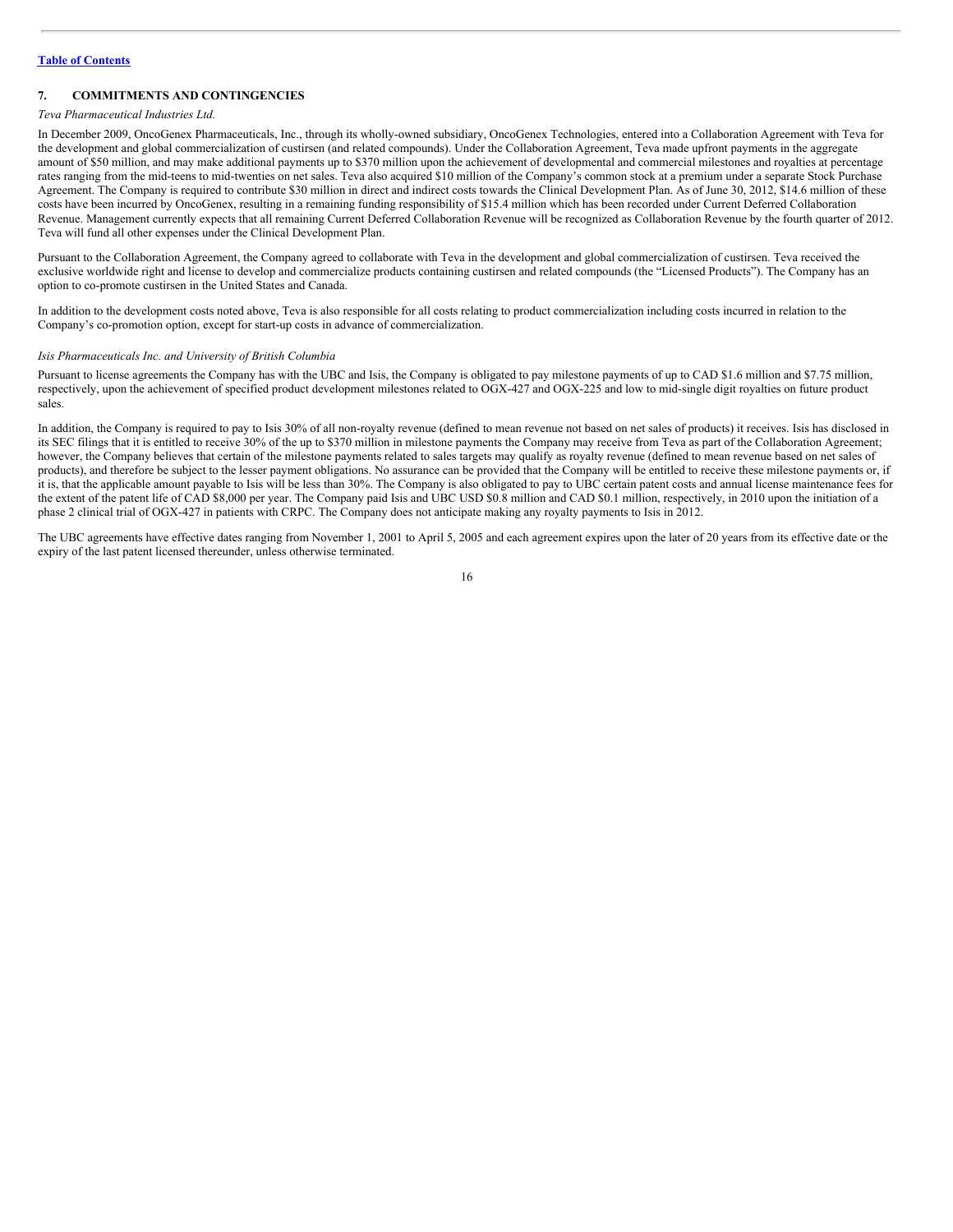## 7. COMMITMENTS AND CONTINGENCIES

*Teva Pharmaceutical Industries Ltd.*

In December 2009, OncoGenex Pharmaceuticals, Inc., through its wholly-owned subsidiary, OncoGenex Technologies, entered into a Collaboration Agreement with Teva for the development and global commercialization of custirsen (and related compounds). Under the Collaboration Agreement, Teva made upfront payments in the aggregate amount of $50 million, and may make additional payments up to $370 million upon the achievement of developmental and commercial milestones and royalties at percentage rates ranging from the mid-teens to mid-twenties on net sales. Teva also acquired $10 million of the Company's common stock at a premium under a separate Stock Purchase Agreement. The Company is required to contribute $30 million in direct and indirect costs towards the Clinical Development Plan. As of June 30, 2012, $14.6 million of these costs have been incurred by OncoGenex, resulting in a remaining funding responsibility of $15.4 million which has been recorded under Current Deferred Collaboration Revenue. Management currently expects that all remaining Current Deferred Collaboration Revenue will be recognized as Collaboration Revenue by the fourth quarter of 2012. Teva will fund all other expenses under the Clinical Development Plan.

Pursuant to the Collaboration Agreement, the Company agreed to collaborate with Teva in the development and global commercialization of custirsen. Teva received the exclusive worldwide right and license to develop and commercialize products containing custirsen and related compounds (the "Licensed Products"). The Company has an option to co-promote custirsen in the United States and Canada.

In addition to the development costs noted above, Teva is also responsible for all costs relating to product commercialization including costs incurred in relation to the Company's co-promotion option, except for start-up costs in advance of commercialization.

*Isis Pharmaceuticals Inc. and University of British Columbia*

Pursuant to license agreements the Company has with the UBC and Isis, the Company is obligated to pay milestone payments of up to CAD $1.6 million and $7.75 million, respectively, upon the achievement of specified product development milestones related to OGX-427 and OGX-225 and low to mid-single digit royalties on future product sales.

In addition, the Company is required to pay to Isis 30% of all non-royalty revenue (defined to mean revenue not based on net sales of products) it receives. Isis has disclosed in its SEC filings that it is entitled to receive 30% of the up to $370 million in milestone payments the Company may receive from Teva as part of the Collaboration Agreement; however, the Company believes that certain of the milestone payments related to sales targets may qualify as royalty revenue (defined to mean revenue based on net sales of products), and therefore be subject to the lesser payment obligations. No assurance can be provided that the Company will be entitled to receive these milestone payments or, if it is, that the applicable amount payable to Isis will be less than 30%. The Company is also obligated to pay to UBC certain patent costs and annual license maintenance fees for the extent of the patent life of CAD $8,000 per year. The Company paid Isis and UBC USD $0.8 million and CAD $0.1 million, respectively, in 2010 upon the initiation of a phase 2 clinical trial of OGX-427 in patients with CRPC. The Company does not anticipate making any royalty payments to Isis in 2012.

The UBC agreements have effective dates ranging from November 1, 2001 to April 5, 2005 and each agreement expires upon the later of 20 years from its effective date or the expiry of the last patent licensed thereunder, unless otherwise terminated.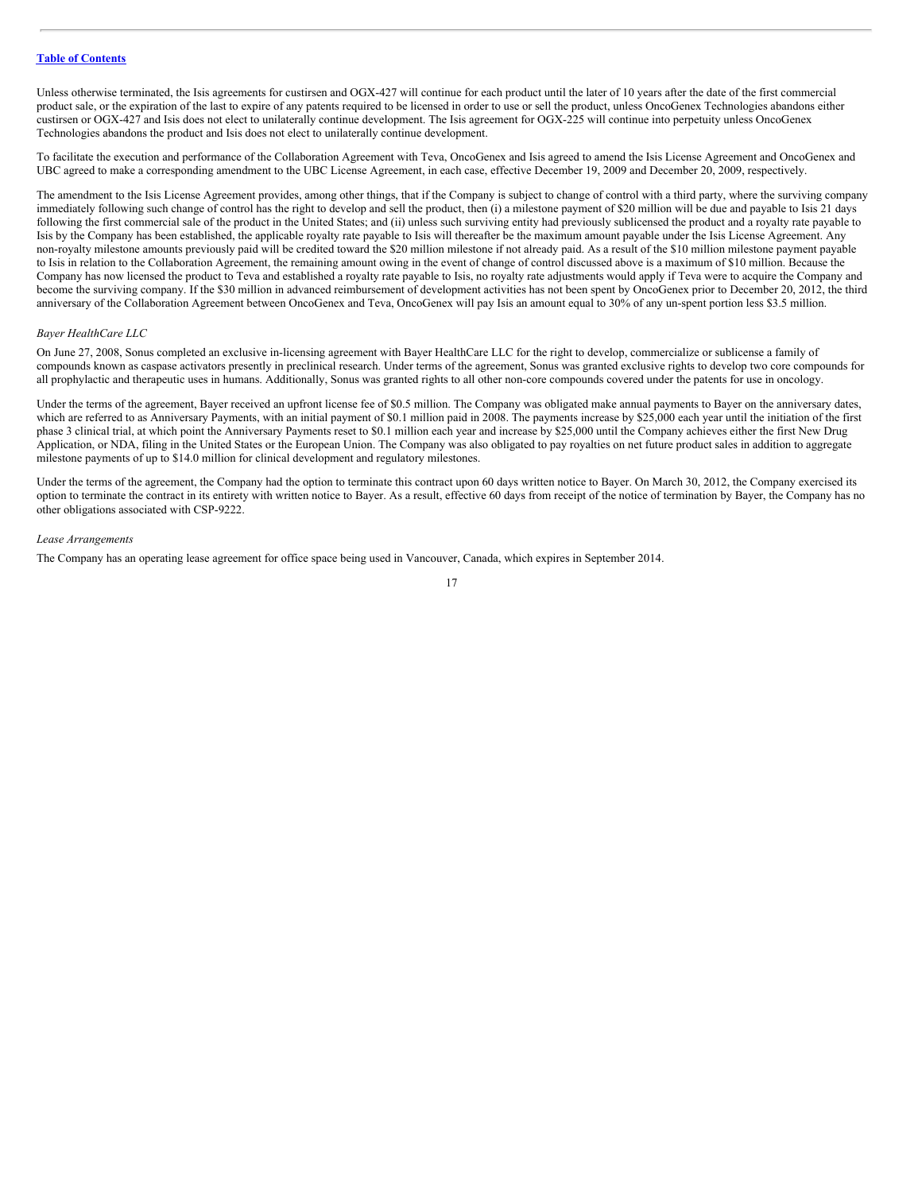Unless otherwise terminated, the Isis agreements for custirsen and OGX-427 will continue for each product until the later of 10 years after the date of the first commercial product sale, or the expiration of the last to expire of any patents required to be licensed in order to use or sell the product, unless OncoGenex Technologies abandons either custirsen or OGX-427 and Isis does not elect to unilaterally continue development. The Isis agreement for OGX-225 will continue into perpetuity unless OncoGenex Technologies abandons the product and Isis does not elect to unilaterally continue development.

To facilitate the execution and performance of the Collaboration Agreement with Teva, OncoGenex and Isis agreed to amend the Isis License Agreement and OncoGenex and UBC agreed to make a corresponding amendment to the UBC License Agreement, in each case, effective December 19, 2009 and December 20, 2009, respectively.

The amendment to the Isis License Agreement provides, among other things, that if the Company is subject to change of control with a third party, where the surviving company immediately following such change of control has the right to develop and sell the product, then (i) a milestone payment of $20 million will be due and payable to Isis 21 days following the first commercial sale of the product in the United States; and (ii) unless such surviving entity had previously sublicensed the product and a royalty rate payable to Isis by the Company has been established, the applicable royalty rate payable to Isis will thereafter be the maximum amount payable under the Isis License Agreement. Any non-royalty milestone amounts previously paid will be credited toward the $20 million milestone if not already paid. As a result of the $10 million milestone payment payable to Isis in relation to the Collaboration Agreement, the remaining amount owing in the event of change of control discussed above is a maximum of $10 million. Because the Company has now licensed the product to Teva and established a royalty rate payable to Isis, no royalty rate adjustments would apply if Teva were to acquire the Company and become the surviving company. If the $30 million in advanced reimbursement of development activities has not been spent by OncoGenex prior to December 20, 2012, the third anniversary of the Collaboration Agreement between OncoGenex and Teva, OncoGenex will pay Isis an amount equal to 30% of any un-spent portion less $3.5 million.

*Bayer HealthCare LLC*

On June 27, 2008, Sonus completed an exclusive in-licensing agreement with Bayer HealthCare LLC for the right to develop, commercialize or sublicense a family of compounds known as caspase activators presently in preclinical research. Under terms of the agreement, Sonus was granted exclusive rights to develop two core compounds for all prophylactic and therapeutic uses in humans. Additionally, Sonus was granted rights to all other non-core compounds covered under the patents for use in oncology.

Under the terms of the agreement, Bayer received an upfront license fee of $0.5 million. The Company was obligated make annual payments to Bayer on the anniversary dates, which are referred to as Anniversary Payments, with an initial payment of $0.1 million paid in 2008. The payments increase by $25,000 each year until the initiation of the first phase 3 clinical trial, at which point the Anniversary Payments reset to $0.1 million each year and increase by $25,000 until the Company achieves either the first New Drug Application, or NDA, filing in the United States or the European Union. The Company was also obligated to pay royalties on net future product sales in addition to aggregate milestone payments of up to $14.0 million for clinical development and regulatory milestones.

Under the terms of the agreement, the Company had the option to terminate this contract upon 60 days written notice to Bayer. On March 30, 2012, the Company exercised its option to terminate the contract in its entirety with written notice to Bayer. As a result, effective 60 days from receipt of the notice of termination by Bayer, the Company has no other obligations associated with CSP-9222.

*Lease Arrangements*

The Company has an operating lease agreement for office space being used in Vancouver, Canada, which expires in September 2014.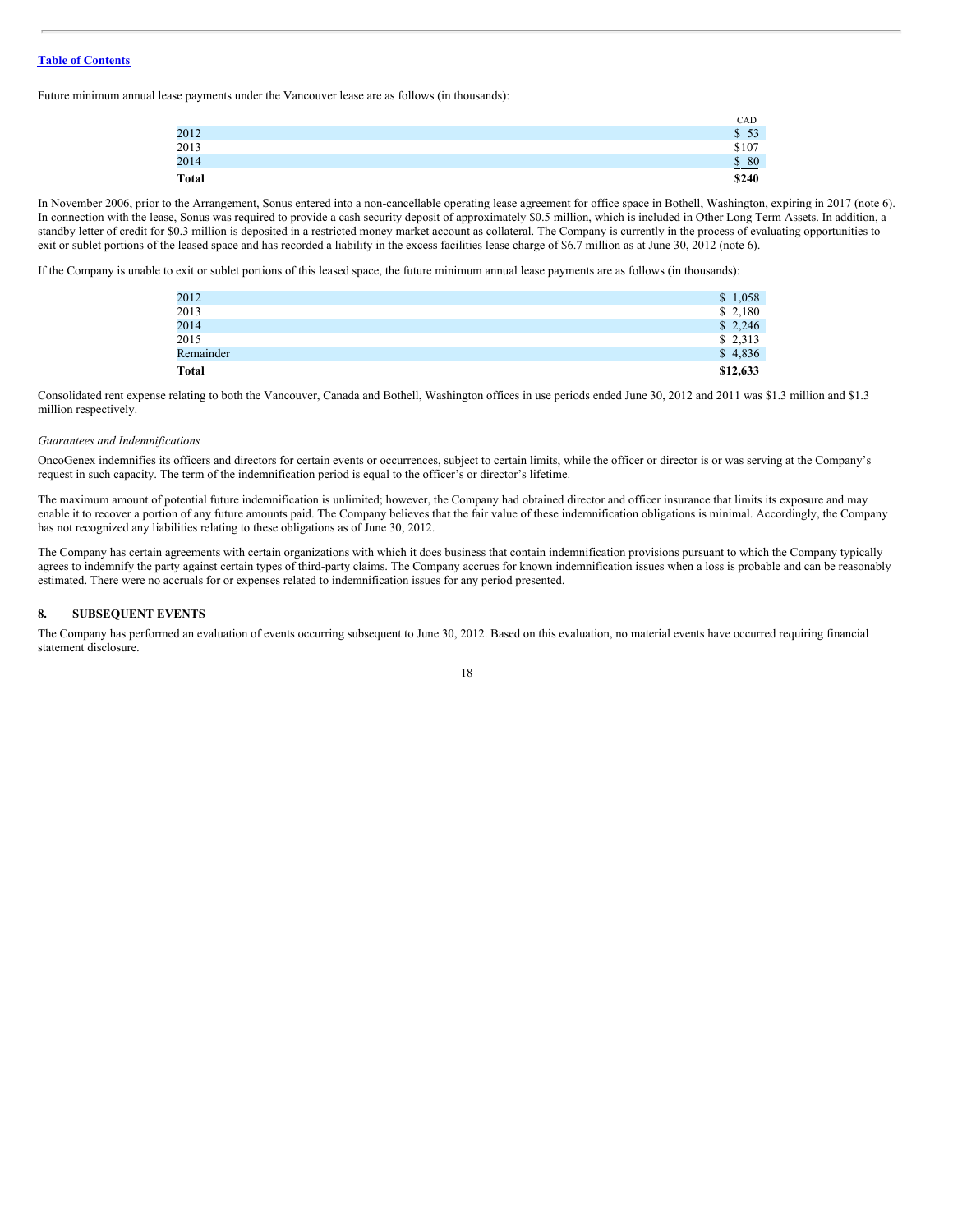[Table of Contents](#)

Future minimum annual lease payments under the Vancouver lease are as follows (in thousands):

| | CAD |
|---|---|
| 2012 | $ 53 |
| 2013 | $107 |
| 2014 | $ 80 |
| **Total** | **$240** |

In November 2006, prior to the Arrangement, Sonus entered into a non-cancellable operating lease agreement for office space in Bothell, Washington, expiring in 2017 (note 6). In connection with the lease, Sonus was required to provide a cash security deposit of approximately $0.5 million, which is included in Other Long Term Assets. In addition, a standby letter of credit for $0.3 million is deposited in a restricted money market account as collateral. The Company is currently in the process of evaluating opportunities to exit or sublet portions of the leased space and has recorded a liability in the excess facilities lease charge of $6.7 million as at June 30, 2012 (note 6).

If the Company is unable to exit or sublet portions of this leased space, the future minimum annual lease payments are as follows (in thousands):

| | |
|---|---|
| 2012 | $ 1,058 |
| 2013 | $ 2,180 |
| 2014 | $ 2,246 |
| 2015 | $ 2,313 |
| Remainder | $ 4,836 |
| **Total** | **$12,633** |

Consolidated rent expense relating to both the Vancouver, Canada and Bothell, Washington offices in use periods ended June 30, 2012 and 2011 was $1.3 million and $1.3 million respectively.

*Guarantees and Indemnifications*

OncoGenex indemnifies its officers and directors for certain events or occurrences, subject to certain limits, while the officer or director is or was serving at the Company's request in such capacity. The term of the indemnification period is equal to the officer's or director's lifetime.

The maximum amount of potential future indemnification is unlimited; however, the Company had obtained director and officer insurance that limits its exposure and may enable it to recover a portion of any future amounts paid. The Company believes that the fair value of these indemnification obligations is minimal. Accordingly, the Company has not recognized any liabilities relating to these obligations as of June 30, 2012.

The Company has certain agreements with certain organizations with which it does business that contain indemnification provisions pursuant to which the Company typically agrees to indemnify the party against certain types of third-party claims. The Company accrues for known indemnification issues when a loss is probable and can be reasonably estimated. There were no accruals for or expenses related to indemnification issues for any period presented.

## 8. SUBSEQUENT EVENTS

The Company has performed an evaluation of events occurring subsequent to June 30, 2012. Based on this evaluation, no material events have occurred requiring financial statement disclosure.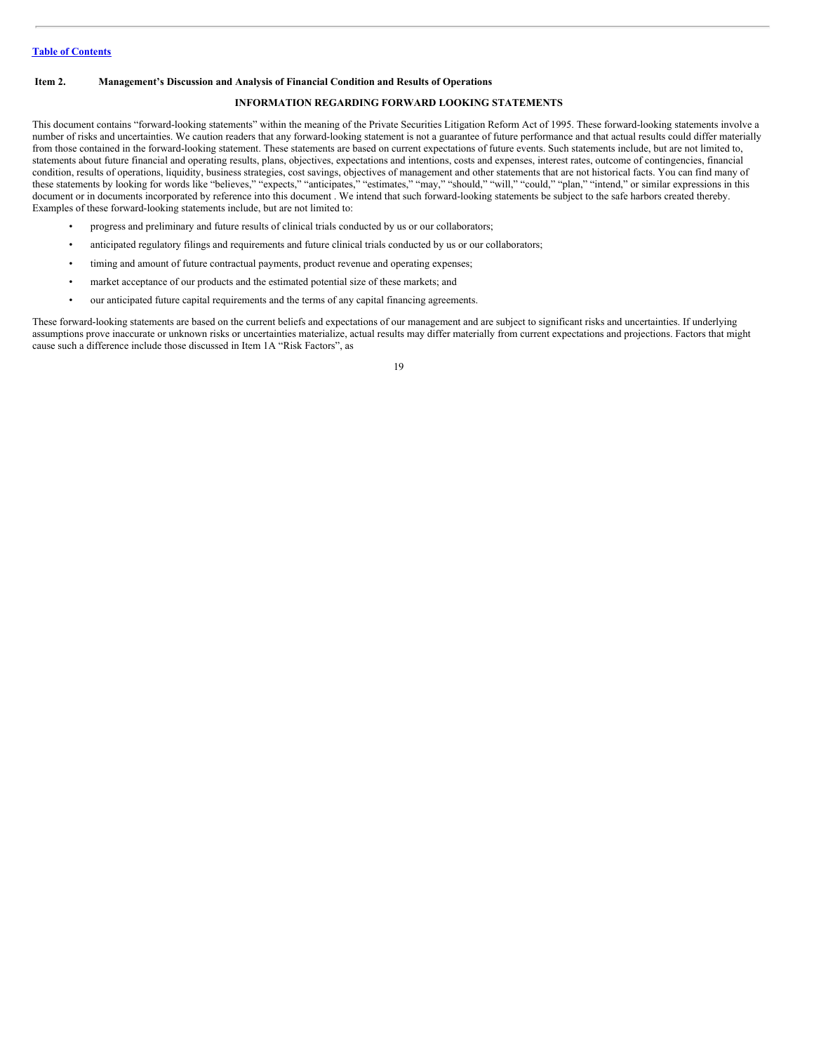[Table of Contents](#)

**Item 2. Management's Discussion and Analysis of Financial Condition and Results of Operations**

**INFORMATION REGARDING FORWARD LOOKING STATEMENTS**

This document contains "forward-looking statements" within the meaning of the Private Securities Litigation Reform Act of 1995. These forward-looking statements involve a number of risks and uncertainties. We caution readers that any forward-looking statement is not a guarantee of future performance and that actual results could differ materially from those contained in the forward-looking statement. These statements are based on current expectations of future events. Such statements include, but are not limited to, statements about future financial and operating results, plans, objectives, expectations and intentions, costs and expenses, interest rates, outcome of contingencies, financial condition, results of operations, liquidity, business strategies, cost savings, objectives of management and other statements that are not historical facts. You can find many of these statements by looking for words like "believes," "expects," "anticipates," "estimates," "may," "should," "will," "could," "plan," "intend," or similar expressions in this document or in documents incorporated by reference into this document . We intend that such forward-looking statements be subject to the safe harbors created thereby. Examples of these forward-looking statements include, but are not limited to:

- progress and preliminary and future results of clinical trials conducted by us or our collaborators;
- anticipated regulatory filings and requirements and future clinical trials conducted by us or our collaborators;
- timing and amount of future contractual payments, product revenue and operating expenses;
- market acceptance of our products and the estimated potential size of these markets; and
- our anticipated future capital requirements and the terms of any capital financing agreements.

These forward-looking statements are based on the current beliefs and expectations of our management and are subject to significant risks and uncertainties. If underlying assumptions prove inaccurate or unknown risks or uncertainties materialize, actual results may differ materially from current expectations and projections. Factors that might cause such a difference include those discussed in Item 1A "Risk Factors", as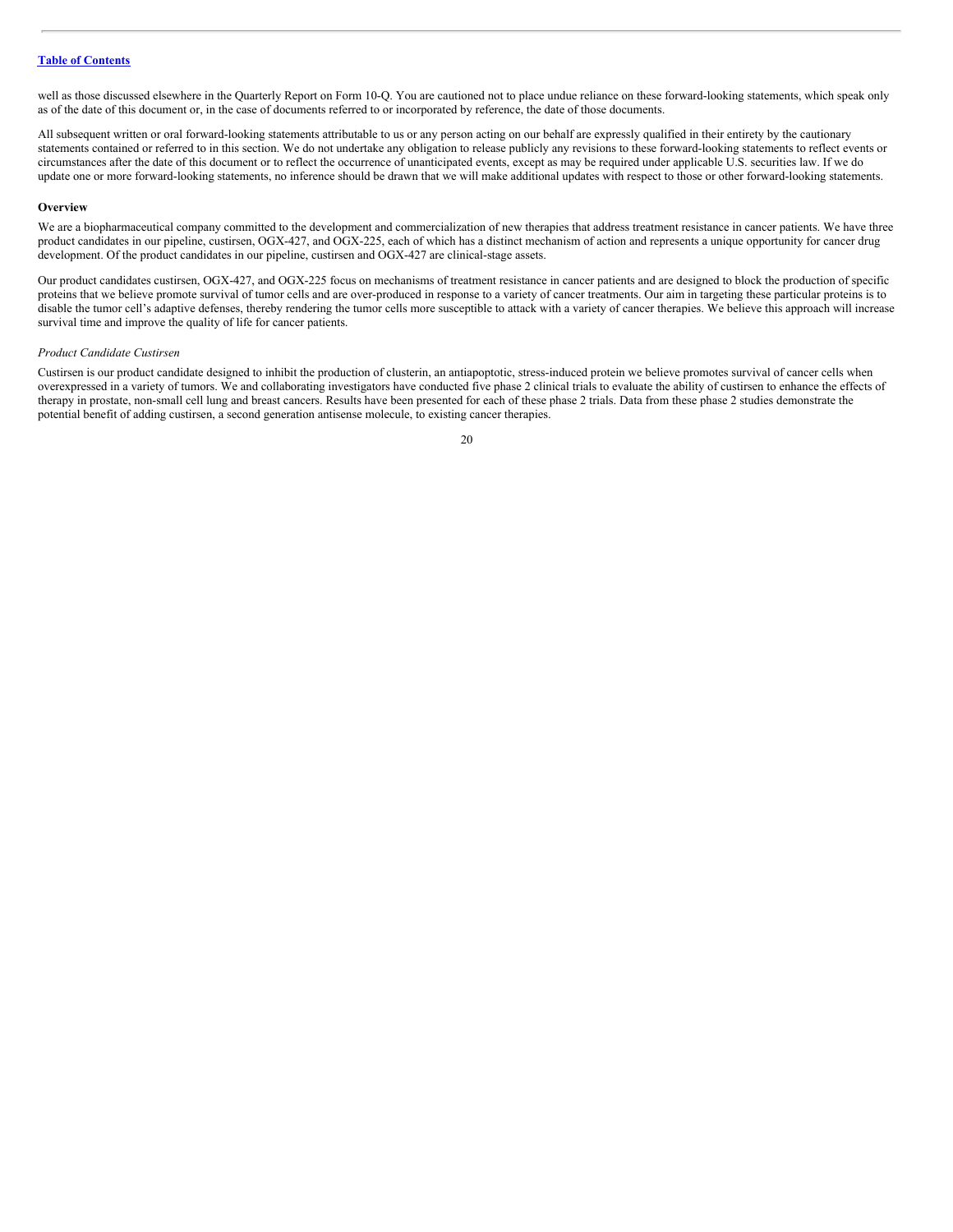well as those discussed elsewhere in the Quarterly Report on Form 10-Q. You are cautioned not to place undue reliance on these forward-looking statements, which speak only as of the date of this document or, in the case of documents referred to or incorporated by reference, the date of those documents.

All subsequent written or oral forward-looking statements attributable to us or any person acting on our behalf are expressly qualified in their entirety by the cautionary statements contained or referred to in this section. We do not undertake any obligation to release publicly any revisions to these forward-looking statements to reflect events or circumstances after the date of this document or to reflect the occurrence of unanticipated events, except as may be required under applicable U.S. securities law. If we do update one or more forward-looking statements, no inference should be drawn that we will make additional updates with respect to those or other forward-looking statements.

**Overview**

We are a biopharmaceutical company committed to the development and commercialization of new therapies that address treatment resistance in cancer patients. We have three product candidates in our pipeline, custirsen, OGX-427, and OGX-225, each of which has a distinct mechanism of action and represents a unique opportunity for cancer drug development. Of the product candidates in our pipeline, custirsen and OGX-427 are clinical-stage assets.

Our product candidates custirsen, OGX-427, and OGX-225 focus on mechanisms of treatment resistance in cancer patients and are designed to block the production of specific proteins that we believe promote survival of tumor cells and are over-produced in response to a variety of cancer treatments. Our aim in targeting these particular proteins is to disable the tumor cell's adaptive defenses, thereby rendering the tumor cells more susceptible to attack with a variety of cancer therapies. We believe this approach will increase survival time and improve the quality of life for cancer patients.

*Product Candidate Custirsen*

Custirsen is our product candidate designed to inhibit the production of clusterin, an antiapoptotic, stress-induced protein we believe promotes survival of cancer cells when overexpressed in a variety of tumors. We and collaborating investigators have conducted five phase 2 clinical trials to evaluate the ability of custirsen to enhance the effects of therapy in prostate, non-small cell lung and breast cancers. Results have been presented for each of these phase 2 trials. Data from these phase 2 studies demonstrate the potential benefit of adding custirsen, a second generation antisense molecule, to existing cancer therapies.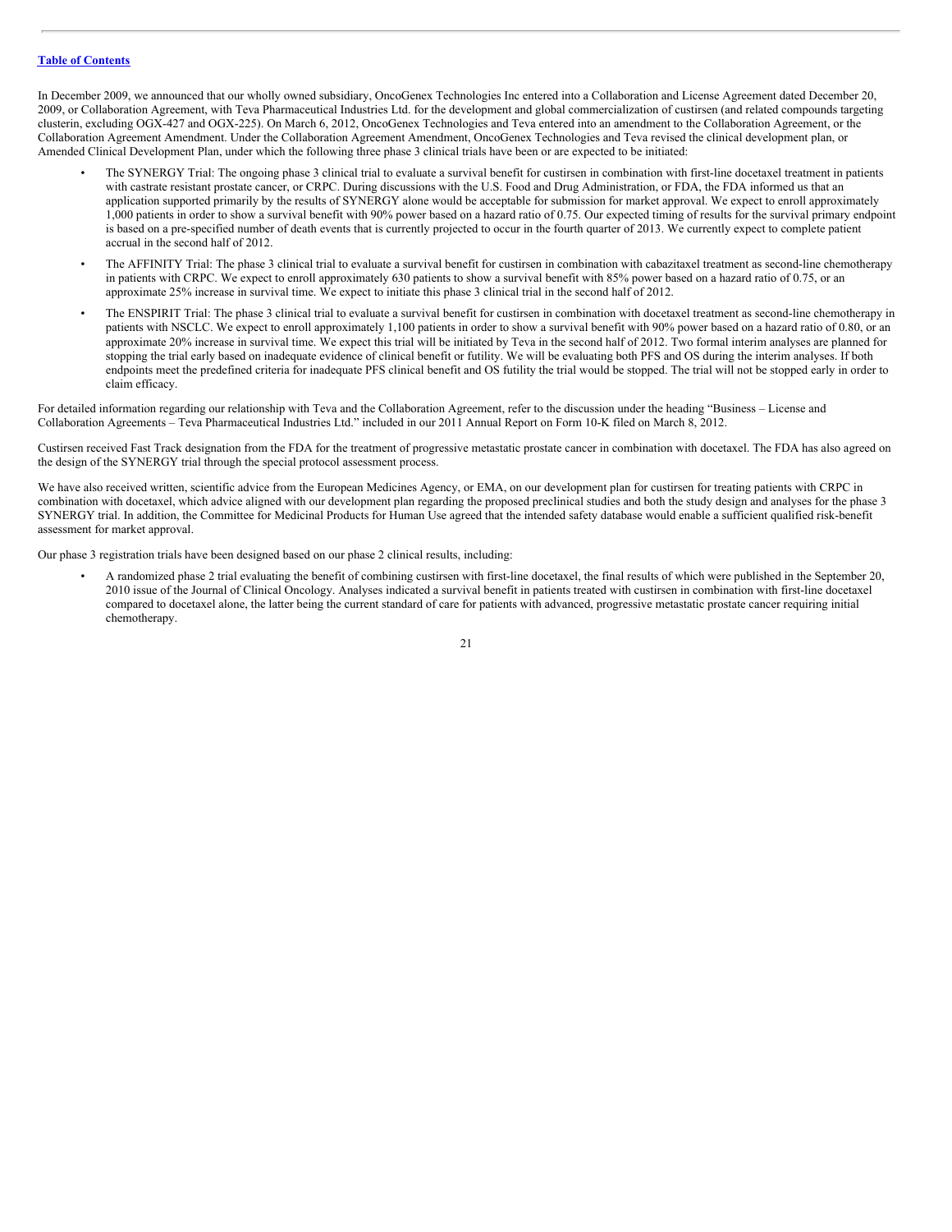In December 2009, we announced that our wholly owned subsidiary, OncoGenex Technologies Inc entered into a Collaboration and License Agreement dated December 20, 2009, or Collaboration Agreement, with Teva Pharmaceutical Industries Ltd. for the development and global commercialization of custirsen (and related compounds targeting clusterin, excluding OGX-427 and OGX-225). On March 6, 2012, OncoGenex Technologies and Teva entered into an amendment to the Collaboration Agreement, or the Collaboration Agreement Amendment. Under the Collaboration Agreement Amendment, OncoGenex Technologies and Teva revised the clinical development plan, or Amended Clinical Development Plan, under which the following three phase 3 clinical trials have been or are expected to be initiated:

- The SYNERGY Trial: The ongoing phase 3 clinical trial to evaluate a survival benefit for custirsen in combination with first-line docetaxel treatment in patients with castrate resistant prostate cancer, or CRPC. During discussions with the U.S. Food and Drug Administration, or FDA, the FDA informed us that an application supported primarily by the results of SYNERGY alone would be acceptable for submission for market approval. We expect to enroll approximately 1,000 patients in order to show a survival benefit with 90% power based on a hazard ratio of 0.75. Our expected timing of results for the survival primary endpoint is based on a pre-specified number of death events that is currently projected to occur in the fourth quarter of 2013. We currently expect to complete patient accrual in the second half of 2012.
- The AFFINITY Trial: The phase 3 clinical trial to evaluate a survival benefit for custirsen in combination with cabazitaxel treatment as second-line chemotherapy in patients with CRPC. We expect to enroll approximately 630 patients to show a survival benefit with 85% power based on a hazard ratio of 0.75, or an approximate 25% increase in survival time. We expect to initiate this phase 3 clinical trial in the second half of 2012.
- The ENSPIRIT Trial: The phase 3 clinical trial to evaluate a survival benefit for custirsen in combination with docetaxel treatment as second-line chemotherapy in patients with NSCLC. We expect to enroll approximately 1,100 patients in order to show a survival benefit with 90% power based on a hazard ratio of 0.80, or an approximate 20% increase in survival time. We expect this trial will be initiated by Teva in the second half of 2012. Two formal interim analyses are planned for stopping the trial early based on inadequate evidence of clinical benefit or futility. We will be evaluating both PFS and OS during the interim analyses. If both endpoints meet the predefined criteria for inadequate PFS clinical benefit and OS futility the trial would be stopped. The trial will not be stopped early in order to claim efficacy.

For detailed information regarding our relationship with Teva and the Collaboration Agreement, refer to the discussion under the heading "Business – License and Collaboration Agreements – Teva Pharmaceutical Industries Ltd." included in our 2011 Annual Report on Form 10-K filed on March 8, 2012.

Custirsen received Fast Track designation from the FDA for the treatment of progressive metastatic prostate cancer in combination with docetaxel. The FDA has also agreed on the design of the SYNERGY trial through the special protocol assessment process.

We have also received written, scientific advice from the European Medicines Agency, or EMA, on our development plan for custirsen for treating patients with CRPC in combination with docetaxel, which advice aligned with our development plan regarding the proposed preclinical studies and both the study design and analyses for the phase 3 SYNERGY trial. In addition, the Committee for Medicinal Products for Human Use agreed that the intended safety database would enable a sufficient qualified risk-benefit assessment for market approval.

Our phase 3 registration trials have been designed based on our phase 2 clinical results, including:

- A randomized phase 2 trial evaluating the benefit of combining custirsen with first-line docetaxel, the final results of which were published in the September 20, 2010 issue of the Journal of Clinical Oncology. Analyses indicated a survival benefit in patients treated with custirsen in combination with first-line docetaxel compared to docetaxel alone, the latter being the current standard of care for patients with advanced, progressive metastatic prostate cancer requiring initial chemotherapy.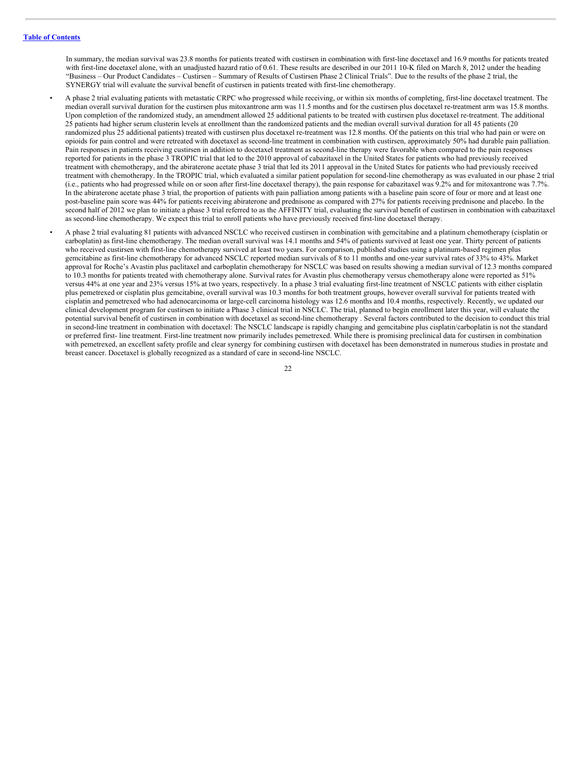In summary, the median survival was 23.8 months for patients treated with custirsen in combination with first-line docetaxel and 16.9 months for patients treated with first-line docetaxel alone, with an unadjusted hazard ratio of 0.61. These results are described in our 2011 10-K filed on March 8, 2012 under the heading "Business – Our Product Candidates – Custirsen – Summary of Results of Custirsen Phase 2 Clinical Trials". Due to the results of the phase 2 trial, the SYNERGY trial will evaluate the survival benefit of custirsen in patients treated with first-line chemotherapy.

- A phase 2 trial evaluating patients with metastatic CRPC who progressed while receiving, or within six months of completing, first-line docetaxel treatment. The median overall survival duration for the custirsen plus mitoxantrone arm was 11.5 months and for the custirsen plus docetaxel re-treatment arm was 15.8 months. Upon completion of the randomized study, an amendment allowed 25 additional patients to be treated with custirsen plus docetaxel re-treatment. The additional 25 patients had higher serum clusterin levels at enrollment than the randomized patients and the median overall survival duration for all 45 patients (20 randomized plus 25 additional patients) treated with custirsen plus docetaxel re-treatment was 12.8 months. Of the patients on this trial who had pain or were on opioids for pain control and were retreated with docetaxel as second-line treatment in combination with custirsen, approximately 50% had durable pain palliation. Pain responses in patients receiving custirsen in addition to docetaxel treatment as second-line therapy were favorable when compared to the pain responses reported for patients in the phase 3 TROPIC trial that led to the 2010 approval of cabazitaxel in the United States for patients who had previously received treatment with chemotherapy, and the abiraterone acetate phase 3 trial that led its 2011 approval in the United States for patients who had previously received treatment with chemotherapy. In the TROPIC trial, which evaluated a similar patient population for second-line chemotherapy as was evaluated in our phase 2 trial (i.e., patients who had progressed while on or soon after first-line docetaxel therapy), the pain response for cabazitaxel was 9.2% and for mitoxantrone was 7.7%. In the abiraterone acetate phase 3 trial, the proportion of patients with pain palliation among patients with a baseline pain score of four or more and at least one post-baseline pain score was 44% for patients receiving abiraterone and prednisone as compared with 27% for patients receiving prednisone and placebo. In the second half of 2012 we plan to initiate a phase 3 trial referred to as the AFFINITY trial, evaluating the survival benefit of custirsen in combination with cabazitaxel as second-line chemotherapy. We expect this trial to enroll patients who have previously received first-line docetaxel therapy.

- A phase 2 trial evaluating 81 patients with advanced NSCLC who received custirsen in combination with gemcitabine and a platinum chemotherapy (cisplatin or carboplatin) as first-line chemotherapy. The median overall survival was 14.1 months and 54% of patients survived at least one year. Thirty percent of patients who received custirsen with first-line chemotherapy survived at least two years. For comparison, published studies using a platinum-based regimen plus gemcitabine as first-line chemotherapy for advanced NSCLC reported median survivals of 8 to 11 months and one-year survival rates of 33% to 43%. Market approval for Roche's Avastin plus paclitaxel and carboplatin chemotherapy for NSCLC was based on results showing a median survival of 12.3 months compared to 10.3 months for patients treated with chemotherapy alone. Survival rates for Avastin plus chemotherapy versus chemotherapy alone were reported as 51% versus 44% at one year and 23% versus 15% at two years, respectively. In a phase 3 trial evaluating first-line treatment of NSCLC patients with either cisplatin plus pemetrexed or cisplatin plus gemcitabine, overall survival was 10.3 months for both treatment groups, however overall survival for patients treated with cisplatin and pemetrexed who had adenocarcinoma or large-cell carcinoma histology was 12.6 months and 10.4 months, respectively. Recently, we updated our clinical development program for custirsen to initiate a Phase 3 clinical trial in NSCLC. The trial, planned to begin enrollment later this year, will evaluate the potential survival benefit of custirsen in combination with docetaxel as second-line chemotherapy . Several factors contributed to the decision to conduct this trial in second-line treatment in combination with docetaxel: The NSCLC landscape is rapidly changing and gemcitabine plus cisplatin/carboplatin is not the standard or preferred first- line treatment. First-line treatment now primarily includes pemetrexed. While there is promising preclinical data for custirsen in combination with pemetrexed, an excellent safety profile and clear synergy for combining custirsen with docetaxel has been demonstrated in numerous studies in prostate and breast cancer. Docetaxel is globally recognized as a standard of care in second-line NSCLC.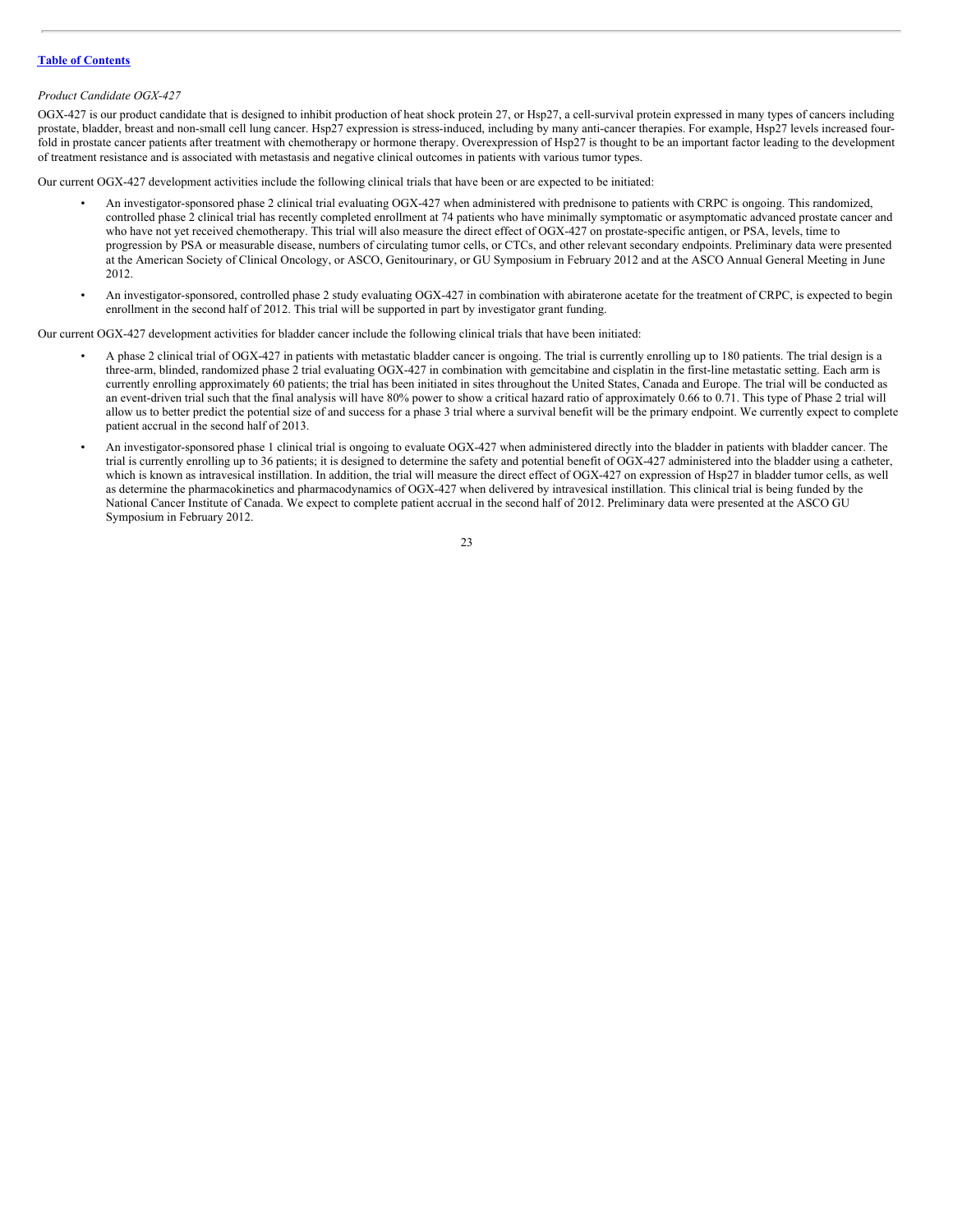*Product Candidate OGX-427*

OGX-427 is our product candidate that is designed to inhibit production of heat shock protein 27, or Hsp27, a cell-survival protein expressed in many types of cancers including prostate, bladder, breast and non-small cell lung cancer. Hsp27 expression is stress-induced, including by many anti-cancer therapies. For example, Hsp27 levels increased four-fold in prostate cancer patients after treatment with chemotherapy or hormone therapy. Overexpression of Hsp27 is thought to be an important factor leading to the development of treatment resistance and is associated with metastasis and negative clinical outcomes in patients with various tumor types.

Our current OGX-427 development activities include the following clinical trials that have been or are expected to be initiated:

- An investigator-sponsored phase 2 clinical trial evaluating OGX-427 when administered with prednisone to patients with CRPC is ongoing. This randomized, controlled phase 2 clinical trial has recently completed enrollment at 74 patients who have minimally symptomatic or asymptomatic advanced prostate cancer and who have not yet received chemotherapy. This trial will also measure the direct effect of OGX-427 on prostate-specific antigen, or PSA, levels, time to progression by PSA or measurable disease, numbers of circulating tumor cells, or CTCs, and other relevant secondary endpoints. Preliminary data were presented at the American Society of Clinical Oncology, or ASCO, Genitourinary, or GU Symposium in February 2012 and at the ASCO Annual General Meeting in June 2012.
- An investigator-sponsored, controlled phase 2 study evaluating OGX-427 in combination with abiraterone acetate for the treatment of CRPC, is expected to begin enrollment in the second half of 2012. This trial will be supported in part by investigator grant funding.

Our current OGX-427 development activities for bladder cancer include the following clinical trials that have been initiated:

- A phase 2 clinical trial of OGX-427 in patients with metastatic bladder cancer is ongoing. The trial is currently enrolling up to 180 patients. The trial design is a three-arm, blinded, randomized phase 2 trial evaluating OGX-427 in combination with gemcitabine and cisplatin in the first-line metastatic setting. Each arm is currently enrolling approximately 60 patients; the trial has been initiated in sites throughout the United States, Canada and Europe. The trial will be conducted as an event-driven trial such that the final analysis will have 80% power to show a critical hazard ratio of approximately 0.66 to 0.71. This type of Phase 2 trial will allow us to better predict the potential size of and success for a phase 3 trial where a survival benefit will be the primary endpoint. We currently expect to complete patient accrual in the second half of 2013.
- An investigator-sponsored phase 1 clinical trial is ongoing to evaluate OGX-427 when administered directly into the bladder in patients with bladder cancer. The trial is currently enrolling up to 36 patients; it is designed to determine the safety and potential benefit of OGX-427 administered into the bladder using a catheter, which is known as intravesical instillation. In addition, the trial will measure the direct effect of OGX-427 on expression of Hsp27 in bladder tumor cells, as well as determine the pharmacokinetics and pharmacodynamics of OGX-427 when delivered by intravesical instillation. This clinical trial is being funded by the National Cancer Institute of Canada. We expect to complete patient accrual in the second half of 2012. Preliminary data were presented at the ASCO GU Symposium in February 2012.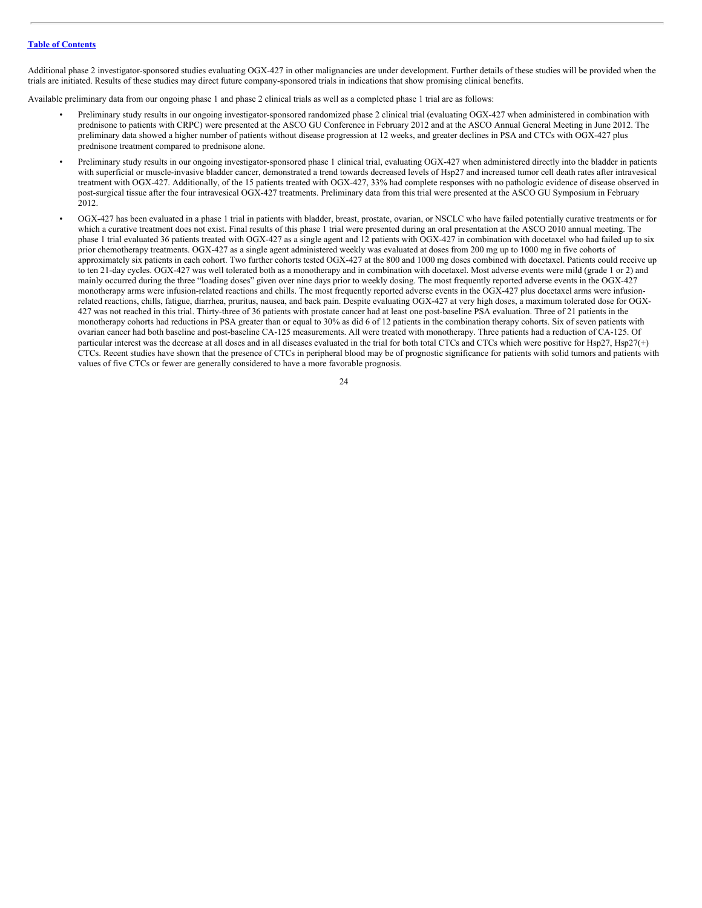Additional phase 2 investigator-sponsored studies evaluating OGX-427 in other malignancies are under development. Further details of these studies will be provided when the trials are initiated. Results of these studies may direct future company-sponsored trials in indications that show promising clinical benefits.

Available preliminary data from our ongoing phase 1 and phase 2 clinical trials as well as a completed phase 1 trial are as follows:

- Preliminary study results in our ongoing investigator-sponsored randomized phase 2 clinical trial (evaluating OGX-427 when administered in combination with prednisone to patients with CRPC) were presented at the ASCO GU Conference in February 2012 and at the ASCO Annual General Meeting in June 2012. The preliminary data showed a higher number of patients without disease progression at 12 weeks, and greater declines in PSA and CTCs with OGX-427 plus prednisone treatment compared to prednisone alone.
- Preliminary study results in our ongoing investigator-sponsored phase 1 clinical trial, evaluating OGX-427 when administered directly into the bladder in patients with superficial or muscle-invasive bladder cancer, demonstrated a trend towards decreased levels of Hsp27 and increased tumor cell death rates after intravesical treatment with OGX-427. Additionally, of the 15 patients treated with OGX-427, 33% had complete responses with no pathologic evidence of disease observed in post-surgical tissue after the four intravesical OGX-427 treatments. Preliminary data from this trial were presented at the ASCO GU Symposium in February 2012.
- OGX-427 has been evaluated in a phase 1 trial in patients with bladder, breast, prostate, ovarian, or NSCLC who have failed potentially curative treatments or for which a curative treatment does not exist. Final results of this phase 1 trial were presented during an oral presentation at the ASCO 2010 annual meeting. The phase 1 trial evaluated 36 patients treated with OGX-427 as a single agent and 12 patients with OGX-427 in combination with docetaxel who had failed up to six prior chemotherapy treatments. OGX-427 as a single agent administered weekly was evaluated at doses from 200 mg up to 1000 mg in five cohorts of approximately six patients in each cohort. Two further cohorts tested OGX-427 at the 800 and 1000 mg doses combined with docetaxel. Patients could receive up to ten 21-day cycles. OGX-427 was well tolerated both as a monotherapy and in combination with docetaxel. Most adverse events were mild (grade 1 or 2) and mainly occurred during the three "loading doses" given over nine days prior to weekly dosing. The most frequently reported adverse events in the OGX-427 monotherapy arms were infusion-related reactions and chills. The most frequently reported adverse events in the OGX-427 plus docetaxel arms were infusion-related reactions, chills, fatigue, diarrhea, pruritus, nausea, and back pain. Despite evaluating OGX-427 at very high doses, a maximum tolerated dose for OGX-427 was not reached in this trial. Thirty-three of 36 patients with prostate cancer had at least one post-baseline PSA evaluation. Three of 21 patients in the monotherapy cohorts had reductions in PSA greater than or equal to 30% as did 6 of 12 patients in the combination therapy cohorts. Six of seven patients with ovarian cancer had both baseline and post-baseline CA-125 measurements. All were treated with monotherapy. Three patients had a reduction of CA-125. Of particular interest was the decrease at all doses and in all diseases evaluated in the trial for both total CTCs and CTCs which were positive for Hsp27, Hsp27(+) CTCs. Recent studies have shown that the presence of CTCs in peripheral blood may be of prognostic significance for patients with solid tumors and patients with values of five CTCs or fewer are generally considered to have a more favorable prognosis.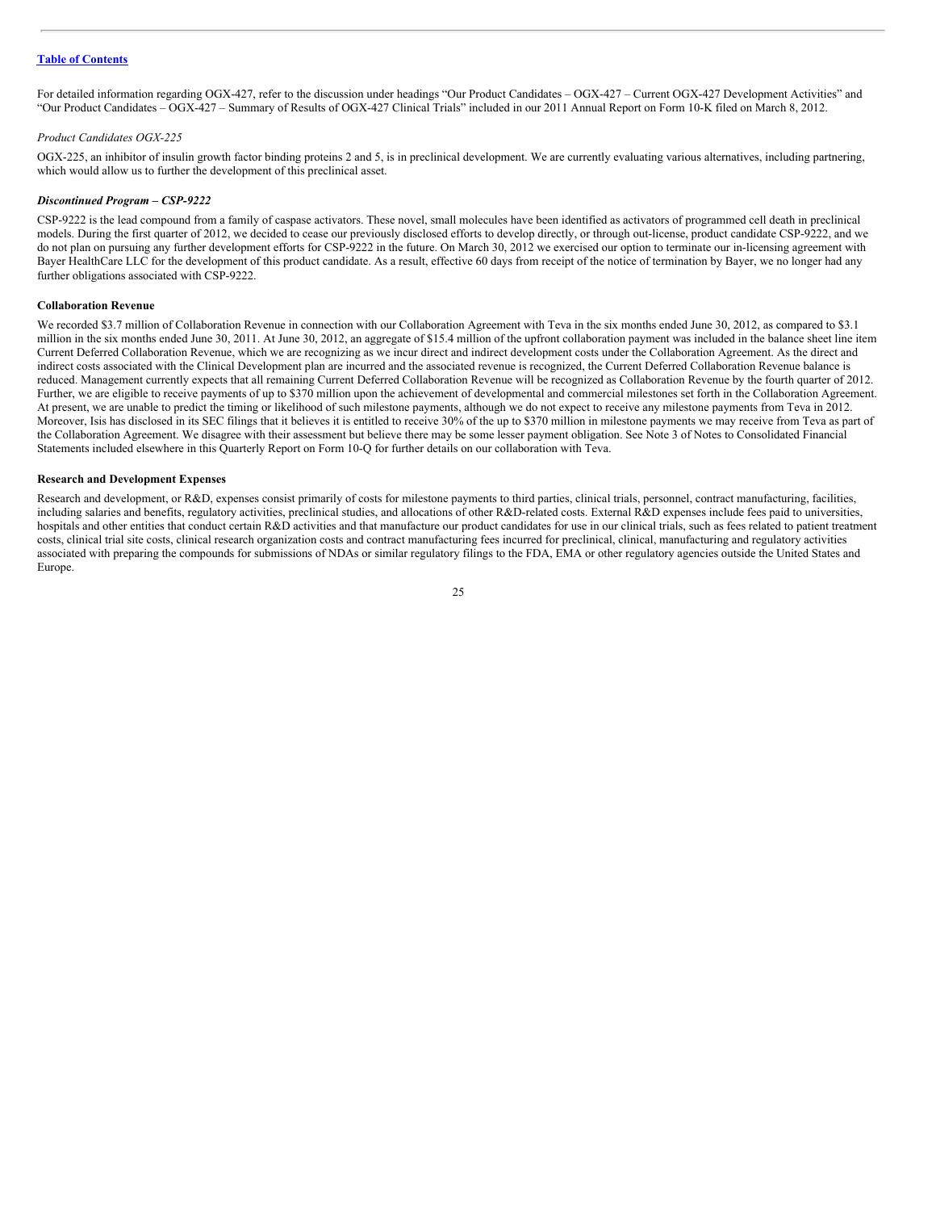For detailed information regarding OGX-427, refer to the discussion under headings "Our Product Candidates – OGX-427 – Current OGX-427 Development Activities" and "Our Product Candidates – OGX-427 – Summary of Results of OGX-427 Clinical Trials" included in our 2011 Annual Report on Form 10-K filed on March 8, 2012.

*Product Candidates OGX-225*

OGX-225, an inhibitor of insulin growth factor binding proteins 2 and 5, is in preclinical development. We are currently evaluating various alternatives, including partnering, which would allow us to further the development of this preclinical asset.

***Discontinued Program – CSP-9222***

CSP-9222 is the lead compound from a family of caspase activators. These novel, small molecules have been identified as activators of programmed cell death in preclinical models. During the first quarter of 2012, we decided to cease our previously disclosed efforts to develop directly, or through out-license, product candidate CSP-9222, and we do not plan on pursuing any further development efforts for CSP-9222 in the future. On March 30, 2012 we exercised our option to terminate our in-licensing agreement with Bayer HealthCare LLC for the development of this product candidate. As a result, effective 60 days from receipt of the notice of termination by Bayer, we no longer had any further obligations associated with CSP-9222.

**Collaboration Revenue**

We recorded $3.7 million of Collaboration Revenue in connection with our Collaboration Agreement with Teva in the six months ended June 30, 2012, as compared to $3.1 million in the six months ended June 30, 2011. At June 30, 2012, an aggregate of $15.4 million of the upfront collaboration payment was included in the balance sheet line item Current Deferred Collaboration Revenue, which we are recognizing as we incur direct and indirect development costs under the Collaboration Agreement. As the direct and indirect costs associated with the Clinical Development plan are incurred and the associated revenue is recognized, the Current Deferred Collaboration Revenue balance is reduced. Management currently expects that all remaining Current Deferred Collaboration Revenue will be recognized as Collaboration Revenue by the fourth quarter of 2012. Further, we are eligible to receive payments of up to $370 million upon the achievement of developmental and commercial milestones set forth in the Collaboration Agreement. At present, we are unable to predict the timing or likelihood of such milestone payments, although we do not expect to receive any milestone payments from Teva in 2012. Moreover, Isis has disclosed in its SEC filings that it believes it is entitled to receive 30% of the up to $370 million in milestone payments we may receive from Teva as part of the Collaboration Agreement. We disagree with their assessment but believe there may be some lesser payment obligation. See Note 3 of Notes to Consolidated Financial Statements included elsewhere in this Quarterly Report on Form 10-Q for further details on our collaboration with Teva.

**Research and Development Expenses**

Research and development, or R&D, expenses consist primarily of costs for milestone payments to third parties, clinical trials, personnel, contract manufacturing, facilities, including salaries and benefits, regulatory activities, preclinical studies, and allocations of other R&D-related costs. External R&D expenses include fees paid to universities, hospitals and other entities that conduct certain R&D activities and that manufacture our product candidates for use in our clinical trials, such as fees related to patient treatment costs, clinical trial site costs, clinical research organization costs and contract manufacturing fees incurred for preclinical, clinical, manufacturing and regulatory activities associated with preparing the compounds for submissions of NDAs or similar regulatory filings to the FDA, EMA or other regulatory agencies outside the United States and Europe.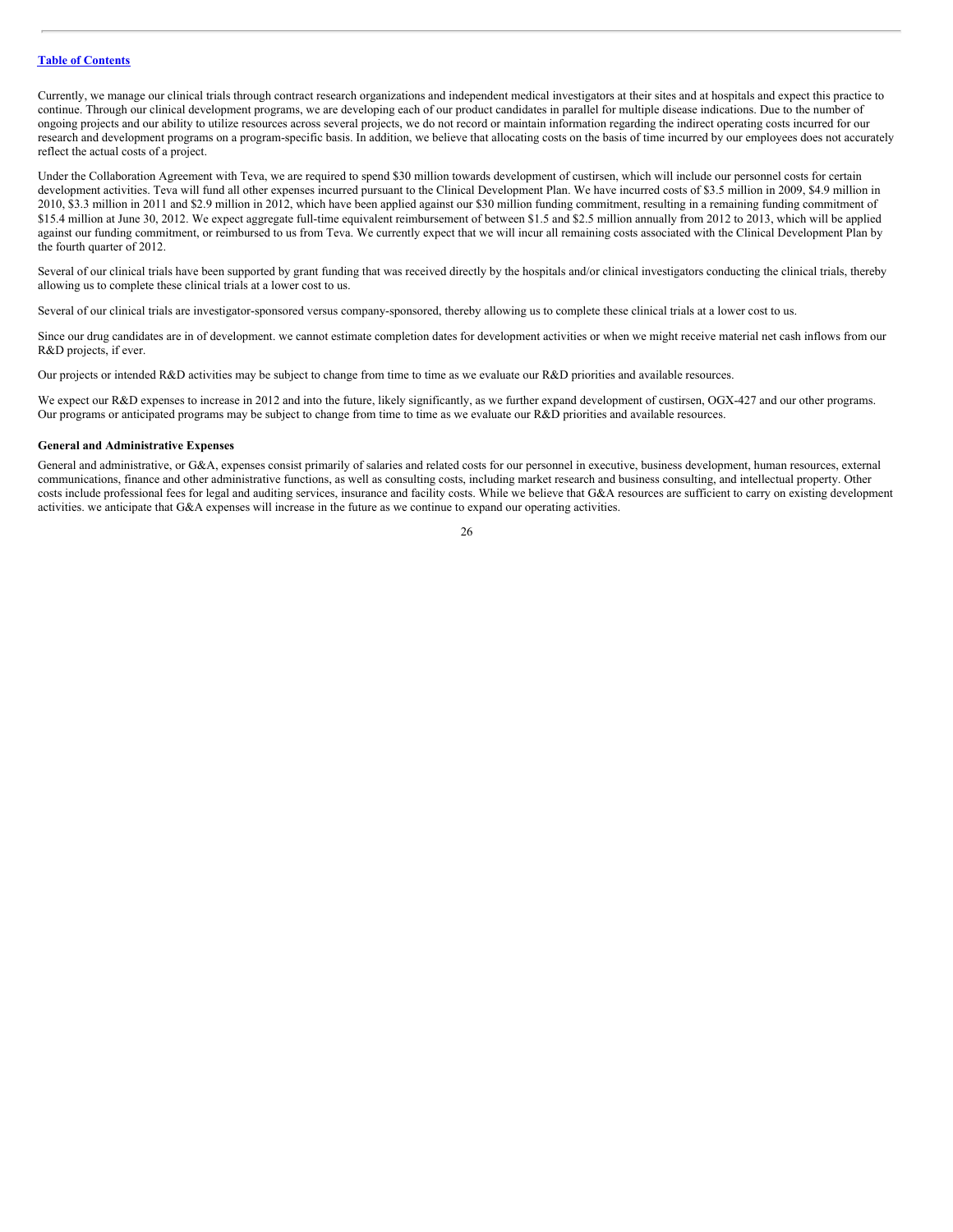Currently, we manage our clinical trials through contract research organizations and independent medical investigators at their sites and at hospitals and expect this practice to continue. Through our clinical development programs, we are developing each of our product candidates in parallel for multiple disease indications. Due to the number of ongoing projects and our ability to utilize resources across several projects, we do not record or maintain information regarding the indirect operating costs incurred for our research and development programs on a program-specific basis. In addition, we believe that allocating costs on the basis of time incurred by our employees does not accurately reflect the actual costs of a project.

Under the Collaboration Agreement with Teva, we are required to spend $30 million towards development of custirsen, which will include our personnel costs for certain development activities. Teva will fund all other expenses incurred pursuant to the Clinical Development Plan. We have incurred costs of $3.5 million in 2009, $4.9 million in 2010, $3.3 million in 2011 and $2.9 million in 2012, which have been applied against our $30 million funding commitment, resulting in a remaining funding commitment of $15.4 million at June 30, 2012. We expect aggregate full-time equivalent reimbursement of between $1.5 and $2.5 million annually from 2012 to 2013, which will be applied against our funding commitment, or reimbursed to us from Teva. We currently expect that we will incur all remaining costs associated with the Clinical Development Plan by the fourth quarter of 2012.

Several of our clinical trials have been supported by grant funding that was received directly by the hospitals and/or clinical investigators conducting the clinical trials, thereby allowing us to complete these clinical trials at a lower cost to us.

Several of our clinical trials are investigator-sponsored versus company-sponsored, thereby allowing us to complete these clinical trials at a lower cost to us.

Since our drug candidates are in of development. we cannot estimate completion dates for development activities or when we might receive material net cash inflows from our R&D projects, if ever.

Our projects or intended R&D activities may be subject to change from time to time as we evaluate our R&D priorities and available resources.

We expect our R&D expenses to increase in 2012 and into the future, likely significantly, as we further expand development of custirsen, OGX-427 and our other programs. Our programs or anticipated programs may be subject to change from time to time as we evaluate our R&D priorities and available resources.

**General and Administrative Expenses**

General and administrative, or G&A, expenses consist primarily of salaries and related costs for our personnel in executive, business development, human resources, external communications, finance and other administrative functions, as well as consulting costs, including market research and business consulting, and intellectual property. Other costs include professional fees for legal and auditing services, insurance and facility costs. While we believe that G&A resources are sufficient to carry on existing development activities. we anticipate that G&A expenses will increase in the future as we continue to expand our operating activities.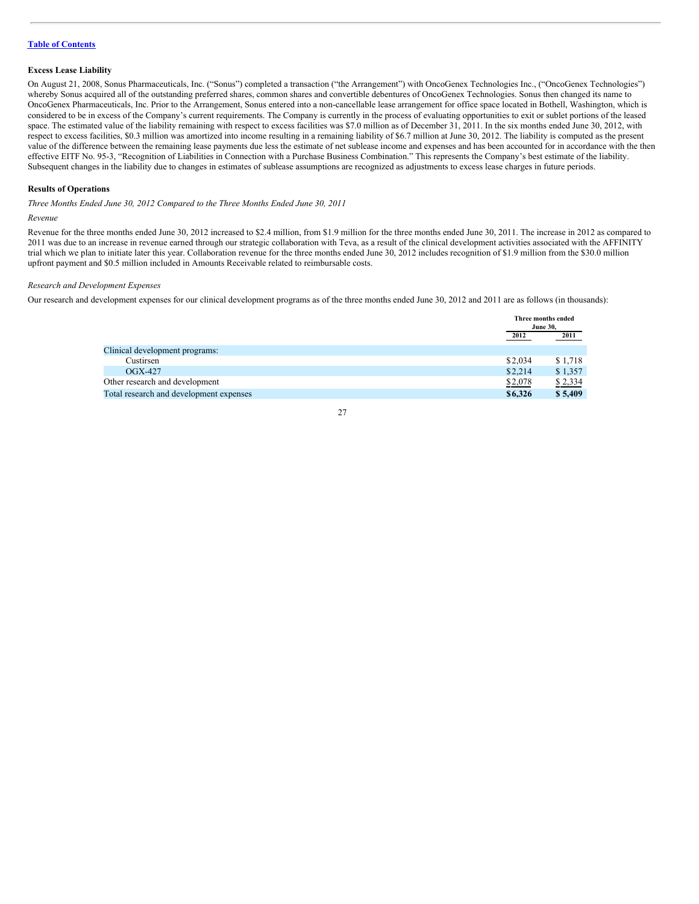**Excess Lease Liability**

On August 21, 2008, Sonus Pharmaceuticals, Inc. ("Sonus") completed a transaction ("the Arrangement") with OncoGenex Technologies Inc., ("OncoGenex Technologies") whereby Sonus acquired all of the outstanding preferred shares, common shares and convertible debentures of OncoGenex Technologies. Sonus then changed its name to OncoGenex Pharmaceuticals, Inc. Prior to the Arrangement, Sonus entered into a non-cancellable lease arrangement for office space located in Bothell, Washington, which is considered to be in excess of the Company's current requirements. The Company is currently in the process of evaluating opportunities to exit or sublet portions of the leased space. The estimated value of the liability remaining with respect to excess facilities was $7.0 million as of December 31, 2011. In the six months ended June 30, 2012, with respect to excess facilities, $0.3 million was amortized into income resulting in a remaining liability of $6.7 million at June 30, 2012. The liability is computed as the present value of the difference between the remaining lease payments due less the estimate of net sublease income and expenses and has been accounted for in accordance with the then effective EITF No. 95-3, "Recognition of Liabilities in Connection with a Purchase Business Combination." This represents the Company's best estimate of the liability. Subsequent changes in the liability due to changes in estimates of sublease assumptions are recognized as adjustments to excess lease charges in future periods.

**Results of Operations**

*Three Months Ended June 30, 2012 Compared to the Three Months Ended June 30, 2011*

*Revenue*

Revenue for the three months ended June 30, 2012 increased to $2.4 million, from $1.9 million for the three months ended June 30, 2011. The increase in 2012 as compared to 2011 was due to an increase in revenue earned through our strategic collaboration with Teva, as a result of the clinical development activities associated with the AFFINITY trial which we plan to initiate later this year. Collaboration revenue for the three months ended June 30, 2012 includes recognition of $1.9 million from the $30.0 million upfront payment and $0.5 million included in Amounts Receivable related to reimbursable costs.

*Research and Development Expenses*

Our research and development expenses for our clinical development programs as of the three months ended June 30, 2012 and 2011 are as follows (in thousands):

| | Three months ended June 30, | |
|---|---|---|
| | 2012 | 2011 |
| Clinical development programs: | | |
| Custirsen | $2,034 | $ 1,718 |
| OGX-427 | $2,214 | $ 1,357 |
| Other research and development | $2,078 | $ 2,334 |
| Total research and development expenses | **$6,326** | **$ 5,409** |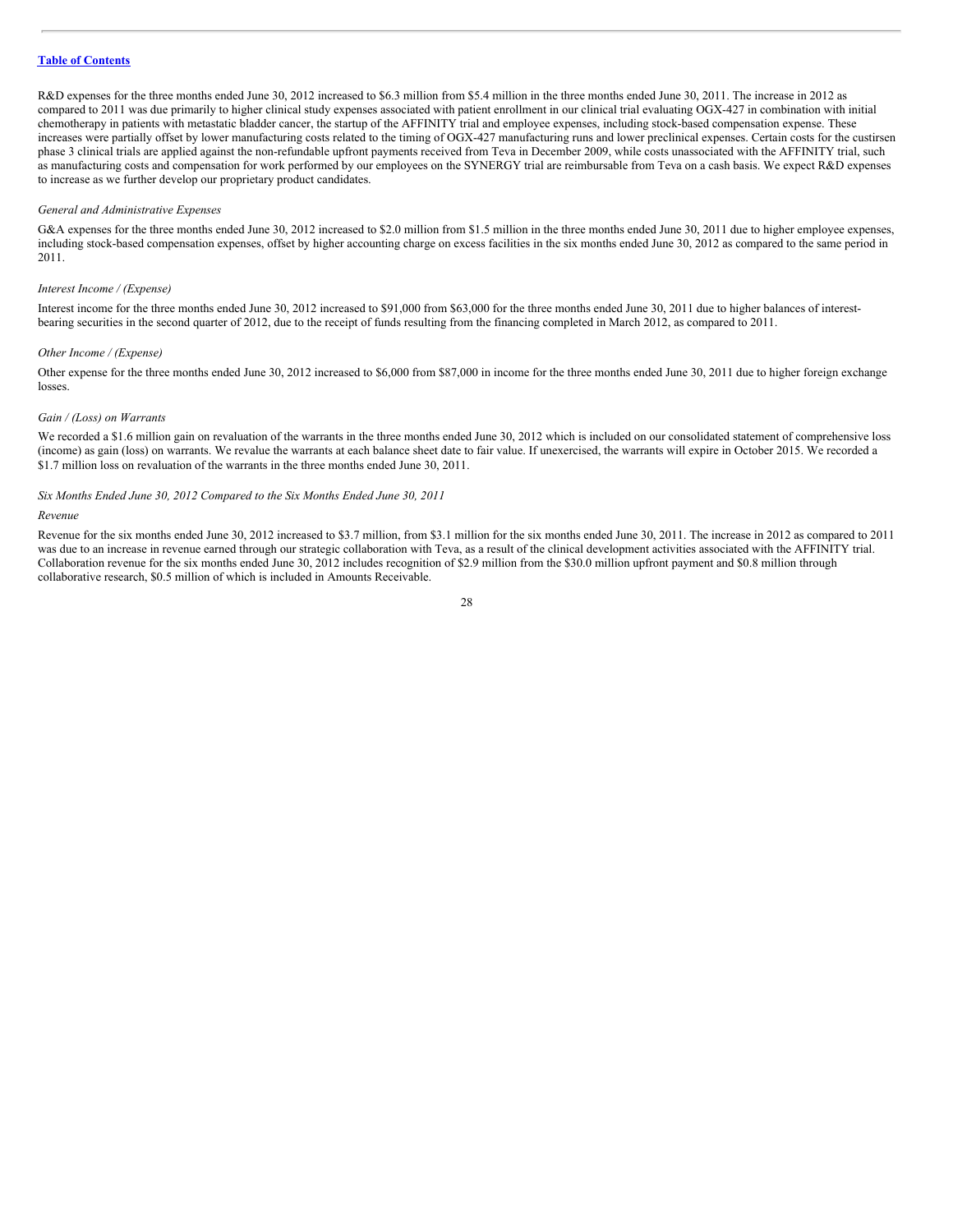R&D expenses for the three months ended June 30, 2012 increased to $6.3 million from $5.4 million in the three months ended June 30, 2011. The increase in 2012 as compared to 2011 was due primarily to higher clinical study expenses associated with patient enrollment in our clinical trial evaluating OGX-427 in combination with initial chemotherapy in patients with metastatic bladder cancer, the startup of the AFFINITY trial and employee expenses, including stock-based compensation expense. These increases were partially offset by lower manufacturing costs related to the timing of OGX-427 manufacturing runs and lower preclinical expenses. Certain costs for the custirsen phase 3 clinical trials are applied against the non-refundable upfront payments received from Teva in December 2009, while costs unassociated with the AFFINITY trial, such as manufacturing costs and compensation for work performed by our employees on the SYNERGY trial are reimbursable from Teva on a cash basis. We expect R&D expenses to increase as we further develop our proprietary product candidates.

*General and Administrative Expenses*

G&A expenses for the three months ended June 30, 2012 increased to $2.0 million from $1.5 million in the three months ended June 30, 2011 due to higher employee expenses, including stock-based compensation expenses, offset by higher accounting charge on excess facilities in the six months ended June 30, 2012 as compared to the same period in 2011.

*Interest Income / (Expense)*

Interest income for the three months ended June 30, 2012 increased to $91,000 from $63,000 for the three months ended June 30, 2011 due to higher balances of interest-bearing securities in the second quarter of 2012, due to the receipt of funds resulting from the financing completed in March 2012, as compared to 2011.

*Other Income / (Expense)*

Other expense for the three months ended June 30, 2012 increased to $6,000 from $87,000 in income for the three months ended June 30, 2011 due to higher foreign exchange losses.

*Gain / (Loss) on Warrants*

We recorded a $1.6 million gain on revaluation of the warrants in the three months ended June 30, 2012 which is included on our consolidated statement of comprehensive loss (income) as gain (loss) on warrants. We revalue the warrants at each balance sheet date to fair value. If unexercised, the warrants will expire in October 2015. We recorded a $1.7 million loss on revaluation of the warrants in the three months ended June 30, 2011.

*Six Months Ended June 30, 2012 Compared to the Six Months Ended June 30, 2011*

*Revenue*

Revenue for the six months ended June 30, 2012 increased to $3.7 million, from $3.1 million for the six months ended June 30, 2011. The increase in 2012 as compared to 2011 was due to an increase in revenue earned through our strategic collaboration with Teva, as a result of the clinical development activities associated with the AFFINITY trial. Collaboration revenue for the six months ended June 30, 2012 includes recognition of $2.9 million from the $30.0 million upfront payment and $0.8 million through collaborative research, $0.5 million of which is included in Amounts Receivable.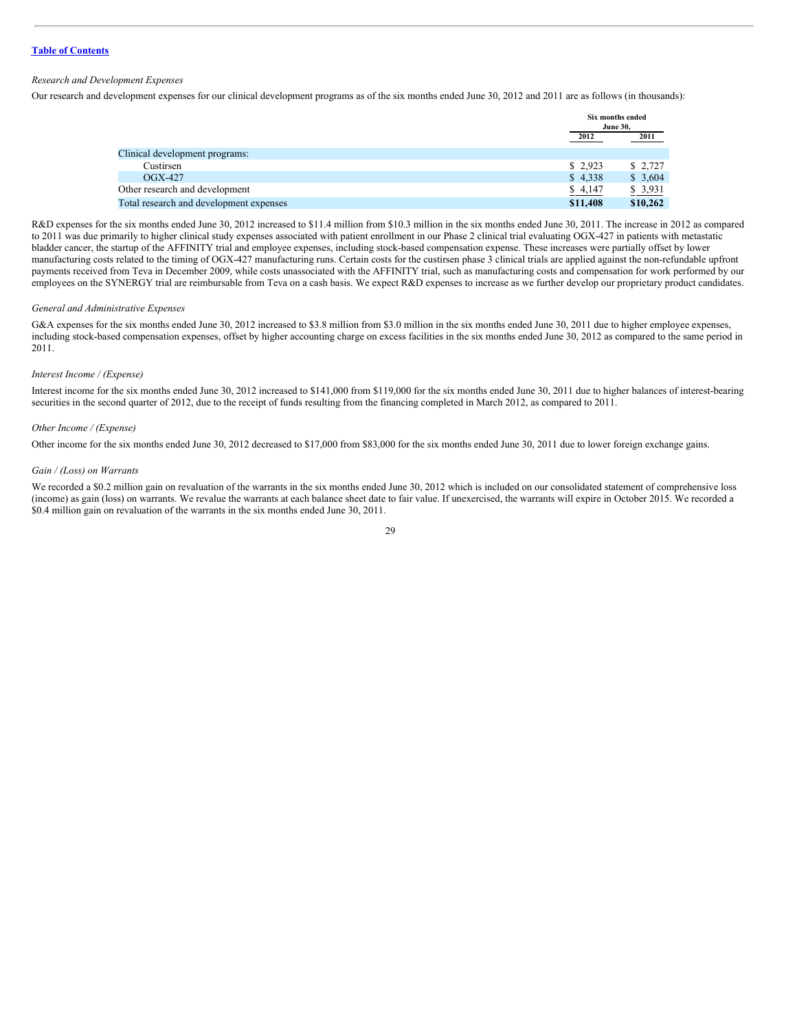*Research and Development Expenses*

Our research and development expenses for our clinical development programs as of the six months ended June 30, 2012 and 2011 are as follows (in thousands):

| | Six months ended June 30, | |
|---|---|---|
| | 2012 | 2011 |
| Clinical development programs: | | |
| Custirsen | $ 2,923 | $ 2,727 |
| OGX-427 | $ 4,338 | $ 3,604 |
| Other research and development | $ 4,147 | $ 3,931 |
| Total research and development expenses | **$11,408** | **$10,262** |

R&D expenses for the six months ended June 30, 2012 increased to $11.4 million from $10.3 million in the six months ended June 30, 2011. The increase in 2012 as compared to 2011 was due primarily to higher clinical study expenses associated with patient enrollment in our Phase 2 clinical trial evaluating OGX-427 in patients with metastatic bladder cancer, the startup of the AFFINITY trial and employee expenses, including stock-based compensation expense. These increases were partially offset by lower manufacturing costs related to the timing of OGX-427 manufacturing runs. Certain costs for the custirsen phase 3 clinical trials are applied against the non-refundable upfront payments received from Teva in December 2009, while costs unassociated with the AFFINITY trial, such as manufacturing costs and compensation for work performed by our employees on the SYNERGY trial are reimbursable from Teva on a cash basis. We expect R&D expenses to increase as we further develop our proprietary product candidates.

*General and Administrative Expenses*

G&A expenses for the six months ended June 30, 2012 increased to $3.8 million from $3.0 million in the six months ended June 30, 2011 due to higher employee expenses, including stock-based compensation expenses, offset by higher accounting charge on excess facilities in the six months ended June 30, 2012 as compared to the same period in 2011.

*Interest Income / (Expense)*

Interest income for the six months ended June 30, 2012 increased to $141,000 from $119,000 for the six months ended June 30, 2011 due to higher balances of interest-bearing securities in the second quarter of 2012, due to the receipt of funds resulting from the financing completed in March 2012, as compared to 2011.

*Other Income / (Expense)*

Other income for the six months ended June 30, 2012 decreased to $17,000 from $83,000 for the six months ended June 30, 2011 due to lower foreign exchange gains.

*Gain / (Loss) on Warrants*

We recorded a $0.2 million gain on revaluation of the warrants in the six months ended June 30, 2012 which is included on our consolidated statement of comprehensive loss (income) as gain (loss) on warrants. We revalue the warrants at each balance sheet date to fair value. If unexercised, the warrants will expire in October 2015. We recorded a $0.4 million gain on revaluation of the warrants in the six months ended June 30, 2011.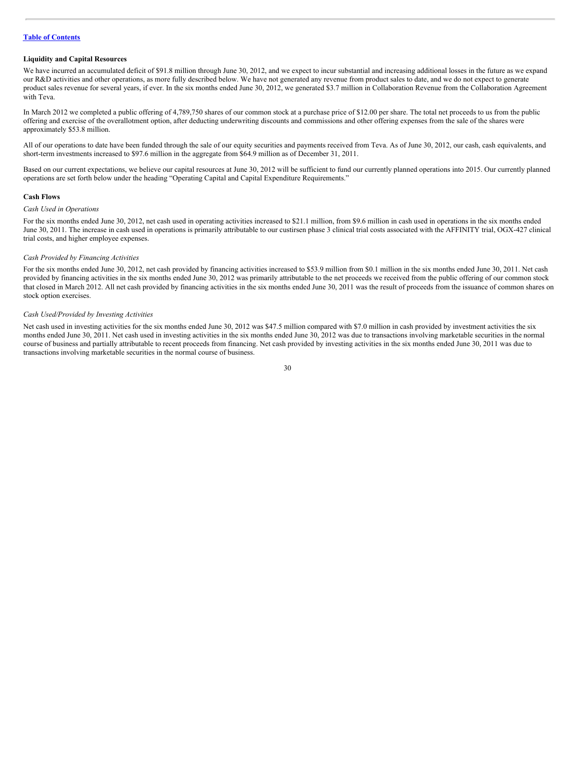[Table of Contents](#)

**Liquidity and Capital Resources**

We have incurred an accumulated deficit of $91.8 million through June 30, 2012, and we expect to incur substantial and increasing additional losses in the future as we expand our R&D activities and other operations, as more fully described below. We have not generated any revenue from product sales to date, and we do not expect to generate product sales revenue for several years, if ever. In the six months ended June 30, 2012, we generated $3.7 million in Collaboration Revenue from the Collaboration Agreement with Teva.

In March 2012 we completed a public offering of 4,789,750 shares of our common stock at a purchase price of $12.00 per share. The total net proceeds to us from the public offering and exercise of the overallotment option, after deducting underwriting discounts and commissions and other offering expenses from the sale of the shares were approximately $53.8 million.

All of our operations to date have been funded through the sale of our equity securities and payments received from Teva. As of June 30, 2012, our cash, cash equivalents, and short-term investments increased to $97.6 million in the aggregate from $64.9 million as of December 31, 2011.

Based on our current expectations, we believe our capital resources at June 30, 2012 will be sufficient to fund our currently planned operations into 2015. Our currently planned operations are set forth below under the heading "Operating Capital and Capital Expenditure Requirements."

**Cash Flows**

*Cash Used in Operations*

For the six months ended June 30, 2012, net cash used in operating activities increased to $21.1 million, from $9.6 million in cash used in operations in the six months ended June 30, 2011. The increase in cash used in operations is primarily attributable to our custirsen phase 3 clinical trial costs associated with the AFFINITY trial, OGX-427 clinical trial costs, and higher employee expenses.

*Cash Provided by Financing Activities*

For the six months ended June 30, 2012, net cash provided by financing activities increased to $53.9 million from $0.1 million in the six months ended June 30, 2011. Net cash provided by financing activities in the six months ended June 30, 2012 was primarily attributable to the net proceeds we received from the public offering of our common stock that closed in March 2012. All net cash provided by financing activities in the six months ended June 30, 2011 was the result of proceeds from the issuance of common shares on stock option exercises.

*Cash Used/Provided by Investing Activities*

Net cash used in investing activities for the six months ended June 30, 2012 was $47.5 million compared with $7.0 million in cash provided by investment activities the six months ended June 30, 2011. Net cash used in investing activities in the six months ended June 30, 2012 was due to transactions involving marketable securities in the normal course of business and partially attributable to recent proceeds from financing. Net cash provided by investing activities in the six months ended June 30, 2011 was due to transactions involving marketable securities in the normal course of business.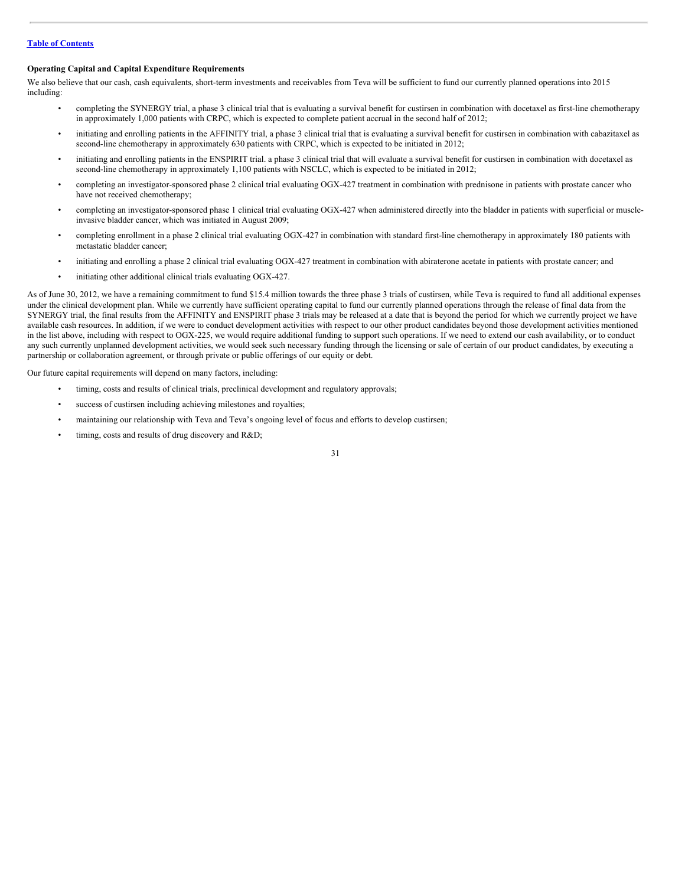### Operating Capital and Capital Expenditure Requirements

We also believe that our cash, cash equivalents, short-term investments and receivables from Teva will be sufficient to fund our currently planned operations into 2015 including:

- completing the SYNERGY trial, a phase 3 clinical trial that is evaluating a survival benefit for custirsen in combination with docetaxel as first-line chemotherapy in approximately 1,000 patients with CRPC, which is expected to complete patient accrual in the second half of 2012;
- initiating and enrolling patients in the AFFINITY trial, a phase 3 clinical trial that is evaluating a survival benefit for custirsen in combination with cabazitaxel as second-line chemotherapy in approximately 630 patients with CRPC, which is expected to be initiated in 2012;
- initiating and enrolling patients in the ENSPIRIT trial. a phase 3 clinical trial that will evaluate a survival benefit for custirsen in combination with docetaxel as second-line chemotherapy in approximately 1,100 patients with NSCLC, which is expected to be initiated in 2012;
- completing an investigator-sponsored phase 2 clinical trial evaluating OGX-427 treatment in combination with prednisone in patients with prostate cancer who have not received chemotherapy;
- completing an investigator-sponsored phase 1 clinical trial evaluating OGX-427 when administered directly into the bladder in patients with superficial or muscle-invasive bladder cancer, which was initiated in August 2009;
- completing enrollment in a phase 2 clinical trial evaluating OGX-427 in combination with standard first-line chemotherapy in approximately 180 patients with metastatic bladder cancer;
- initiating and enrolling a phase 2 clinical trial evaluating OGX-427 treatment in combination with abiraterone acetate in patients with prostate cancer; and
- initiating other additional clinical trials evaluating OGX-427.

As of June 30, 2012, we have a remaining commitment to fund $15.4 million towards the three phase 3 trials of custirsen, while Teva is required to fund all additional expenses under the clinical development plan. While we currently have sufficient operating capital to fund our currently planned operations through the release of final data from the SYNERGY trial, the final results from the AFFINITY and ENSPIRIT phase 3 trials may be released at a date that is beyond the period for which we currently project we have available cash resources. In addition, if we were to conduct development activities with respect to our other product candidates beyond those development activities mentioned in the list above, including with respect to OGX-225, we would require additional funding to support such operations. If we need to extend our cash availability, or to conduct any such currently unplanned development activities, we would seek such necessary funding through the licensing or sale of certain of our product candidates, by executing a partnership or collaboration agreement, or through private or public offerings of our equity or debt.

Our future capital requirements will depend on many factors, including:

- timing, costs and results of clinical trials, preclinical development and regulatory approvals;
- success of custirsen including achieving milestones and royalties;
- maintaining our relationship with Teva and Teva's ongoing level of focus and efforts to develop custirsen;
- timing, costs and results of drug discovery and R&D;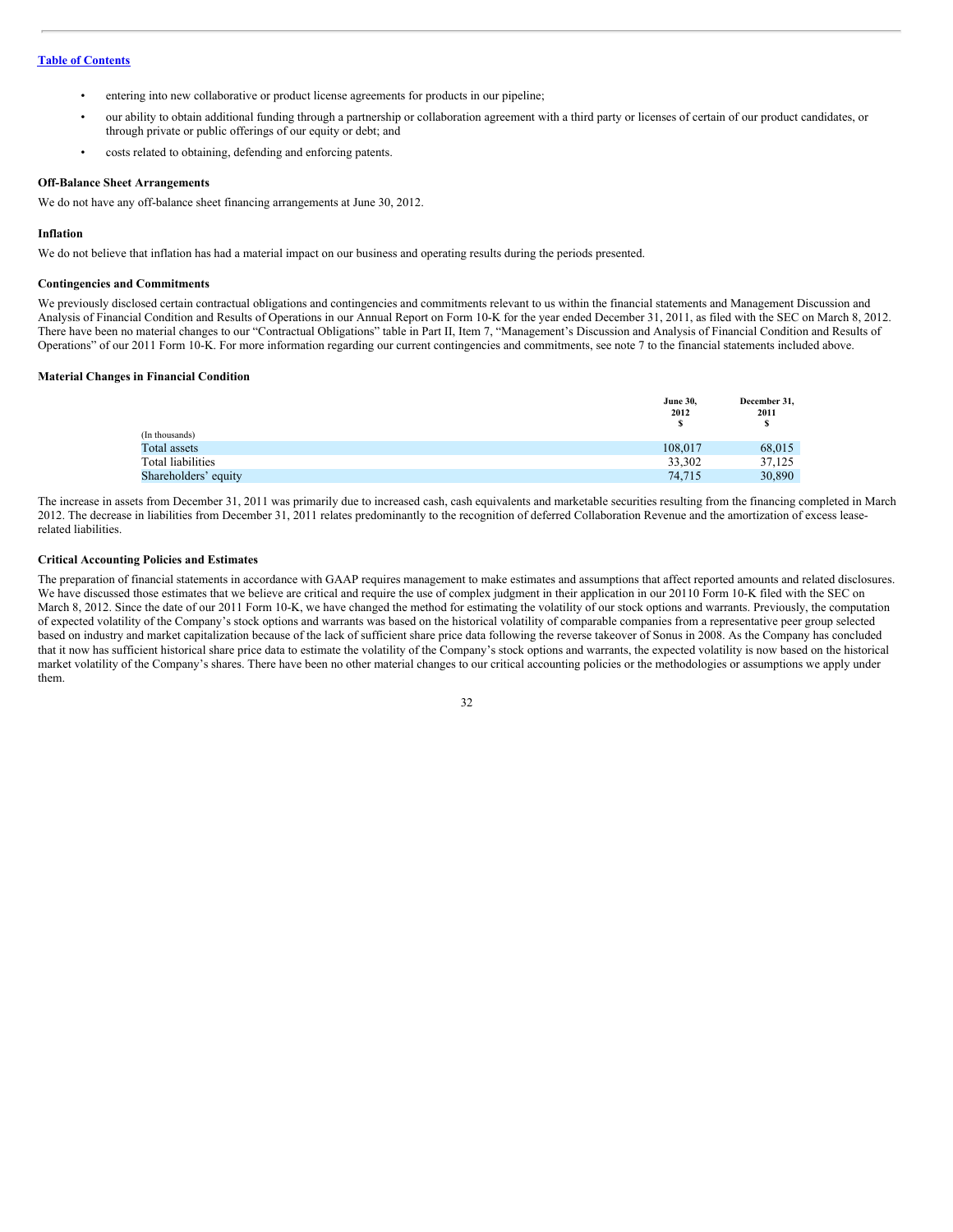- entering into new collaborative or product license agreements for products in our pipeline;
- our ability to obtain additional funding through a partnership or collaboration agreement with a third party or licenses of certain of our product candidates, or through private or public offerings of our equity or debt; and
- costs related to obtaining, defending and enforcing patents.

**Off-Balance Sheet Arrangements**

We do not have any off-balance sheet financing arrangements at June 30, 2012.

**Inflation**

We do not believe that inflation has had a material impact on our business and operating results during the periods presented.

**Contingencies and Commitments**

We previously disclosed certain contractual obligations and contingencies and commitments relevant to us within the financial statements and Management Discussion and Analysis of Financial Condition and Results of Operations in our Annual Report on Form 10-K for the year ended December 31, 2011, as filed with the SEC on March 8, 2012. There have been no material changes to our "Contractual Obligations" table in Part II, Item 7, "Management's Discussion and Analysis of Financial Condition and Results of Operations" of our 2011 Form 10-K. For more information regarding our current contingencies and commitments, see note 7 to the financial statements included above.

**Material Changes in Financial Condition**

| (In thousands) | June 30, 2012 $ | December 31, 2011 $ |
|---|---|---|
| Total assets | 108,017 | 68,015 |
| Total liabilities | 33,302 | 37,125 |
| Shareholders' equity | 74,715 | 30,890 |

The increase in assets from December 31, 2011 was primarily due to increased cash, cash equivalents and marketable securities resulting from the financing completed in March 2012. The decrease in liabilities from December 31, 2011 relates predominantly to the recognition of deferred Collaboration Revenue and the amortization of excess lease-related liabilities.

**Critical Accounting Policies and Estimates**

The preparation of financial statements in accordance with GAAP requires management to make estimates and assumptions that affect reported amounts and related disclosures. We have discussed those estimates that we believe are critical and require the use of complex judgment in their application in our 20110 Form 10-K filed with the SEC on March 8, 2012. Since the date of our 2011 Form 10-K, we have changed the method for estimating the volatility of our stock options and warrants. Previously, the computation of expected volatility of the Company's stock options and warrants was based on the historical volatility of comparable companies from a representative peer group selected based on industry and market capitalization because of the lack of sufficient share price data following the reverse takeover of Sonus in 2008. As the Company has concluded that it now has sufficient historical share price data to estimate the volatility of the Company's stock options and warrants, the expected volatility is now based on the historical market volatility of the Company's shares. There have been no other material changes to our critical accounting policies or the methodologies or assumptions we apply under them.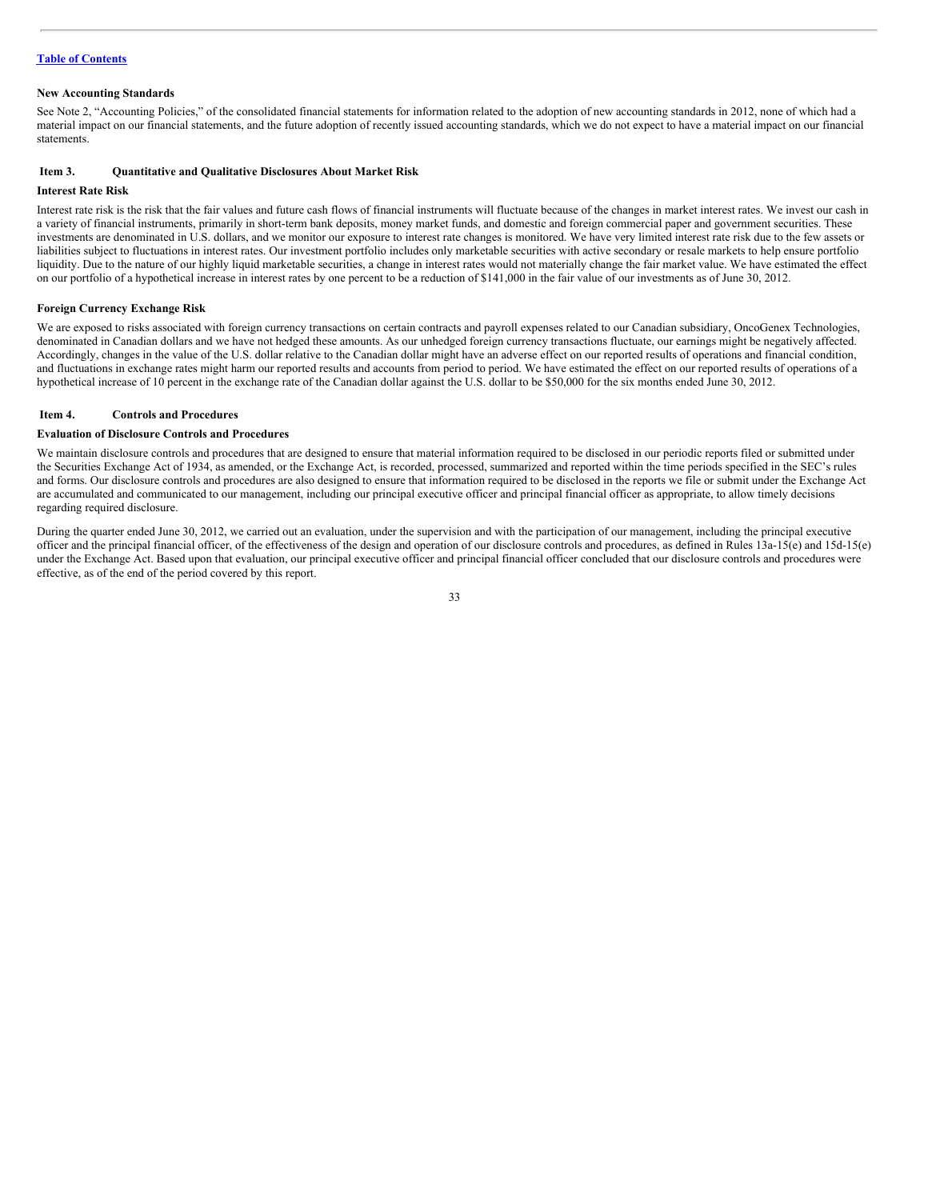**New Accounting Standards**

See Note 2, "Accounting Policies," of the consolidated financial statements for information related to the adoption of new accounting standards in 2012, none of which had a material impact on our financial statements, and the future adoption of recently issued accounting standards, which we do not expect to have a material impact on our financial statements.

## Item 3. Quantitative and Qualitative Disclosures About Market Risk

**Interest Rate Risk**

Interest rate risk is the risk that the fair values and future cash flows of financial instruments will fluctuate because of the changes in market interest rates. We invest our cash in a variety of financial instruments, primarily in short-term bank deposits, money market funds, and domestic and foreign commercial paper and government securities. These investments are denominated in U.S. dollars, and we monitor our exposure to interest rate changes is monitored. We have very limited interest rate risk due to the few assets or liabilities subject to fluctuations in interest rates. Our investment portfolio includes only marketable securities with active secondary or resale markets to help ensure portfolio liquidity. Due to the nature of our highly liquid marketable securities, a change in interest rates would not materially change the fair market value. We have estimated the effect on our portfolio of a hypothetical increase in interest rates by one percent to be a reduction of $141,000 in the fair value of our investments as of June 30, 2012.

**Foreign Currency Exchange Risk**

We are exposed to risks associated with foreign currency transactions on certain contracts and payroll expenses related to our Canadian subsidiary, OncoGenex Technologies, denominated in Canadian dollars and we have not hedged these amounts. As our unhedged foreign currency transactions fluctuate, our earnings might be negatively affected. Accordingly, changes in the value of the U.S. dollar relative to the Canadian dollar might have an adverse effect on our reported results of operations and financial condition, and fluctuations in exchange rates might harm our reported results and accounts from period to period. We have estimated the effect on our reported results of operations of a hypothetical increase of 10 percent in the exchange rate of the Canadian dollar against the U.S. dollar to be $50,000 for the six months ended June 30, 2012.

## Item 4. Controls and Procedures

**Evaluation of Disclosure Controls and Procedures**

We maintain disclosure controls and procedures that are designed to ensure that material information required to be disclosed in our periodic reports filed or submitted under the Securities Exchange Act of 1934, as amended, or the Exchange Act, is recorded, processed, summarized and reported within the time periods specified in the SEC's rules and forms. Our disclosure controls and procedures are also designed to ensure that information required to be disclosed in the reports we file or submit under the Exchange Act are accumulated and communicated to our management, including our principal executive officer and principal financial officer as appropriate, to allow timely decisions regarding required disclosure.

During the quarter ended June 30, 2012, we carried out an evaluation, under the supervision and with the participation of our management, including the principal executive officer and the principal financial officer, of the effectiveness of the design and operation of our disclosure controls and procedures, as defined in Rules 13a-15(e) and 15d-15(e) under the Exchange Act. Based upon that evaluation, our principal executive officer and principal financial officer concluded that our disclosure controls and procedures were effective, as of the end of the period covered by this report.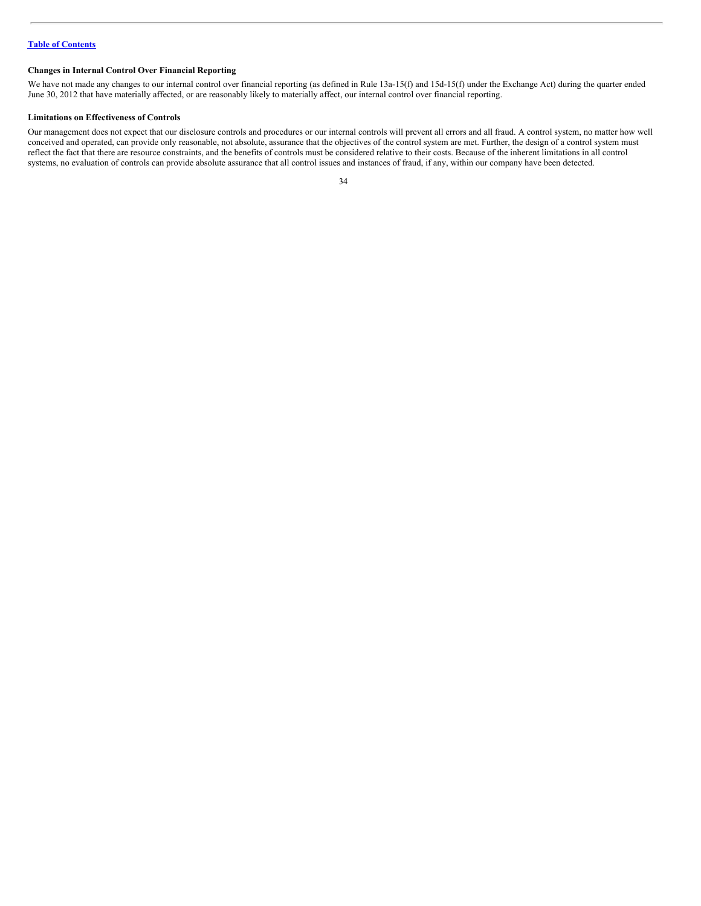**Changes in Internal Control Over Financial Reporting**

We have not made any changes to our internal control over financial reporting (as defined in Rule 13a-15(f) and 15d-15(f) under the Exchange Act) during the quarter ended June 30, 2012 that have materially affected, or are reasonably likely to materially affect, our internal control over financial reporting.

**Limitations on Effectiveness of Controls**

Our management does not expect that our disclosure controls and procedures or our internal controls will prevent all errors and all fraud. A control system, no matter how well conceived and operated, can provide only reasonable, not absolute, assurance that the objectives of the control system are met. Further, the design of a control system must reflect the fact that there are resource constraints, and the benefits of controls must be considered relative to their costs. Because of the inherent limitations in all control systems, no evaluation of controls can provide absolute assurance that all control issues and instances of fraud, if any, within our company have been detected.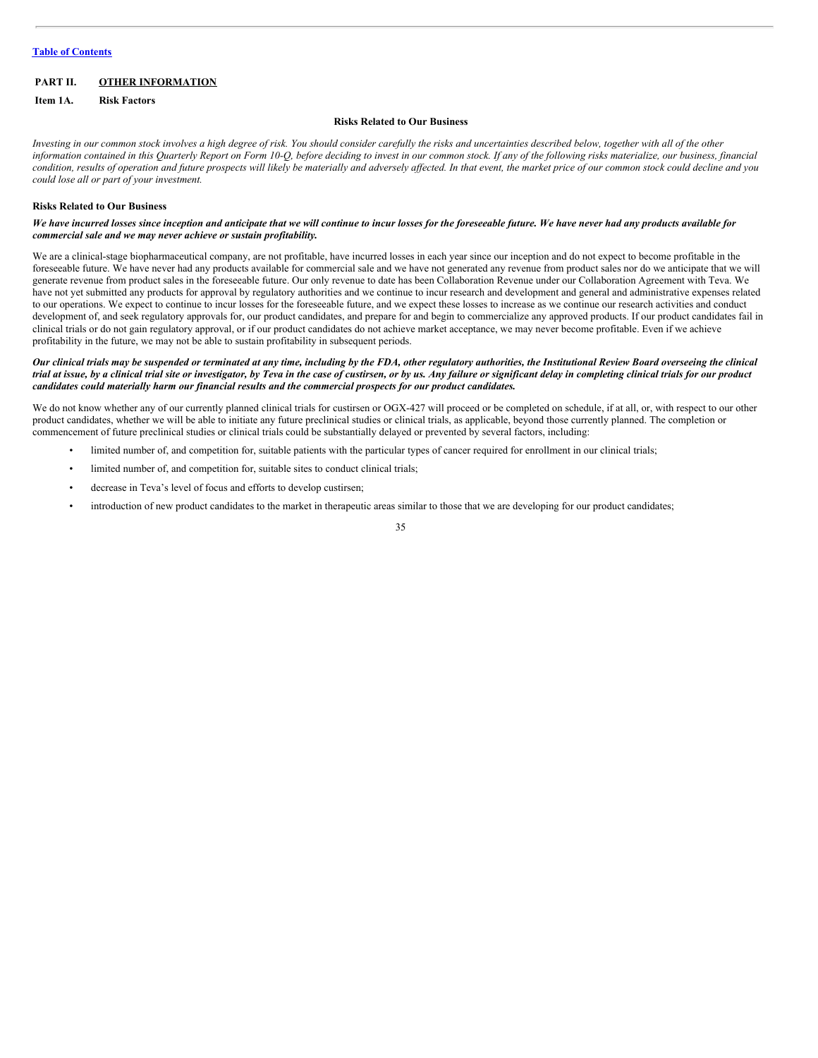[Table of Contents]

## PART II. OTHER INFORMATION

### Item 1A. Risk Factors

**Risks Related to Our Business**

*Investing in our common stock involves a high degree of risk. You should consider carefully the risks and uncertainties described below, together with all of the other information contained in this Quarterly Report on Form 10-Q, before deciding to invest in our common stock. If any of the following risks materialize, our business, financial condition, results of operation and future prospects will likely be materially and adversely affected. In that event, the market price of our common stock could decline and you could lose all or part of your investment.*

**Risks Related to Our Business**

***We have incurred losses since inception and anticipate that we will continue to incur losses for the foreseeable future. We have never had any products available for commercial sale and we may never achieve or sustain profitability.***

We are a clinical-stage biopharmaceutical company, are not profitable, have incurred losses in each year since our inception and do not expect to become profitable in the foreseeable future. We have never had any products available for commercial sale and we have not generated any revenue from product sales nor do we anticipate that we will generate revenue from product sales in the foreseeable future. Our only revenue to date has been Collaboration Revenue under our Collaboration Agreement with Teva. We have not yet submitted any products for approval by regulatory authorities and we continue to incur research and development and general and administrative expenses related to our operations. We expect to continue to incur losses for the foreseeable future, and we expect these losses to increase as we continue our research activities and conduct development of, and seek regulatory approvals for, our product candidates, and prepare for and begin to commercialize any approved products. If our product candidates fail in clinical trials or do not gain regulatory approval, or if our product candidates do not achieve market acceptance, we may never become profitable. Even if we achieve profitability in the future, we may not be able to sustain profitability in subsequent periods.

***Our clinical trials may be suspended or terminated at any time, including by the FDA, other regulatory authorities, the Institutional Review Board overseeing the clinical trial at issue, by a clinical trial site or investigator, by Teva in the case of custirsen, or by us. Any failure or significant delay in completing clinical trials for our product candidates could materially harm our financial results and the commercial prospects for our product candidates.***

We do not know whether any of our currently planned clinical trials for custirsen or OGX-427 will proceed or be completed on schedule, if at all, or, with respect to our other product candidates, whether we will be able to initiate any future preclinical studies or clinical trials, as applicable, beyond those currently planned. The completion or commencement of future preclinical studies or clinical trials could be substantially delayed or prevented by several factors, including:

- limited number of, and competition for, suitable patients with the particular types of cancer required for enrollment in our clinical trials;
- limited number of, and competition for, suitable sites to conduct clinical trials;
- decrease in Teva's level of focus and efforts to develop custirsen;
- introduction of new product candidates to the market in therapeutic areas similar to those that we are developing for our product candidates;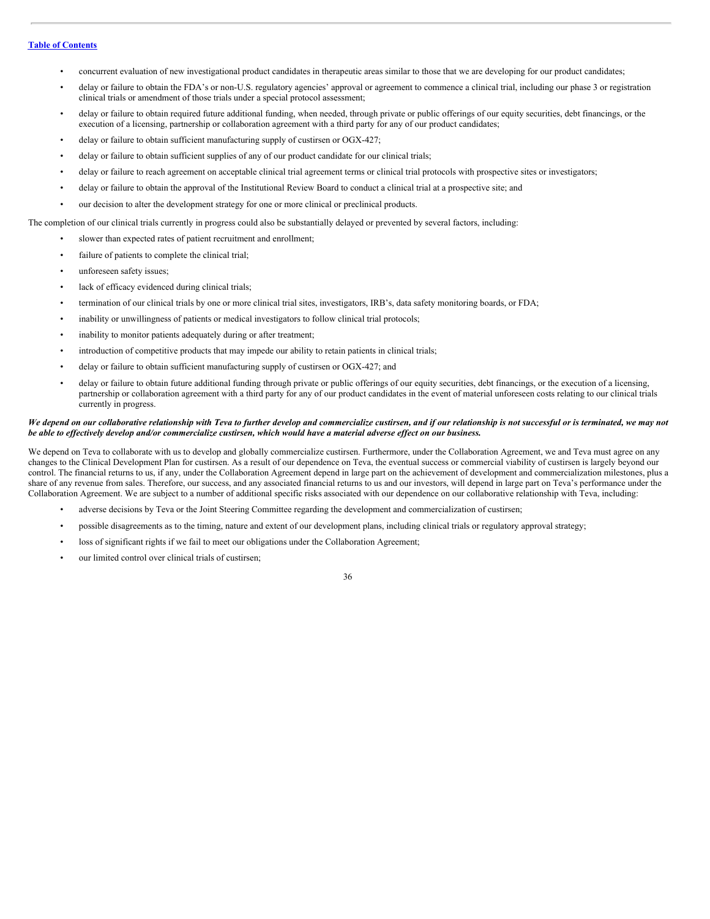- concurrent evaluation of new investigational product candidates in therapeutic areas similar to those that we are developing for our product candidates;
- delay or failure to obtain the FDA's or non-U.S. regulatory agencies' approval or agreement to commence a clinical trial, including our phase 3 or registration clinical trials or amendment of those trials under a special protocol assessment;
- delay or failure to obtain required future additional funding, when needed, through private or public offerings of our equity securities, debt financings, or the execution of a licensing, partnership or collaboration agreement with a third party for any of our product candidates;
- delay or failure to obtain sufficient manufacturing supply of custirsen or OGX-427;
- delay or failure to obtain sufficient supplies of any of our product candidate for our clinical trials;
- delay or failure to reach agreement on acceptable clinical trial agreement terms or clinical trial protocols with prospective sites or investigators;
- delay or failure to obtain the approval of the Institutional Review Board to conduct a clinical trial at a prospective site; and
- our decision to alter the development strategy for one or more clinical or preclinical products.

The completion of our clinical trials currently in progress could also be substantially delayed or prevented by several factors, including:

- slower than expected rates of patient recruitment and enrollment;
- failure of patients to complete the clinical trial;
- unforeseen safety issues;
- lack of efficacy evidenced during clinical trials;
- termination of our clinical trials by one or more clinical trial sites, investigators, IRB's, data safety monitoring boards, or FDA;
- inability or unwillingness of patients or medical investigators to follow clinical trial protocols;
- inability to monitor patients adequately during or after treatment;
- introduction of competitive products that may impede our ability to retain patients in clinical trials;
- delay or failure to obtain sufficient manufacturing supply of custirsen or OGX-427; and
- delay or failure to obtain future additional funding through private or public offerings of our equity securities, debt financings, or the execution of a licensing, partnership or collaboration agreement with a third party for any of our product candidates in the event of material unforeseen costs relating to our clinical trials currently in progress.

***We depend on our collaborative relationship with Teva to further develop and commercialize custirsen, and if our relationship is not successful or is terminated, we may not be able to effectively develop and/or commercialize custirsen, which would have a material adverse effect on our business.***

We depend on Teva to collaborate with us to develop and globally commercialize custirsen. Furthermore, under the Collaboration Agreement, we and Teva must agree on any changes to the Clinical Development Plan for custirsen. As a result of our dependence on Teva, the eventual success or commercial viability of custirsen is largely beyond our control. The financial returns to us, if any, under the Collaboration Agreement depend in large part on the achievement of development and commercialization milestones, plus a share of any revenue from sales. Therefore, our success, and any associated financial returns to us and our investors, will depend in large part on Teva's performance under the Collaboration Agreement. We are subject to a number of additional specific risks associated with our dependence on our collaborative relationship with Teva, including:

- adverse decisions by Teva or the Joint Steering Committee regarding the development and commercialization of custirsen;
- possible disagreements as to the timing, nature and extent of our development plans, including clinical trials or regulatory approval strategy;
- loss of significant rights if we fail to meet our obligations under the Collaboration Agreement;
- our limited control over clinical trials of custirsen;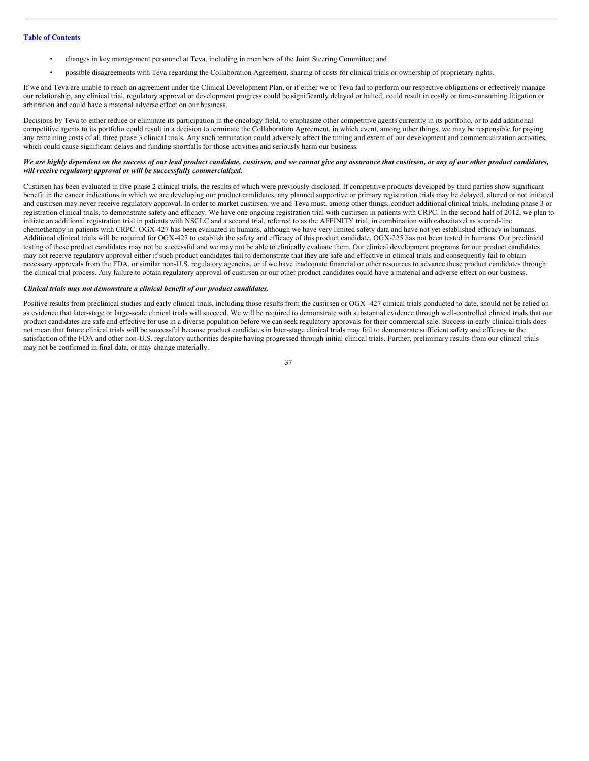- changes in key management personnel at Teva, including in members of the Joint Steering Committee; and
- possible disagreements with Teva regarding the Collaboration Agreement, sharing of costs for clinical trials or ownership of proprietary rights.

If we and Teva are unable to reach an agreement under the Clinical Development Plan, or if either we or Teva fail to perform our respective obligations or effectively manage our relationship, any clinical trial, regulatory approval or development progress could be significantly delayed or halted, could result in costly or time-consuming litigation or arbitration and could have a material adverse effect on our business.

Decisions by Teva to either reduce or eliminate its participation in the oncology field, to emphasize other competitive agents currently in its portfolio, or to add additional competitive agents to its portfolio could result in a decision to terminate the Collaboration Agreement, in which event, among other things, we may be responsible for paying any remaining costs of all three phase 3 clinical trials. Any such termination could adversely affect the timing and extent of our development and commercialization activities, which could cause significant delays and funding shortfalls for those activities and seriously harm our business.

***We are highly dependent on the success of our lead product candidate, custirsen, and we cannot give any assurance that custirsen, or any of our other product candidates, will receive regulatory approval or will be successfully commercialized.***

Custirsen has been evaluated in five phase 2 clinical trials, the results of which were previously disclosed. If competitive products developed by third parties show significant benefit in the cancer indications in which we are developing our product candidates, any planned supportive or primary registration trials may be delayed, altered or not initiated and custirsen may never receive regulatory approval. In order to market custirsen, we and Teva must, among other things, conduct additional clinical trials, including phase 3 or registration clinical trials, to demonstrate safety and efficacy. We have one ongoing registration trial with custirsen in patients with CRPC. In the second half of 2012, we plan to initiate an additional registration trial in patients with NSCLC and a second trial, referred to as the AFFINITY trial, in combination with cabazitaxel as second-line chemotherapy in patients with CRPC. OGX-427 has been evaluated in humans, although we have very limited safety data and have not yet established efficacy in humans. Additional clinical trials will be required for OGX-427 to establish the safety and efficacy of this product candidate. OGX-225 has not been tested in humans. Our preclinical testing of these product candidates may not be successful and we may not be able to clinically evaluate them. Our clinical development programs for our product candidates may not receive regulatory approval either if such product candidates fail to demonstrate that they are safe and effective in clinical trials and consequently fail to obtain necessary approvals from the FDA, or similar non-U.S. regulatory agencies, or if we have inadequate financial or other resources to advance these product candidates through the clinical trial process. Any failure to obtain regulatory approval of custirsen or our other product candidates could have a material and adverse effect on our business.

***Clinical trials may not demonstrate a clinical benefit of our product candidates.***

Positive results from preclinical studies and early clinical trials, including those results from the custirsen or OGX -427 clinical trials conducted to date, should not be relied on as evidence that later-stage or large-scale clinical trials will succeed. We will be required to demonstrate with substantial evidence through well-controlled clinical trials that our product candidates are safe and effective for use in a diverse population before we can seek regulatory approvals for their commercial sale. Success in early clinical trials does not mean that future clinical trials will be successful because product candidates in later-stage clinical trials may fail to demonstrate sufficient safety and efficacy to the satisfaction of the FDA and other non-U.S. regulatory authorities despite having progressed through initial clinical trials. Further, preliminary results from our clinical trials may not be confirmed in final data, or may change materially.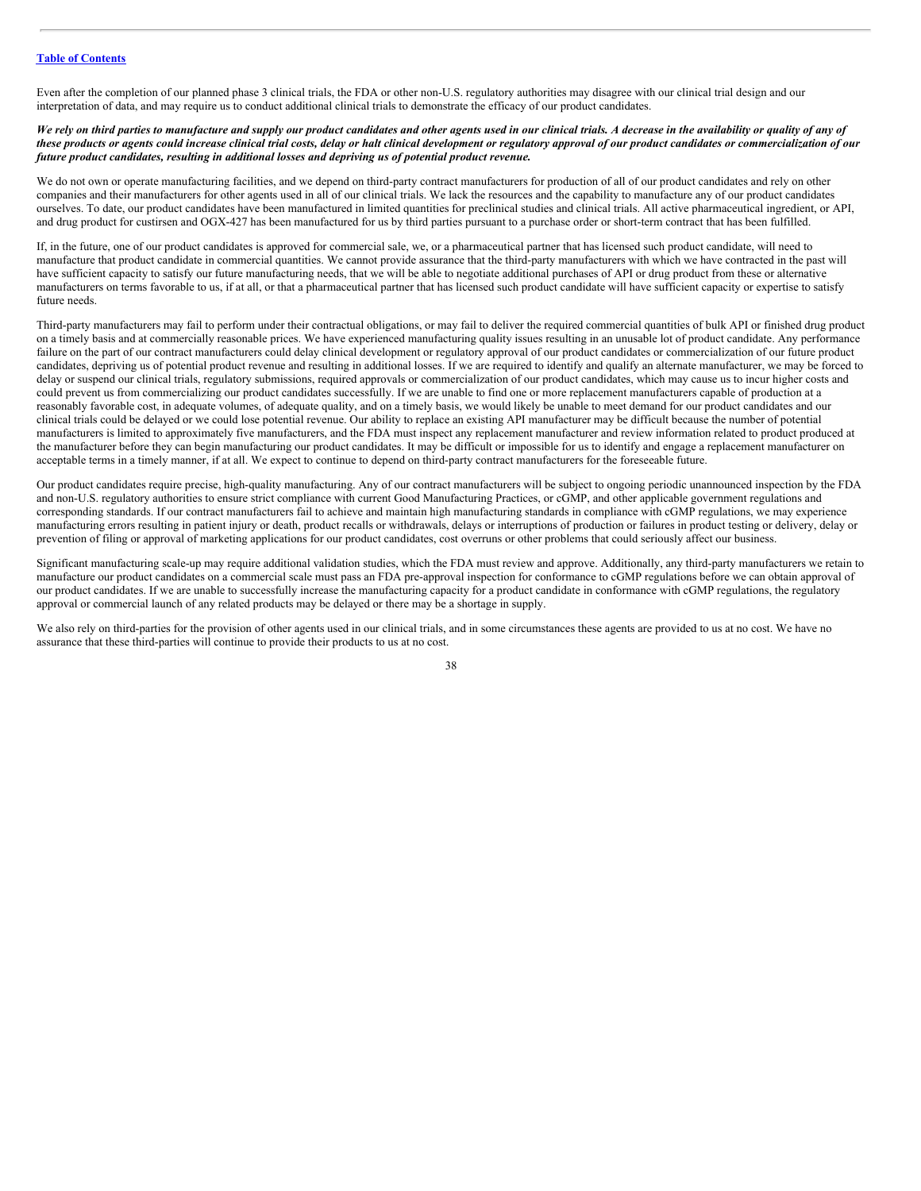Even after the completion of our planned phase 3 clinical trials, the FDA or other non-U.S. regulatory authorities may disagree with our clinical trial design and our interpretation of data, and may require us to conduct additional clinical trials to demonstrate the efficacy of our product candidates.

***We rely on third parties to manufacture and supply our product candidates and other agents used in our clinical trials. A decrease in the availability or quality of any of these products or agents could increase clinical trial costs, delay or halt clinical development or regulatory approval of our product candidates or commercialization of our future product candidates, resulting in additional losses and depriving us of potential product revenue.***

We do not own or operate manufacturing facilities, and we depend on third-party contract manufacturers for production of all of our product candidates and rely on other companies and their manufacturers for other agents used in all of our clinical trials. We lack the resources and the capability to manufacture any of our product candidates ourselves. To date, our product candidates have been manufactured in limited quantities for preclinical studies and clinical trials. All active pharmaceutical ingredient, or API, and drug product for custirsen and OGX-427 has been manufactured for us by third parties pursuant to a purchase order or short-term contract that has been fulfilled.

If, in the future, one of our product candidates is approved for commercial sale, we, or a pharmaceutical partner that has licensed such product candidate, will need to manufacture that product candidate in commercial quantities. We cannot provide assurance that the third-party manufacturers with which we have contracted in the past will have sufficient capacity to satisfy our future manufacturing needs, that we will be able to negotiate additional purchases of API or drug product from these or alternative manufacturers on terms favorable to us, if at all, or that a pharmaceutical partner that has licensed such product candidate will have sufficient capacity or expertise to satisfy future needs.

Third-party manufacturers may fail to perform under their contractual obligations, or may fail to deliver the required commercial quantities of bulk API or finished drug product on a timely basis and at commercially reasonable prices. We have experienced manufacturing quality issues resulting in an unusable lot of product candidate. Any performance failure on the part of our contract manufacturers could delay clinical development or regulatory approval of our product candidates or commercialization of our future product candidates, depriving us of potential product revenue and resulting in additional losses. If we are required to identify and qualify an alternate manufacturer, we may be forced to delay or suspend our clinical trials, regulatory submissions, required approvals or commercialization of our product candidates, which may cause us to incur higher costs and could prevent us from commercializing our product candidates successfully. If we are unable to find one or more replacement manufacturers capable of production at a reasonably favorable cost, in adequate volumes, of adequate quality, and on a timely basis, we would likely be unable to meet demand for our product candidates and our clinical trials could be delayed or we could lose potential revenue. Our ability to replace an existing API manufacturer may be difficult because the number of potential manufacturers is limited to approximately five manufacturers, and the FDA must inspect any replacement manufacturer and review information related to product produced at the manufacturer before they can begin manufacturing our product candidates. It may be difficult or impossible for us to identify and engage a replacement manufacturer on acceptable terms in a timely manner, if at all. We expect to continue to depend on third-party contract manufacturers for the foreseeable future.

Our product candidates require precise, high-quality manufacturing. Any of our contract manufacturers will be subject to ongoing periodic unannounced inspection by the FDA and non-U.S. regulatory authorities to ensure strict compliance with current Good Manufacturing Practices, or cGMP, and other applicable government regulations and corresponding standards. If our contract manufacturers fail to achieve and maintain high manufacturing standards in compliance with cGMP regulations, we may experience manufacturing errors resulting in patient injury or death, product recalls or withdrawals, delays or interruptions of production or failures in product testing or delivery, delay or prevention of filing or approval of marketing applications for our product candidates, cost overruns or other problems that could seriously affect our business.

Significant manufacturing scale-up may require additional validation studies, which the FDA must review and approve. Additionally, any third-party manufacturers we retain to manufacture our product candidates on a commercial scale must pass an FDA pre-approval inspection for conformance to cGMP regulations before we can obtain approval of our product candidates. If we are unable to successfully increase the manufacturing capacity for a product candidate in conformance with cGMP regulations, the regulatory approval or commercial launch of any related products may be delayed or there may be a shortage in supply.

We also rely on third-parties for the provision of other agents used in our clinical trials, and in some circumstances these agents are provided to us at no cost. We have no assurance that these third-parties will continue to provide their products to us at no cost.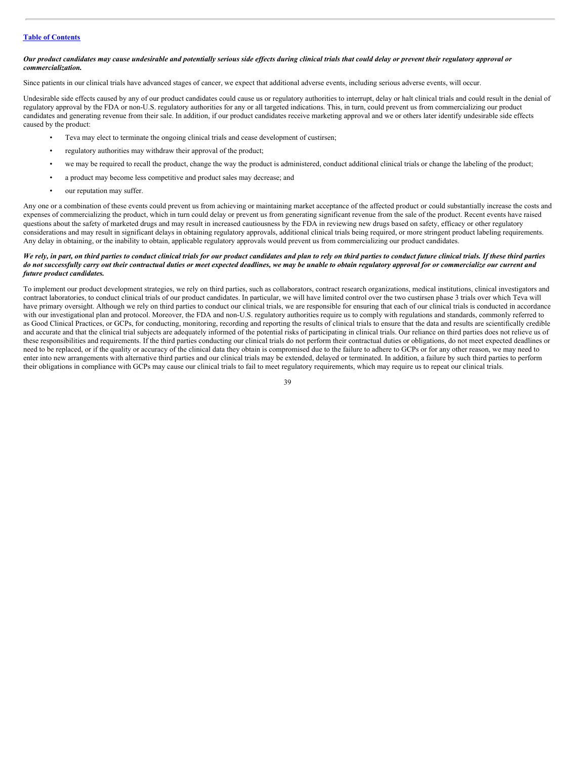***Our product candidates may cause undesirable and potentially serious side effects during clinical trials that could delay or prevent their regulatory approval or commercialization.***

Since patients in our clinical trials have advanced stages of cancer, we expect that additional adverse events, including serious adverse events, will occur.

Undesirable side effects caused by any of our product candidates could cause us or regulatory authorities to interrupt, delay or halt clinical trials and could result in the denial of regulatory approval by the FDA or non-U.S. regulatory authorities for any or all targeted indications. This, in turn, could prevent us from commercializing our product candidates and generating revenue from their sale. In addition, if our product candidates receive marketing approval and we or others later identify undesirable side effects caused by the product:

- Teva may elect to terminate the ongoing clinical trials and cease development of custirsen;
- regulatory authorities may withdraw their approval of the product;
- we may be required to recall the product, change the way the product is administered, conduct additional clinical trials or change the labeling of the product;
- a product may become less competitive and product sales may decrease; and
- our reputation may suffer.

Any one or a combination of these events could prevent us from achieving or maintaining market acceptance of the affected product or could substantially increase the costs and expenses of commercializing the product, which in turn could delay or prevent us from generating significant revenue from the sale of the product. Recent events have raised questions about the safety of marketed drugs and may result in increased cautiousness by the FDA in reviewing new drugs based on safety, efficacy or other regulatory considerations and may result in significant delays in obtaining regulatory approvals, additional clinical trials being required, or more stringent product labeling requirements. Any delay in obtaining, or the inability to obtain, applicable regulatory approvals would prevent us from commercializing our product candidates.

***We rely, in part, on third parties to conduct clinical trials for our product candidates and plan to rely on third parties to conduct future clinical trials. If these third parties do not successfully carry out their contractual duties or meet expected deadlines, we may be unable to obtain regulatory approval for or commercialize our current and future product candidates.***

To implement our product development strategies, we rely on third parties, such as collaborators, contract research organizations, medical institutions, clinical investigators and contract laboratories, to conduct clinical trials of our product candidates. In particular, we will have limited control over the two custirsen phase 3 trials over which Teva will have primary oversight. Although we rely on third parties to conduct our clinical trials, we are responsible for ensuring that each of our clinical trials is conducted in accordance with our investigational plan and protocol. Moreover, the FDA and non-U.S. regulatory authorities require us to comply with regulations and standards, commonly referred to as Good Clinical Practices, or GCPs, for conducting, monitoring, recording and reporting the results of clinical trials to ensure that the data and results are scientifically credible and accurate and that the clinical trial subjects are adequately informed of the potential risks of participating in clinical trials. Our reliance on third parties does not relieve us of these responsibilities and requirements. If the third parties conducting our clinical trials do not perform their contractual duties or obligations, do not meet expected deadlines or need to be replaced, or if the quality or accuracy of the clinical data they obtain is compromised due to the failure to adhere to GCPs or for any other reason, we may need to enter into new arrangements with alternative third parties and our clinical trials may be extended, delayed or terminated. In addition, a failure by such third parties to perform their obligations in compliance with GCPs may cause our clinical trials to fail to meet regulatory requirements, which may require us to repeat our clinical trials.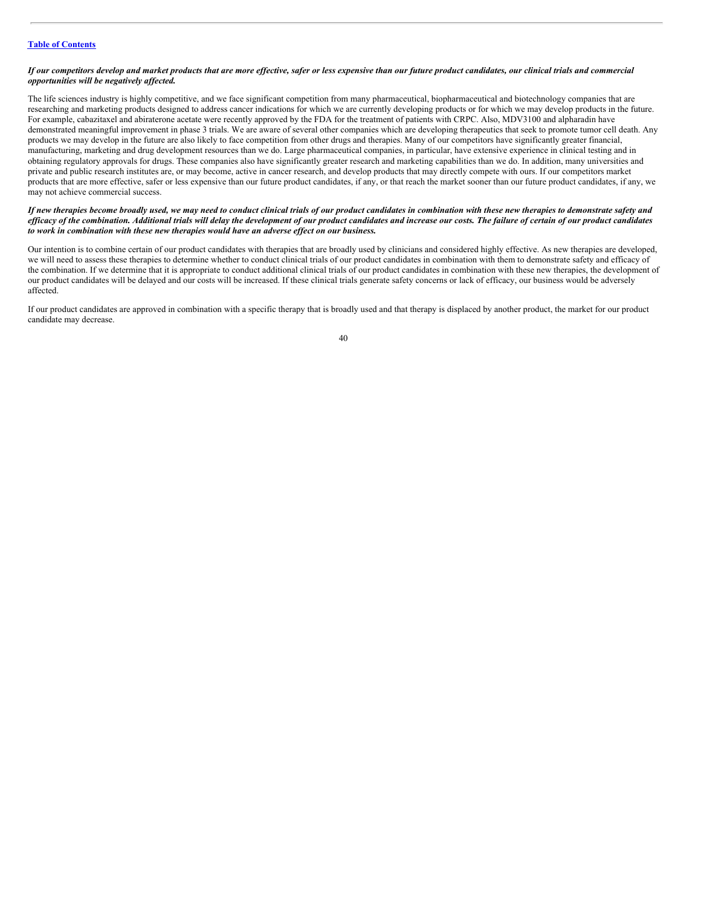***If our competitors develop and market products that are more effective, safer or less expensive than our future product candidates, our clinical trials and commercial opportunities will be negatively affected.***

The life sciences industry is highly competitive, and we face significant competition from many pharmaceutical, biopharmaceutical and biotechnology companies that are researching and marketing products designed to address cancer indications for which we are currently developing products or for which we may develop products in the future. For example, cabazitaxel and abiraterone acetate were recently approved by the FDA for the treatment of patients with CRPC. Also, MDV3100 and alpharadin have demonstrated meaningful improvement in phase 3 trials. We are aware of several other companies which are developing therapeutics that seek to promote tumor cell death. Any products we may develop in the future are also likely to face competition from other drugs and therapies. Many of our competitors have significantly greater financial, manufacturing, marketing and drug development resources than we do. Large pharmaceutical companies, in particular, have extensive experience in clinical testing and in obtaining regulatory approvals for drugs. These companies also have significantly greater research and marketing capabilities than we do. In addition, many universities and private and public research institutes are, or may become, active in cancer research, and develop products that may directly compete with ours. If our competitors market products that are more effective, safer or less expensive than our future product candidates, if any, or that reach the market sooner than our future product candidates, if any, we may not achieve commercial success.

***If new therapies become broadly used, we may need to conduct clinical trials of our product candidates in combination with these new therapies to demonstrate safety and efficacy of the combination. Additional trials will delay the development of our product candidates and increase our costs. The failure of certain of our product candidates to work in combination with these new therapies would have an adverse effect on our business.***

Our intention is to combine certain of our product candidates with therapies that are broadly used by clinicians and considered highly effective. As new therapies are developed, we will need to assess these therapies to determine whether to conduct clinical trials of our product candidates in combination with them to demonstrate safety and efficacy of the combination. If we determine that it is appropriate to conduct additional clinical trials of our product candidates in combination with these new therapies, the development of our product candidates will be delayed and our costs will be increased. If these clinical trials generate safety concerns or lack of efficacy, our business would be adversely affected.

If our product candidates are approved in combination with a specific therapy that is broadly used and that therapy is displaced by another product, the market for our product candidate may decrease.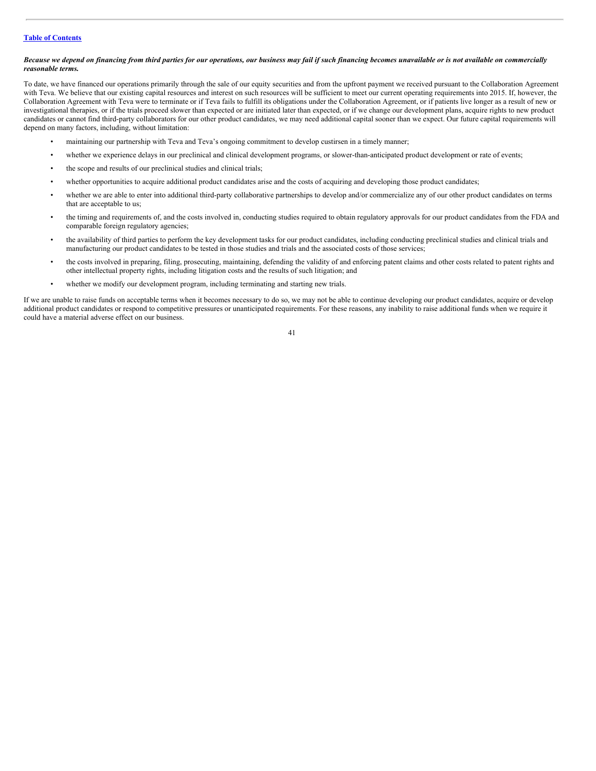***Because we depend on financing from third parties for our operations, our business may fail if such financing becomes unavailable or is not available on commercially reasonable terms.***

To date, we have financed our operations primarily through the sale of our equity securities and from the upfront payment we received pursuant to the Collaboration Agreement with Teva. We believe that our existing capital resources and interest on such resources will be sufficient to meet our current operating requirements into 2015. If, however, the Collaboration Agreement with Teva were to terminate or if Teva fails to fulfill its obligations under the Collaboration Agreement, or if patients live longer as a result of new or investigational therapies, or if the trials proceed slower than expected or are initiated later than expected, or if we change our development plans, acquire rights to new product candidates or cannot find third-party collaborators for our other product candidates, we may need additional capital sooner than we expect. Our future capital requirements will depend on many factors, including, without limitation:

- maintaining our partnership with Teva and Teva's ongoing commitment to develop custirsen in a timely manner;
- whether we experience delays in our preclinical and clinical development programs, or slower-than-anticipated product development or rate of events;
- the scope and results of our preclinical studies and clinical trials;
- whether opportunities to acquire additional product candidates arise and the costs of acquiring and developing those product candidates;
- whether we are able to enter into additional third-party collaborative partnerships to develop and/or commercialize any of our other product candidates on terms that are acceptable to us;
- the timing and requirements of, and the costs involved in, conducting studies required to obtain regulatory approvals for our product candidates from the FDA and comparable foreign regulatory agencies;
- the availability of third parties to perform the key development tasks for our product candidates, including conducting preclinical studies and clinical trials and manufacturing our product candidates to be tested in those studies and trials and the associated costs of those services;
- the costs involved in preparing, filing, prosecuting, maintaining, defending the validity of and enforcing patent claims and other costs related to patent rights and other intellectual property rights, including litigation costs and the results of such litigation; and
- whether we modify our development program, including terminating and starting new trials.

If we are unable to raise funds on acceptable terms when it becomes necessary to do so, we may not be able to continue developing our product candidates, acquire or develop additional product candidates or respond to competitive pressures or unanticipated requirements. For these reasons, any inability to raise additional funds when we require it could have a material adverse effect on our business.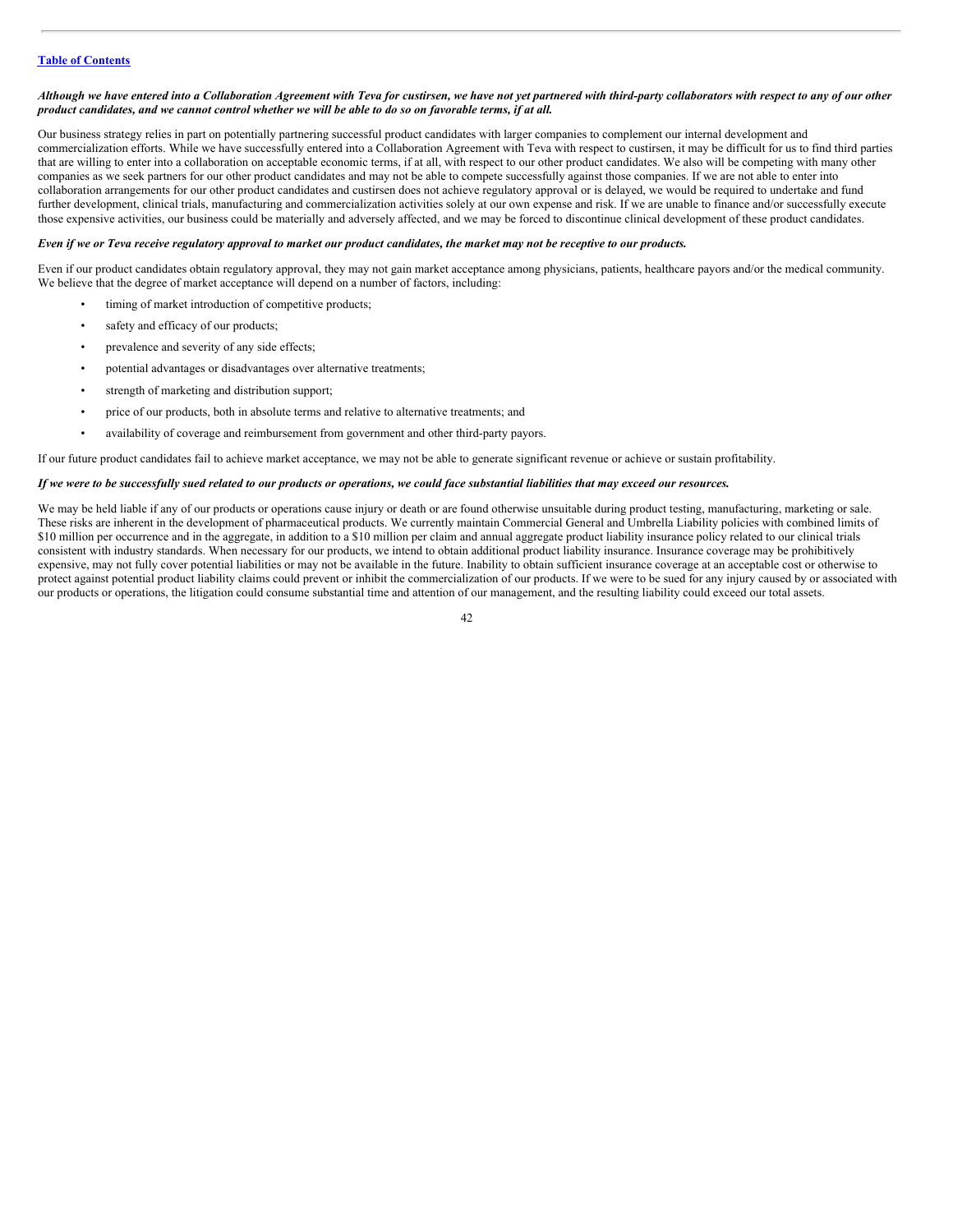***Although we have entered into a Collaboration Agreement with Teva for custirsen, we have not yet partnered with third-party collaborators with respect to any of our other product candidates, and we cannot control whether we will be able to do so on favorable terms, if at all.***

Our business strategy relies in part on potentially partnering successful product candidates with larger companies to complement our internal development and commercialization efforts. While we have successfully entered into a Collaboration Agreement with Teva with respect to custirsen, it may be difficult for us to find third parties that are willing to enter into a collaboration on acceptable economic terms, if at all, with respect to our other product candidates. We also will be competing with many other companies as we seek partners for our other product candidates and may not be able to compete successfully against those companies. If we are not able to enter into collaboration arrangements for our other product candidates and custirsen does not achieve regulatory approval or is delayed, we would be required to undertake and fund further development, clinical trials, manufacturing and commercialization activities solely at our own expense and risk. If we are unable to finance and/or successfully execute those expensive activities, our business could be materially and adversely affected, and we may be forced to discontinue clinical development of these product candidates.

***Even if we or Teva receive regulatory approval to market our product candidates, the market may not be receptive to our products.***

Even if our product candidates obtain regulatory approval, they may not gain market acceptance among physicians, patients, healthcare payors and/or the medical community. We believe that the degree of market acceptance will depend on a number of factors, including:

- timing of market introduction of competitive products;
- safety and efficacy of our products;
- prevalence and severity of any side effects;
- potential advantages or disadvantages over alternative treatments;
- strength of marketing and distribution support;
- price of our products, both in absolute terms and relative to alternative treatments; and
- availability of coverage and reimbursement from government and other third-party payors.

If our future product candidates fail to achieve market acceptance, we may not be able to generate significant revenue or achieve or sustain profitability.

***If we were to be successfully sued related to our products or operations, we could face substantial liabilities that may exceed our resources.***

We may be held liable if any of our products or operations cause injury or death or are found otherwise unsuitable during product testing, manufacturing, marketing or sale. These risks are inherent in the development of pharmaceutical products. We currently maintain Commercial General and Umbrella Liability policies with combined limits of $10 million per occurrence and in the aggregate, in addition to a $10 million per claim and annual aggregate product liability insurance policy related to our clinical trials consistent with industry standards. When necessary for our products, we intend to obtain additional product liability insurance. Insurance coverage may be prohibitively expensive, may not fully cover potential liabilities or may not be available in the future. Inability to obtain sufficient insurance coverage at an acceptable cost or otherwise to protect against potential product liability claims could prevent or inhibit the commercialization of our products. If we were to be sued for any injury caused by or associated with our products or operations, the litigation could consume substantial time and attention of our management, and the resulting liability could exceed our total assets.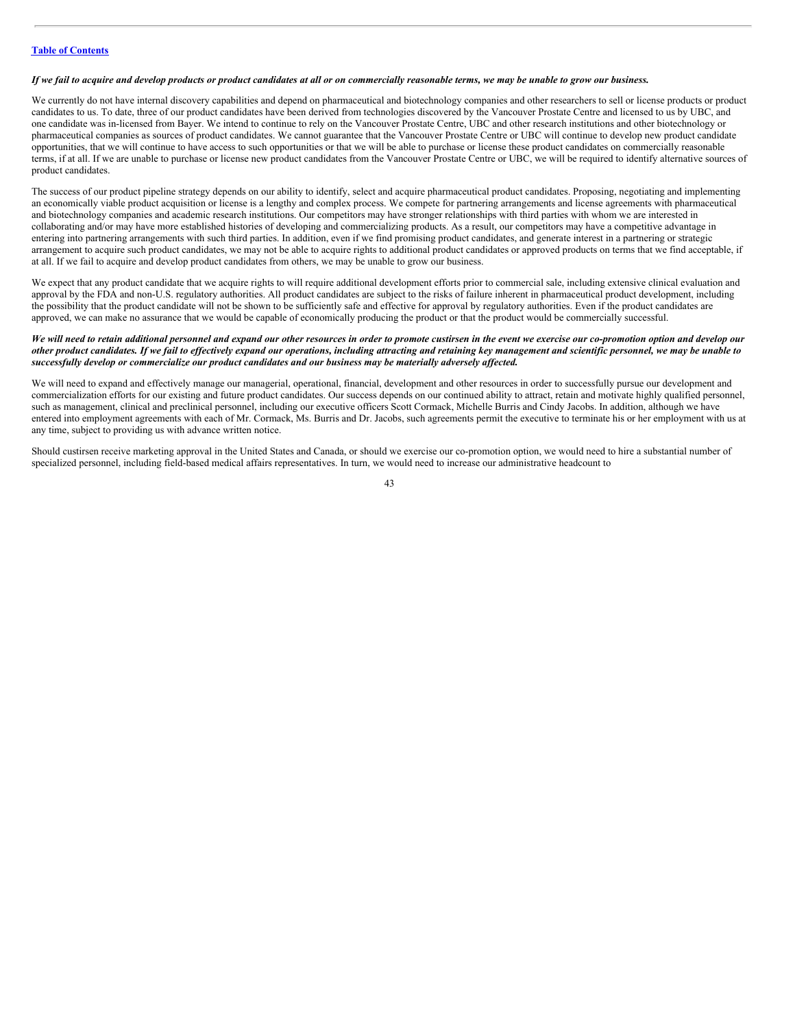*If we fail to acquire and develop products or product candidates at all or on commercially reasonable terms, we may be unable to grow our business.*

We currently do not have internal discovery capabilities and depend on pharmaceutical and biotechnology companies and other researchers to sell or license products or product candidates to us. To date, three of our product candidates have been derived from technologies discovered by the Vancouver Prostate Centre and licensed to us by UBC, and one candidate was in-licensed from Bayer. We intend to continue to rely on the Vancouver Prostate Centre, UBC and other research institutions and other biotechnology or pharmaceutical companies as sources of product candidates. We cannot guarantee that the Vancouver Prostate Centre or UBC will continue to develop new product candidate opportunities, that we will continue to have access to such opportunities or that we will be able to purchase or license these product candidates on commercially reasonable terms, if at all. If we are unable to purchase or license new product candidates from the Vancouver Prostate Centre or UBC, we will be required to identify alternative sources of product candidates.

The success of our product pipeline strategy depends on our ability to identify, select and acquire pharmaceutical product candidates. Proposing, negotiating and implementing an economically viable product acquisition or license is a lengthy and complex process. We compete for partnering arrangements and license agreements with pharmaceutical and biotechnology companies and academic research institutions. Our competitors may have stronger relationships with third parties with whom we are interested in collaborating and/or may have more established histories of developing and commercializing products. As a result, our competitors may have a competitive advantage in entering into partnering arrangements with such third parties. In addition, even if we find promising product candidates, and generate interest in a partnering or strategic arrangement to acquire such product candidates, we may not be able to acquire rights to additional product candidates or approved products on terms that we find acceptable, if at all. If we fail to acquire and develop product candidates from others, we may be unable to grow our business.

We expect that any product candidate that we acquire rights to will require additional development efforts prior to commercial sale, including extensive clinical evaluation and approval by the FDA and non-U.S. regulatory authorities. All product candidates are subject to the risks of failure inherent in pharmaceutical product development, including the possibility that the product candidate will not be shown to be sufficiently safe and effective for approval by regulatory authorities. Even if the product candidates are approved, we can make no assurance that we would be capable of economically producing the product or that the product would be commercially successful.

***We will need to retain additional personnel and expand our other resources in order to promote custirsen in the event we exercise our co-promotion option and develop our other product candidates. If we fail to effectively expand our operations, including attracting and retaining key management and scientific personnel, we may be unable to successfully develop or commercialize our product candidates and our business may be materially adversely affected.***

We will need to expand and effectively manage our managerial, operational, financial, development and other resources in order to successfully pursue our development and commercialization efforts for our existing and future product candidates. Our success depends on our continued ability to attract, retain and motivate highly qualified personnel, such as management, clinical and preclinical personnel, including our executive officers Scott Cormack, Michelle Burris and Cindy Jacobs. In addition, although we have entered into employment agreements with each of Mr. Cormack, Ms. Burris and Dr. Jacobs, such agreements permit the executive to terminate his or her employment with us at any time, subject to providing us with advance written notice.

Should custirsen receive marketing approval in the United States and Canada, or should we exercise our co-promotion option, we would need to hire a substantial number of specialized personnel, including field-based medical affairs representatives. In turn, we would need to increase our administrative headcount to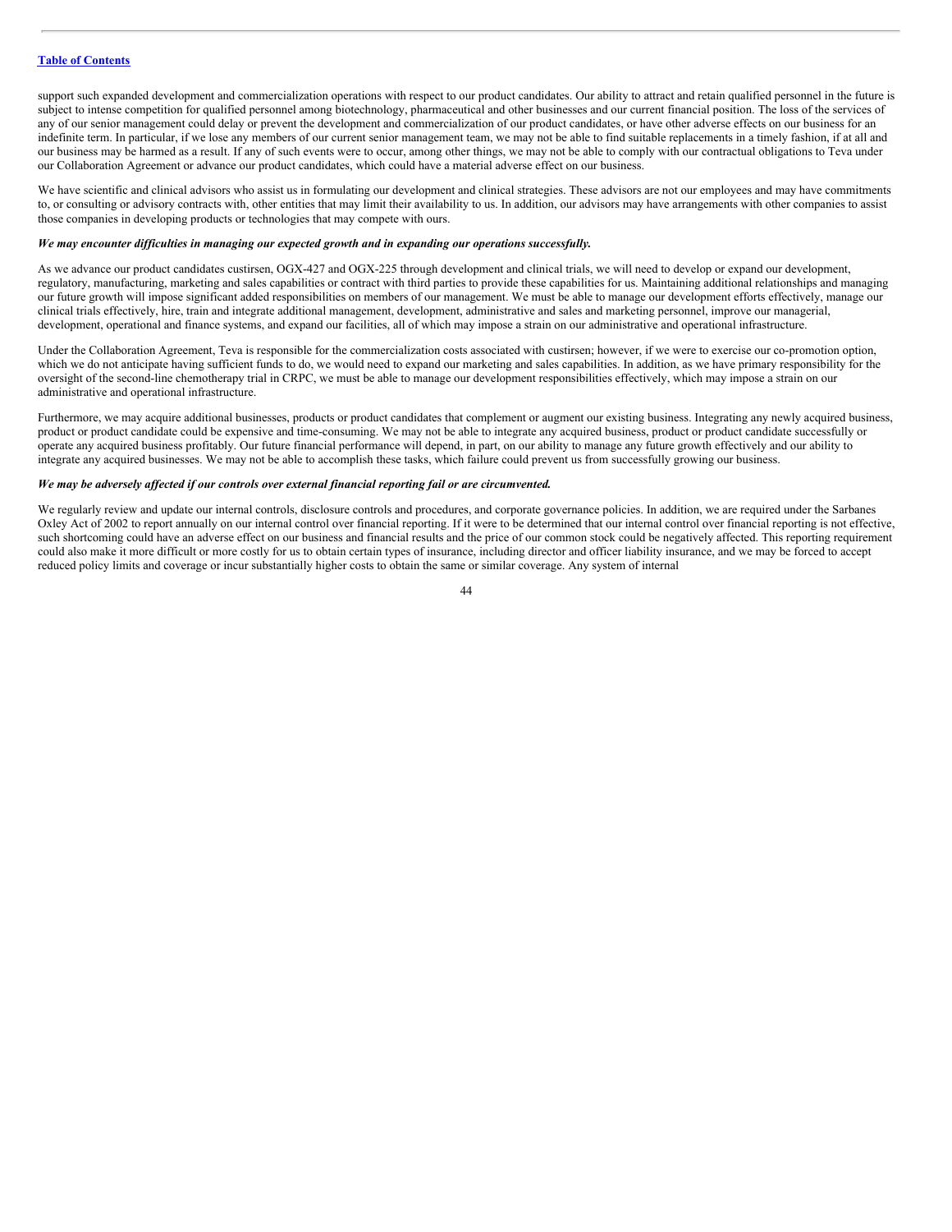support such expanded development and commercialization operations with respect to our product candidates. Our ability to attract and retain qualified personnel in the future is subject to intense competition for qualified personnel among biotechnology, pharmaceutical and other businesses and our current financial position. The loss of the services of any of our senior management could delay or prevent the development and commercialization of our product candidates, or have other adverse effects on our business for an indefinite term. In particular, if we lose any members of our current senior management team, we may not be able to find suitable replacements in a timely fashion, if at all and our business may be harmed as a result. If any of such events were to occur, among other things, we may not be able to comply with our contractual obligations to Teva under our Collaboration Agreement or advance our product candidates, which could have a material adverse effect on our business.

We have scientific and clinical advisors who assist us in formulating our development and clinical strategies. These advisors are not our employees and may have commitments to, or consulting or advisory contracts with, other entities that may limit their availability to us. In addition, our advisors may have arrangements with other companies to assist those companies in developing products or technologies that may compete with ours.

***We may encounter difficulties in managing our expected growth and in expanding our operations successfully.***

As we advance our product candidates custirsen, OGX-427 and OGX-225 through development and clinical trials, we will need to develop or expand our development, regulatory, manufacturing, marketing and sales capabilities or contract with third parties to provide these capabilities for us. Maintaining additional relationships and managing our future growth will impose significant added responsibilities on members of our management. We must be able to manage our development efforts effectively, manage our clinical trials effectively, hire, train and integrate additional management, development, administrative and sales and marketing personnel, improve our managerial, development, operational and finance systems, and expand our facilities, all of which may impose a strain on our administrative and operational infrastructure.

Under the Collaboration Agreement, Teva is responsible for the commercialization costs associated with custirsen; however, if we were to exercise our co-promotion option, which we do not anticipate having sufficient funds to do, we would need to expand our marketing and sales capabilities. In addition, as we have primary responsibility for the oversight of the second-line chemotherapy trial in CRPC, we must be able to manage our development responsibilities effectively, which may impose a strain on our administrative and operational infrastructure.

Furthermore, we may acquire additional businesses, products or product candidates that complement or augment our existing business. Integrating any newly acquired business, product or product candidate could be expensive and time-consuming. We may not be able to integrate any acquired business, product or product candidate successfully or operate any acquired business profitably. Our future financial performance will depend, in part, on our ability to manage any future growth effectively and our ability to integrate any acquired businesses. We may not be able to accomplish these tasks, which failure could prevent us from successfully growing our business.

***We may be adversely affected if our controls over external financial reporting fail or are circumvented.***

We regularly review and update our internal controls, disclosure controls and procedures, and corporate governance policies. In addition, we are required under the Sarbanes Oxley Act of 2002 to report annually on our internal control over financial reporting. If it were to be determined that our internal control over financial reporting is not effective, such shortcoming could have an adverse effect on our business and financial results and the price of our common stock could be negatively affected. This reporting requirement could also make it more difficult or more costly for us to obtain certain types of insurance, including director and officer liability insurance, and we may be forced to accept reduced policy limits and coverage or incur substantially higher costs to obtain the same or similar coverage. Any system of internal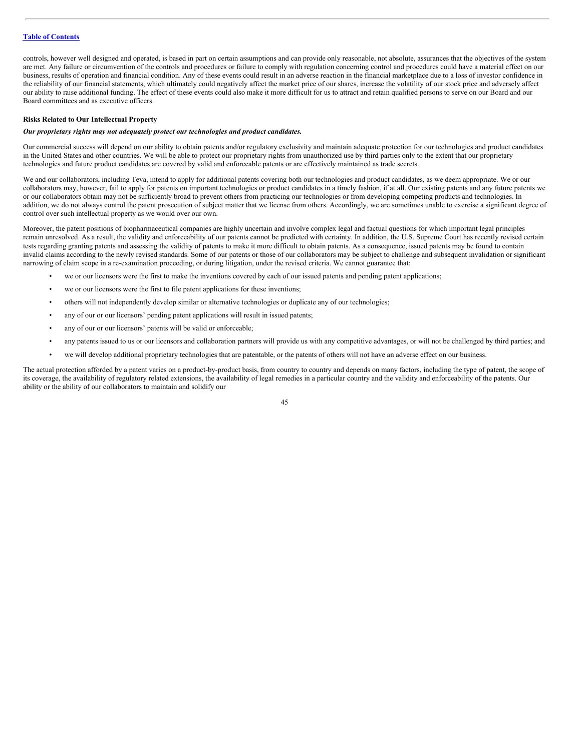controls, however well designed and operated, is based in part on certain assumptions and can provide only reasonable, not absolute, assurances that the objectives of the system are met. Any failure or circumvention of the controls and procedures or failure to comply with regulation concerning control and procedures could have a material effect on our business, results of operation and financial condition. Any of these events could result in an adverse reaction in the financial marketplace due to a loss of investor confidence in the reliability of our financial statements, which ultimately could negatively affect the market price of our shares, increase the volatility of our stock price and adversely affect our ability to raise additional funding. The effect of these events could also make it more difficult for us to attract and retain qualified persons to serve on our Board and our Board committees and as executive officers.

**Risks Related to Our Intellectual Property**

***Our proprietary rights may not adequately protect our technologies and product candidates.***

Our commercial success will depend on our ability to obtain patents and/or regulatory exclusivity and maintain adequate protection for our technologies and product candidates in the United States and other countries. We will be able to protect our proprietary rights from unauthorized use by third parties only to the extent that our proprietary technologies and future product candidates are covered by valid and enforceable patents or are effectively maintained as trade secrets.

We and our collaborators, including Teva, intend to apply for additional patents covering both our technologies and product candidates, as we deem appropriate. We or our collaborators may, however, fail to apply for patents on important technologies or product candidates in a timely fashion, if at all. Our existing patents and any future patents we or our collaborators obtain may not be sufficiently broad to prevent others from practicing our technologies or from developing competing products and technologies. In addition, we do not always control the patent prosecution of subject matter that we license from others. Accordingly, we are sometimes unable to exercise a significant degree of control over such intellectual property as we would over our own.

Moreover, the patent positions of biopharmaceutical companies are highly uncertain and involve complex legal and factual questions for which important legal principles remain unresolved. As a result, the validity and enforceability of our patents cannot be predicted with certainty. In addition, the U.S. Supreme Court has recently revised certain tests regarding granting patents and assessing the validity of patents to make it more difficult to obtain patents. As a consequence, issued patents may be found to contain invalid claims according to the newly revised standards. Some of our patents or those of our collaborators may be subject to challenge and subsequent invalidation or significant narrowing of claim scope in a re-examination proceeding, or during litigation, under the revised criteria. We cannot guarantee that:

- we or our licensors were the first to make the inventions covered by each of our issued patents and pending patent applications;
- we or our licensors were the first to file patent applications for these inventions;
- others will not independently develop similar or alternative technologies or duplicate any of our technologies;
- any of our or our licensors' pending patent applications will result in issued patents;
- any of our or our licensors' patents will be valid or enforceable;
- any patents issued to us or our licensors and collaboration partners will provide us with any competitive advantages, or will not be challenged by third parties; and
- we will develop additional proprietary technologies that are patentable, or the patents of others will not have an adverse effect on our business.

The actual protection afforded by a patent varies on a product-by-product basis, from country to country and depends on many factors, including the type of patent, the scope of its coverage, the availability of regulatory related extensions, the availability of legal remedies in a particular country and the validity and enforceability of the patents. Our ability or the ability of our collaborators to maintain and solidify our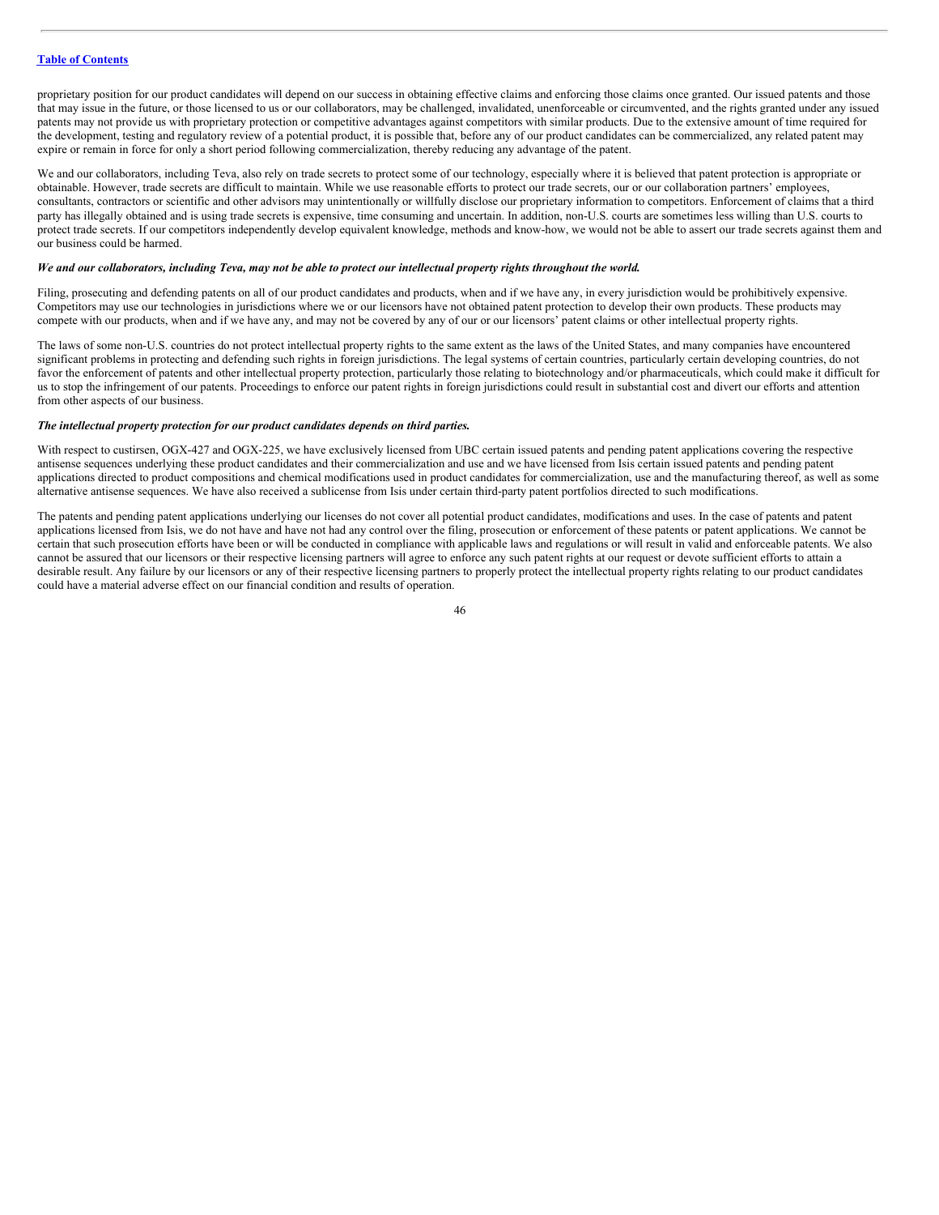proprietary position for our product candidates will depend on our success in obtaining effective claims and enforcing those claims once granted. Our issued patents and those that may issue in the future, or those licensed to us or our collaborators, may be challenged, invalidated, unenforceable or circumvented, and the rights granted under any issued patents may not provide us with proprietary protection or competitive advantages against competitors with similar products. Due to the extensive amount of time required for the development, testing and regulatory review of a potential product, it is possible that, before any of our product candidates can be commercialized, any related patent may expire or remain in force for only a short period following commercialization, thereby reducing any advantage of the patent.

We and our collaborators, including Teva, also rely on trade secrets to protect some of our technology, especially where it is believed that patent protection is appropriate or obtainable. However, trade secrets are difficult to maintain. While we use reasonable efforts to protect our trade secrets, our or our collaboration partners' employees, consultants, contractors or scientific and other advisors may unintentionally or willfully disclose our proprietary information to competitors. Enforcement of claims that a third party has illegally obtained and is using trade secrets is expensive, time consuming and uncertain. In addition, non-U.S. courts are sometimes less willing than U.S. courts to protect trade secrets. If our competitors independently develop equivalent knowledge, methods and know-how, we would not be able to assert our trade secrets against them and our business could be harmed.

***We and our collaborators, including Teva, may not be able to protect our intellectual property rights throughout the world.***

Filing, prosecuting and defending patents on all of our product candidates and products, when and if we have any, in every jurisdiction would be prohibitively expensive. Competitors may use our technologies in jurisdictions where we or our licensors have not obtained patent protection to develop their own products. These products may compete with our products, when and if we have any, and may not be covered by any of our or our licensors' patent claims or other intellectual property rights.

The laws of some non-U.S. countries do not protect intellectual property rights to the same extent as the laws of the United States, and many companies have encountered significant problems in protecting and defending such rights in foreign jurisdictions. The legal systems of certain countries, particularly certain developing countries, do not favor the enforcement of patents and other intellectual property protection, particularly those relating to biotechnology and/or pharmaceuticals, which could make it difficult for us to stop the infringement of our patents. Proceedings to enforce our patent rights in foreign jurisdictions could result in substantial cost and divert our efforts and attention from other aspects of our business.

***The intellectual property protection for our product candidates depends on third parties.***

With respect to custirsen, OGX-427 and OGX-225, we have exclusively licensed from UBC certain issued patents and pending patent applications covering the respective antisense sequences underlying these product candidates and their commercialization and use and we have licensed from Isis certain issued patents and pending patent applications directed to product compositions and chemical modifications used in product candidates for commercialization, use and the manufacturing thereof, as well as some alternative antisense sequences. We have also received a sublicense from Isis under certain third-party patent portfolios directed to such modifications.

The patents and pending patent applications underlying our licenses do not cover all potential product candidates, modifications and uses. In the case of patents and patent applications licensed from Isis, we do not have and have not had any control over the filing, prosecution or enforcement of these patents or patent applications. We cannot be certain that such prosecution efforts have been or will be conducted in compliance with applicable laws and regulations or will result in valid and enforceable patents. We also cannot be assured that our licensors or their respective licensing partners will agree to enforce any such patent rights at our request or devote sufficient efforts to attain a desirable result. Any failure by our licensors or any of their respective licensing partners to properly protect the intellectual property rights relating to our product candidates could have a material adverse effect on our financial condition and results of operation.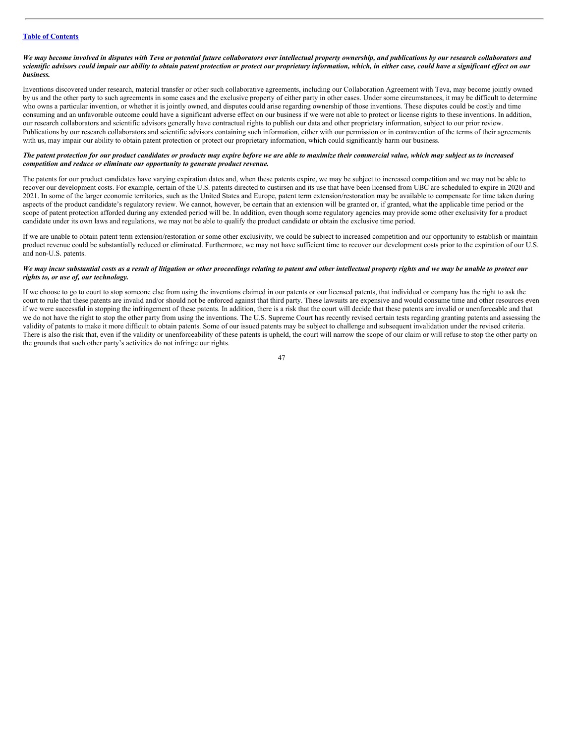*We may become involved in disputes with Teva or potential future collaborators over intellectual property ownership, and publications by our research collaborators and scientific advisors could impair our ability to obtain patent protection or protect our proprietary information, which, in either case, could have a significant effect on our business.*

Inventions discovered under research, material transfer or other such collaborative agreements, including our Collaboration Agreement with Teva, may become jointly owned by us and the other party to such agreements in some cases and the exclusive property of either party in other cases. Under some circumstances, it may be difficult to determine who owns a particular invention, or whether it is jointly owned, and disputes could arise regarding ownership of those inventions. These disputes could be costly and time consuming and an unfavorable outcome could have a significant adverse effect on our business if we were not able to protect or license rights to these inventions. In addition, our research collaborators and scientific advisors generally have contractual rights to publish our data and other proprietary information, subject to our prior review. Publications by our research collaborators and scientific advisors containing such information, either with our permission or in contravention of the terms of their agreements with us, may impair our ability to obtain patent protection or protect our proprietary information, which could significantly harm our business.

*The patent protection for our product candidates or products may expire before we are able to maximize their commercial value, which may subject us to increased competition and reduce or eliminate our opportunity to generate product revenue.*

The patents for our product candidates have varying expiration dates and, when these patents expire, we may be subject to increased competition and we may not be able to recover our development costs. For example, certain of the U.S. patents directed to custirsen and its use that have been licensed from UBC are scheduled to expire in 2020 and 2021. In some of the larger economic territories, such as the United States and Europe, patent term extension/restoration may be available to compensate for time taken during aspects of the product candidate's regulatory review. We cannot, however, be certain that an extension will be granted or, if granted, what the applicable time period or the scope of patent protection afforded during any extended period will be. In addition, even though some regulatory agencies may provide some other exclusivity for a product candidate under its own laws and regulations, we may not be able to qualify the product candidate or obtain the exclusive time period.

If we are unable to obtain patent term extension/restoration or some other exclusivity, we could be subject to increased competition and our opportunity to establish or maintain product revenue could be substantially reduced or eliminated. Furthermore, we may not have sufficient time to recover our development costs prior to the expiration of our U.S. and non-U.S. patents.

*We may incur substantial costs as a result of litigation or other proceedings relating to patent and other intellectual property rights and we may be unable to protect our rights to, or use of, our technology.*

If we choose to go to court to stop someone else from using the inventions claimed in our patents or our licensed patents, that individual or company has the right to ask the court to rule that these patents are invalid and/or should not be enforced against that third party. These lawsuits are expensive and would consume time and other resources even if we were successful in stopping the infringement of these patents. In addition, there is a risk that the court will decide that these patents are invalid or unenforceable and that we do not have the right to stop the other party from using the inventions. The U.S. Supreme Court has recently revised certain tests regarding granting patents and assessing the validity of patents to make it more difficult to obtain patents. Some of our issued patents may be subject to challenge and subsequent invalidation under the revised criteria. There is also the risk that, even if the validity or unenforceability of these patents is upheld, the court will narrow the scope of our claim or will refuse to stop the other party on the grounds that such other party's activities do not infringe our rights.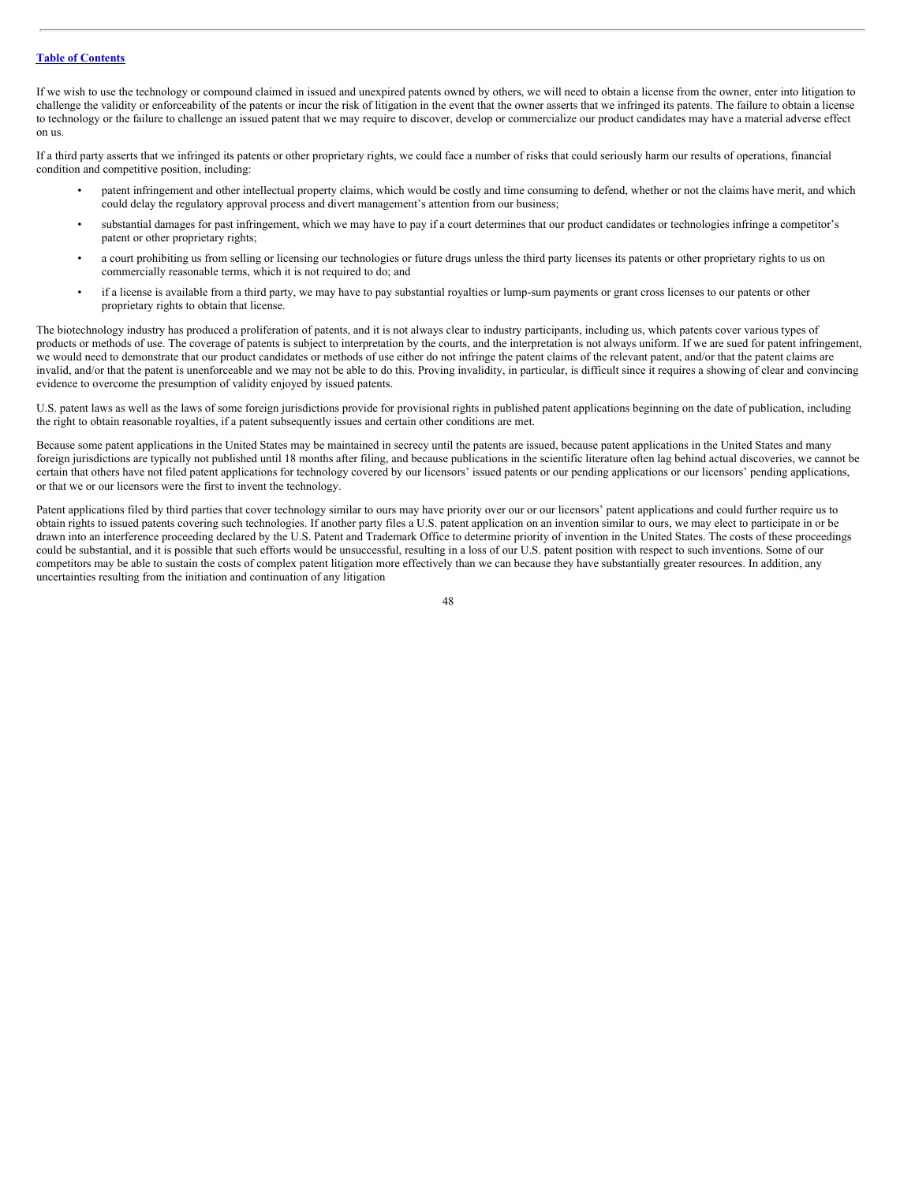If we wish to use the technology or compound claimed in issued and unexpired patents owned by others, we will need to obtain a license from the owner, enter into litigation to challenge the validity or enforceability of the patents or incur the risk of litigation in the event that the owner asserts that we infringed its patents. The failure to obtain a license to technology or the failure to challenge an issued patent that we may require to discover, develop or commercialize our product candidates may have a material adverse effect on us.

If a third party asserts that we infringed its patents or other proprietary rights, we could face a number of risks that could seriously harm our results of operations, financial condition and competitive position, including:

- patent infringement and other intellectual property claims, which would be costly and time consuming to defend, whether or not the claims have merit, and which could delay the regulatory approval process and divert management's attention from our business;
- substantial damages for past infringement, which we may have to pay if a court determines that our product candidates or technologies infringe a competitor's patent or other proprietary rights;
- a court prohibiting us from selling or licensing our technologies or future drugs unless the third party licenses its patents or other proprietary rights to us on commercially reasonable terms, which it is not required to do; and
- if a license is available from a third party, we may have to pay substantial royalties or lump-sum payments or grant cross licenses to our patents or other proprietary rights to obtain that license.

The biotechnology industry has produced a proliferation of patents, and it is not always clear to industry participants, including us, which patents cover various types of products or methods of use. The coverage of patents is subject to interpretation by the courts, and the interpretation is not always uniform. If we are sued for patent infringement, we would need to demonstrate that our product candidates or methods of use either do not infringe the patent claims of the relevant patent, and/or that the patent claims are invalid, and/or that the patent is unenforceable and we may not be able to do this. Proving invalidity, in particular, is difficult since it requires a showing of clear and convincing evidence to overcome the presumption of validity enjoyed by issued patents.

U.S. patent laws as well as the laws of some foreign jurisdictions provide for provisional rights in published patent applications beginning on the date of publication, including the right to obtain reasonable royalties, if a patent subsequently issues and certain other conditions are met.

Because some patent applications in the United States may be maintained in secrecy until the patents are issued, because patent applications in the United States and many foreign jurisdictions are typically not published until 18 months after filing, and because publications in the scientific literature often lag behind actual discoveries, we cannot be certain that others have not filed patent applications for technology covered by our licensors' issued patents or our pending applications or our licensors' pending applications, or that we or our licensors were the first to invent the technology.

Patent applications filed by third parties that cover technology similar to ours may have priority over our or our licensors' patent applications and could further require us to obtain rights to issued patents covering such technologies. If another party files a U.S. patent application on an invention similar to ours, we may elect to participate in or be drawn into an interference proceeding declared by the U.S. Patent and Trademark Office to determine priority of invention in the United States. The costs of these proceedings could be substantial, and it is possible that such efforts would be unsuccessful, resulting in a loss of our U.S. patent position with respect to such inventions. Some of our competitors may be able to sustain the costs of complex patent litigation more effectively than we can because they have substantially greater resources. In addition, any uncertainties resulting from the initiation and continuation of any litigation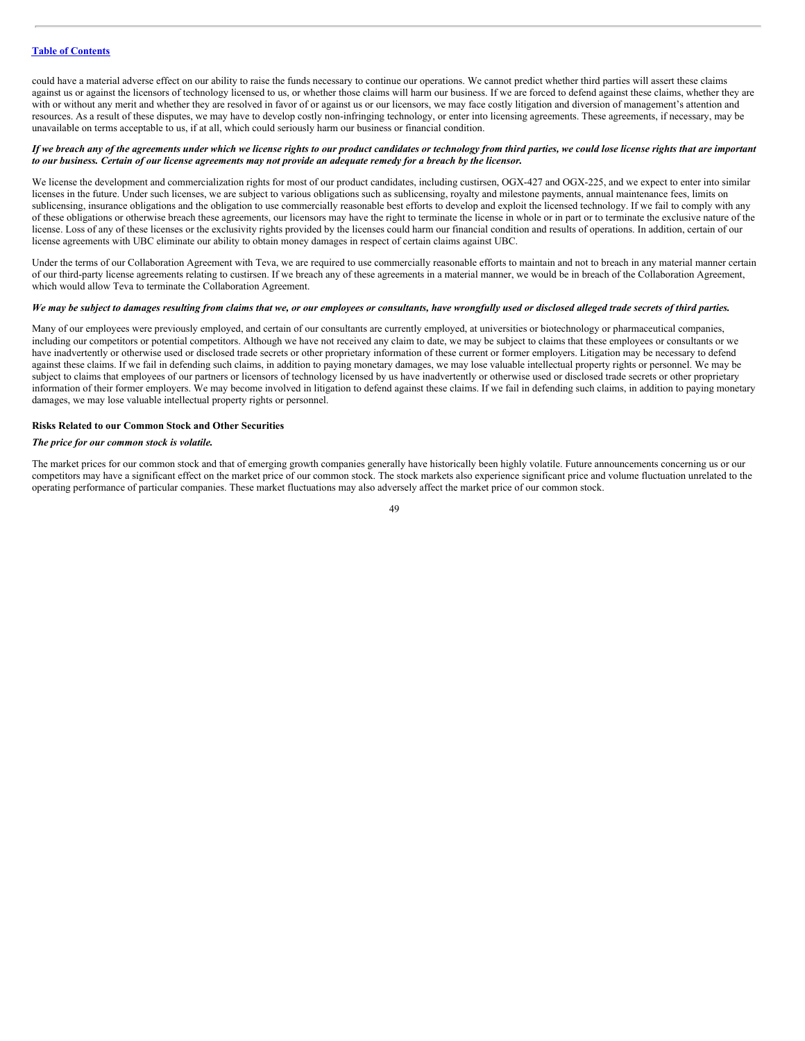could have a material adverse effect on our ability to raise the funds necessary to continue our operations. We cannot predict whether third parties will assert these claims against us or against the licensors of technology licensed to us, or whether those claims will harm our business. If we are forced to defend against these claims, whether they are with or without any merit and whether they are resolved in favor of or against us or our licensors, we may face costly litigation and diversion of management's attention and resources. As a result of these disputes, we may have to develop costly non-infringing technology, or enter into licensing agreements. These agreements, if necessary, may be unavailable on terms acceptable to us, if at all, which could seriously harm our business or financial condition.

***If we breach any of the agreements under which we license rights to our product candidates or technology from third parties, we could lose license rights that are important to our business. Certain of our license agreements may not provide an adequate remedy for a breach by the licensor.***

We license the development and commercialization rights for most of our product candidates, including custirsen, OGX-427 and OGX-225, and we expect to enter into similar licenses in the future. Under such licenses, we are subject to various obligations such as sublicensing, royalty and milestone payments, annual maintenance fees, limits on sublicensing, insurance obligations and the obligation to use commercially reasonable best efforts to develop and exploit the licensed technology. If we fail to comply with any of these obligations or otherwise breach these agreements, our licensors may have the right to terminate the license in whole or in part or to terminate the exclusive nature of the license. Loss of any of these licenses or the exclusivity rights provided by the licenses could harm our financial condition and results of operations. In addition, certain of our license agreements with UBC eliminate our ability to obtain money damages in respect of certain claims against UBC.

Under the terms of our Collaboration Agreement with Teva, we are required to use commercially reasonable efforts to maintain and not to breach in any material manner certain of our third-party license agreements relating to custirsen. If we breach any of these agreements in a material manner, we would be in breach of the Collaboration Agreement, which would allow Teva to terminate the Collaboration Agreement.

***We may be subject to damages resulting from claims that we, or our employees or consultants, have wrongfully used or disclosed alleged trade secrets of third parties.***

Many of our employees were previously employed, and certain of our consultants are currently employed, at universities or biotechnology or pharmaceutical companies, including our competitors or potential competitors. Although we have not received any claim to date, we may be subject to claims that these employees or consultants or we have inadvertently or otherwise used or disclosed trade secrets or other proprietary information of these current or former employers. Litigation may be necessary to defend against these claims. If we fail in defending such claims, in addition to paying monetary damages, we may lose valuable intellectual property rights or personnel. We may be subject to claims that employees of our partners or licensors of technology licensed by us have inadvertently or otherwise used or disclosed trade secrets or other proprietary information of their former employers. We may become involved in litigation to defend against these claims. If we fail in defending such claims, in addition to paying monetary damages, we may lose valuable intellectual property rights or personnel.

**Risks Related to our Common Stock and Other Securities**

***The price for our common stock is volatile.***

The market prices for our common stock and that of emerging growth companies generally have historically been highly volatile. Future announcements concerning us or our competitors may have a significant effect on the market price of our common stock. The stock markets also experience significant price and volume fluctuation unrelated to the operating performance of particular companies. These market fluctuations may also adversely affect the market price of our common stock.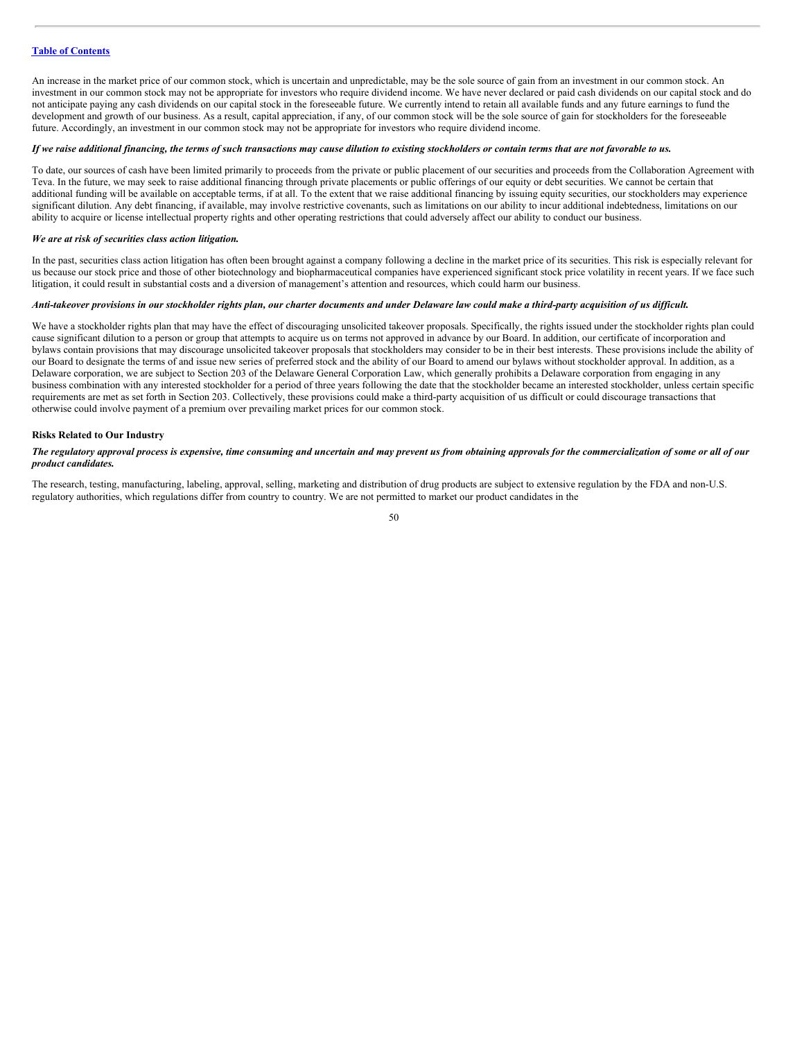An increase in the market price of our common stock, which is uncertain and unpredictable, may be the sole source of gain from an investment in our common stock. An investment in our common stock may not be appropriate for investors who require dividend income. We have never declared or paid cash dividends on our capital stock and do not anticipate paying any cash dividends on our capital stock in the foreseeable future. We currently intend to retain all available funds and any future earnings to fund the development and growth of our business. As a result, capital appreciation, if any, of our common stock will be the sole source of gain for stockholders for the foreseeable future. Accordingly, an investment in our common stock may not be appropriate for investors who require dividend income.

***If we raise additional financing, the terms of such transactions may cause dilution to existing stockholders or contain terms that are not favorable to us.***

To date, our sources of cash have been limited primarily to proceeds from the private or public placement of our securities and proceeds from the Collaboration Agreement with Teva. In the future, we may seek to raise additional financing through private placements or public offerings of our equity or debt securities. We cannot be certain that additional funding will be available on acceptable terms, if at all. To the extent that we raise additional financing by issuing equity securities, our stockholders may experience significant dilution. Any debt financing, if available, may involve restrictive covenants, such as limitations on our ability to incur additional indebtedness, limitations on our ability to acquire or license intellectual property rights and other operating restrictions that could adversely affect our ability to conduct our business.

***We are at risk of securities class action litigation.***

In the past, securities class action litigation has often been brought against a company following a decline in the market price of its securities. This risk is especially relevant for us because our stock price and those of other biotechnology and biopharmaceutical companies have experienced significant stock price volatility in recent years. If we face such litigation, it could result in substantial costs and a diversion of management's attention and resources, which could harm our business.

***Anti-takeover provisions in our stockholder rights plan, our charter documents and under Delaware law could make a third-party acquisition of us difficult.***

We have a stockholder rights plan that may have the effect of discouraging unsolicited takeover proposals. Specifically, the rights issued under the stockholder rights plan could cause significant dilution to a person or group that attempts to acquire us on terms not approved in advance by our Board. In addition, our certificate of incorporation and bylaws contain provisions that may discourage unsolicited takeover proposals that stockholders may consider to be in their best interests. These provisions include the ability of our Board to designate the terms of and issue new series of preferred stock and the ability of our Board to amend our bylaws without stockholder approval. In addition, as a Delaware corporation, we are subject to Section 203 of the Delaware General Corporation Law, which generally prohibits a Delaware corporation from engaging in any business combination with any interested stockholder for a period of three years following the date that the stockholder became an interested stockholder, unless certain specific requirements are met as set forth in Section 203. Collectively, these provisions could make a third-party acquisition of us difficult or could discourage transactions that otherwise could involve payment of a premium over prevailing market prices for our common stock.

**Risks Related to Our Industry**

***The regulatory approval process is expensive, time consuming and uncertain and may prevent us from obtaining approvals for the commercialization of some or all of our product candidates.***

The research, testing, manufacturing, labeling, approval, selling, marketing and distribution of drug products are subject to extensive regulation by the FDA and non-U.S. regulatory authorities, which regulations differ from country to country. We are not permitted to market our product candidates in the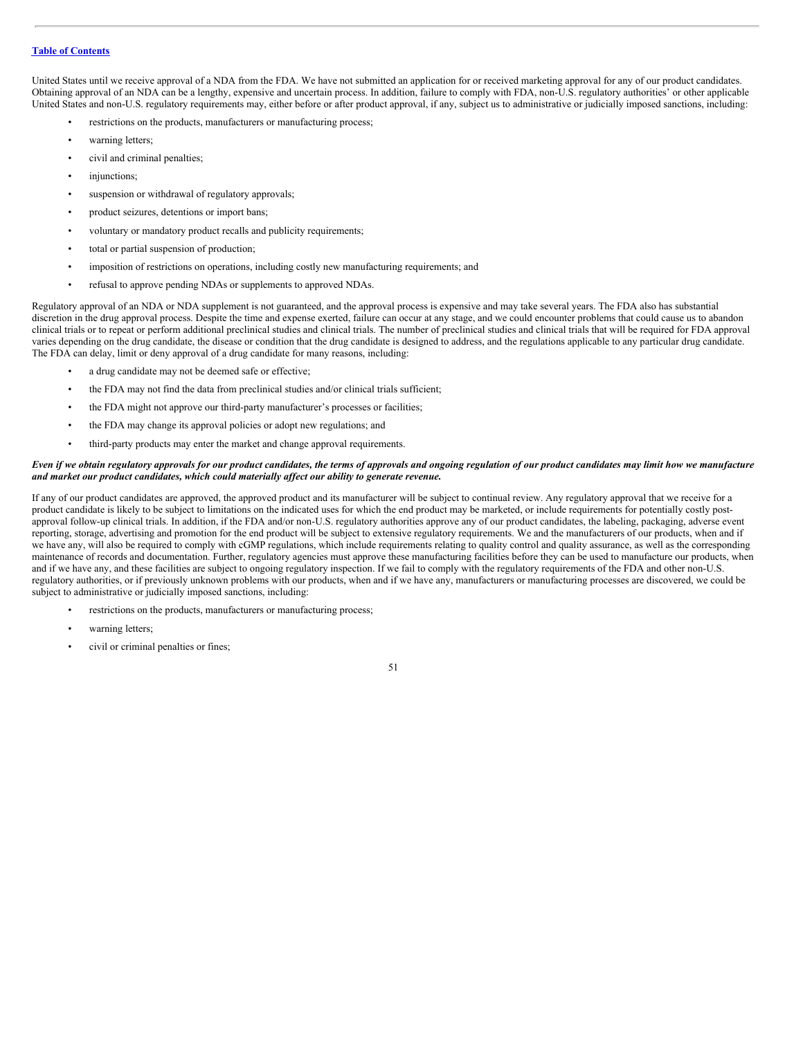United States until we receive approval of a NDA from the FDA. We have not submitted an application for or received marketing approval for any of our product candidates. Obtaining approval of an NDA can be a lengthy, expensive and uncertain process. In addition, failure to comply with FDA, non-U.S. regulatory authorities' or other applicable United States and non-U.S. regulatory requirements may, either before or after product approval, if any, subject us to administrative or judicially imposed sanctions, including:

- restrictions on the products, manufacturers or manufacturing process;
- warning letters;
- civil and criminal penalties;
- injunctions;
- suspension or withdrawal of regulatory approvals;
- product seizures, detentions or import bans;
- voluntary or mandatory product recalls and publicity requirements;
- total or partial suspension of production;
- imposition of restrictions on operations, including costly new manufacturing requirements; and
- refusal to approve pending NDAs or supplements to approved NDAs.

Regulatory approval of an NDA or NDA supplement is not guaranteed, and the approval process is expensive and may take several years. The FDA also has substantial discretion in the drug approval process. Despite the time and expense exerted, failure can occur at any stage, and we could encounter problems that could cause us to abandon clinical trials or to repeat or perform additional preclinical studies and clinical trials. The number of preclinical studies and clinical trials that will be required for FDA approval varies depending on the drug candidate, the disease or condition that the drug candidate is designed to address, and the regulations applicable to any particular drug candidate. The FDA can delay, limit or deny approval of a drug candidate for many reasons, including:

- a drug candidate may not be deemed safe or effective;
- the FDA may not find the data from preclinical studies and/or clinical trials sufficient;
- the FDA might not approve our third-party manufacturer's processes or facilities;
- the FDA may change its approval policies or adopt new regulations; and
- third-party products may enter the market and change approval requirements.

***Even if we obtain regulatory approvals for our product candidates, the terms of approvals and ongoing regulation of our product candidates may limit how we manufacture and market our product candidates, which could materially affect our ability to generate revenue.***

If any of our product candidates are approved, the approved product and its manufacturer will be subject to continual review. Any regulatory approval that we receive for a product candidate is likely to be subject to limitations on the indicated uses for which the end product may be marketed, or include requirements for potentially costly post-approval follow-up clinical trials. In addition, if the FDA and/or non-U.S. regulatory authorities approve any of our product candidates, the labeling, packaging, adverse event reporting, storage, advertising and promotion for the end product will be subject to extensive regulatory requirements. We and the manufacturers of our products, when and if we have any, will also be required to comply with cGMP regulations, which include requirements relating to quality control and quality assurance, as well as the corresponding maintenance of records and documentation. Further, regulatory agencies must approve these manufacturing facilities before they can be used to manufacture our products, when and if we have any, and these facilities are subject to ongoing regulatory inspection. If we fail to comply with the regulatory requirements of the FDA and other non-U.S. regulatory authorities, or if previously unknown problems with our products, when and if we have any, manufacturers or manufacturing processes are discovered, we could be subject to administrative or judicially imposed sanctions, including:

- restrictions on the products, manufacturers or manufacturing process;
- warning letters;
- civil or criminal penalties or fines;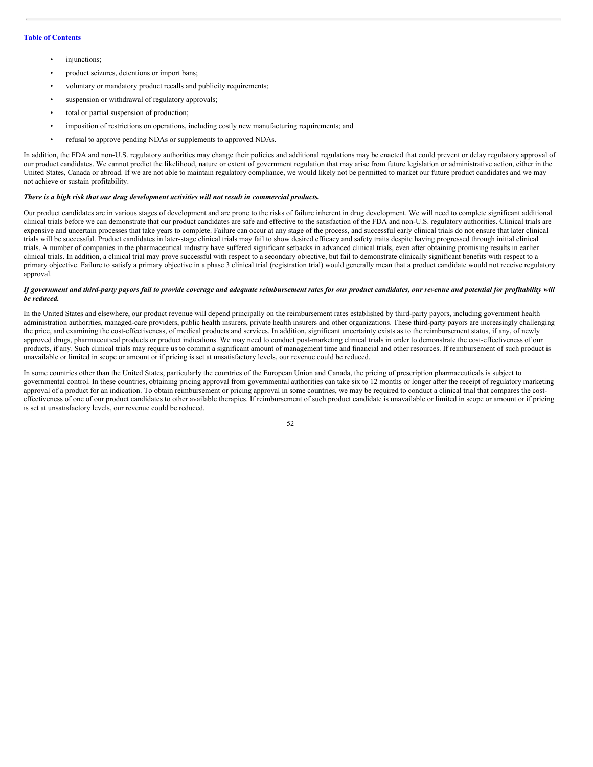- injunctions;
- product seizures, detentions or import bans;
- voluntary or mandatory product recalls and publicity requirements;
- suspension or withdrawal of regulatory approvals;
- total or partial suspension of production;
- imposition of restrictions on operations, including costly new manufacturing requirements; and
- refusal to approve pending NDAs or supplements to approved NDAs.

In addition, the FDA and non-U.S. regulatory authorities may change their policies and additional regulations may be enacted that could prevent or delay regulatory approval of our product candidates. We cannot predict the likelihood, nature or extent of government regulation that may arise from future legislation or administrative action, either in the United States, Canada or abroad. If we are not able to maintain regulatory compliance, we would likely not be permitted to market our future product candidates and we may not achieve or sustain profitability.

***There is a high risk that our drug development activities will not result in commercial products.***

Our product candidates are in various stages of development and are prone to the risks of failure inherent in drug development. We will need to complete significant additional clinical trials before we can demonstrate that our product candidates are safe and effective to the satisfaction of the FDA and non-U.S. regulatory authorities. Clinical trials are expensive and uncertain processes that take years to complete. Failure can occur at any stage of the process, and successful early clinical trials do not ensure that later clinical trials will be successful. Product candidates in later-stage clinical trials may fail to show desired efficacy and safety traits despite having progressed through initial clinical trials. A number of companies in the pharmaceutical industry have suffered significant setbacks in advanced clinical trials, even after obtaining promising results in earlier clinical trials. In addition, a clinical trial may prove successful with respect to a secondary objective, but fail to demonstrate clinically significant benefits with respect to a primary objective. Failure to satisfy a primary objective in a phase 3 clinical trial (registration trial) would generally mean that a product candidate would not receive regulatory approval.

***If government and third-party payors fail to provide coverage and adequate reimbursement rates for our product candidates, our revenue and potential for profitability will be reduced.***

In the United States and elsewhere, our product revenue will depend principally on the reimbursement rates established by third-party payors, including government health administration authorities, managed-care providers, public health insurers, private health insurers and other organizations. These third-party payors are increasingly challenging the price, and examining the cost-effectiveness, of medical products and services. In addition, significant uncertainty exists as to the reimbursement status, if any, of newly approved drugs, pharmaceutical products or product indications. We may need to conduct post-marketing clinical trials in order to demonstrate the cost-effectiveness of our products, if any. Such clinical trials may require us to commit a significant amount of management time and financial and other resources. If reimbursement of such product is unavailable or limited in scope or amount or if pricing is set at unsatisfactory levels, our revenue could be reduced.

In some countries other than the United States, particularly the countries of the European Union and Canada, the pricing of prescription pharmaceuticals is subject to governmental control. In these countries, obtaining pricing approval from governmental authorities can take six to 12 months or longer after the receipt of regulatory marketing approval of a product for an indication. To obtain reimbursement or pricing approval in some countries, we may be required to conduct a clinical trial that compares the cost-effectiveness of one of our product candidates to other available therapies. If reimbursement of such product candidate is unavailable or limited in scope or amount or if pricing is set at unsatisfactory levels, our revenue could be reduced.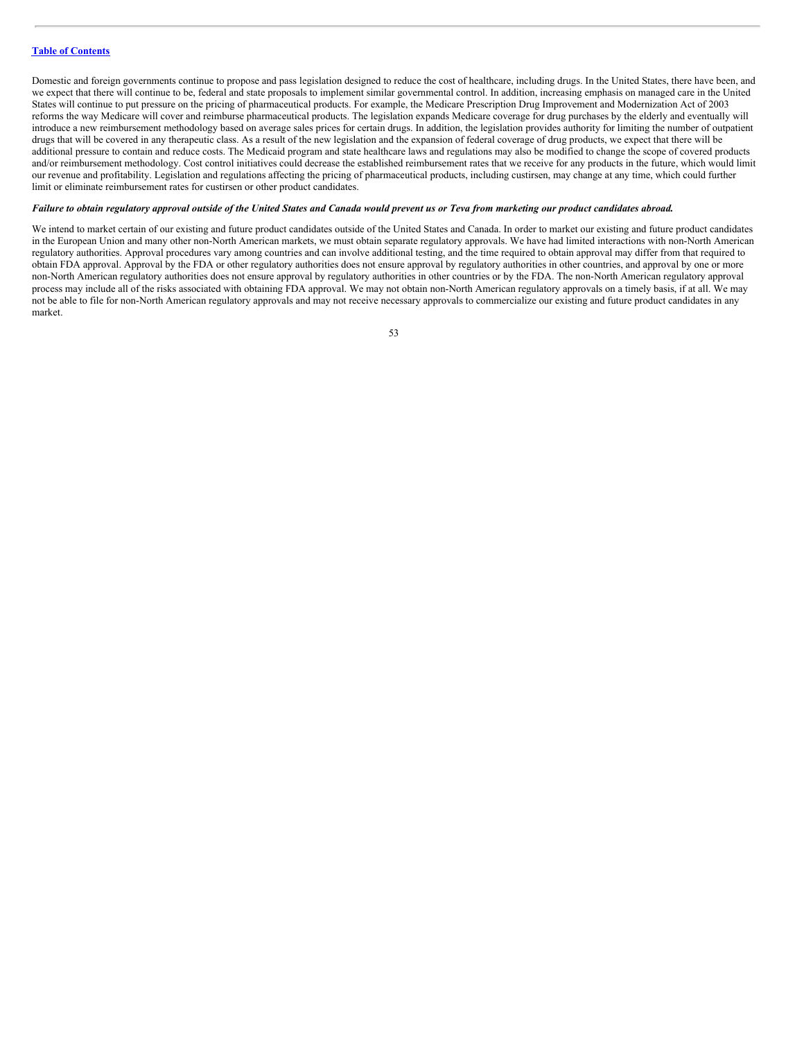Domestic and foreign governments continue to propose and pass legislation designed to reduce the cost of healthcare, including drugs. In the United States, there have been, and we expect that there will continue to be, federal and state proposals to implement similar governmental control. In addition, increasing emphasis on managed care in the United States will continue to put pressure on the pricing of pharmaceutical products. For example, the Medicare Prescription Drug Improvement and Modernization Act of 2003 reforms the way Medicare will cover and reimburse pharmaceutical products. The legislation expands Medicare coverage for drug purchases by the elderly and eventually will introduce a new reimbursement methodology based on average sales prices for certain drugs. In addition, the legislation provides authority for limiting the number of outpatient drugs that will be covered in any therapeutic class. As a result of the new legislation and the expansion of federal coverage of drug products, we expect that there will be additional pressure to contain and reduce costs. The Medicaid program and state healthcare laws and regulations may also be modified to change the scope of covered products and/or reimbursement methodology. Cost control initiatives could decrease the established reimbursement rates that we receive for any products in the future, which would limit our revenue and profitability. Legislation and regulations affecting the pricing of pharmaceutical products, including custirsen, may change at any time, which could further limit or eliminate reimbursement rates for custirsen or other product candidates.

***Failure to obtain regulatory approval outside of the United States and Canada would prevent us or Teva from marketing our product candidates abroad.***

We intend to market certain of our existing and future product candidates outside of the United States and Canada. In order to market our existing and future product candidates in the European Union and many other non-North American markets, we must obtain separate regulatory approvals. We have had limited interactions with non-North American regulatory authorities. Approval procedures vary among countries and can involve additional testing, and the time required to obtain approval may differ from that required to obtain FDA approval. Approval by the FDA or other regulatory authorities does not ensure approval by regulatory authorities in other countries, and approval by one or more non-North American regulatory authorities does not ensure approval by regulatory authorities in other countries or by the FDA. The non-North American regulatory approval process may include all of the risks associated with obtaining FDA approval. We may not obtain non-North American regulatory approvals on a timely basis, if at all. We may not be able to file for non-North American regulatory approvals and may not receive necessary approvals to commercialize our existing and future product candidates in any market.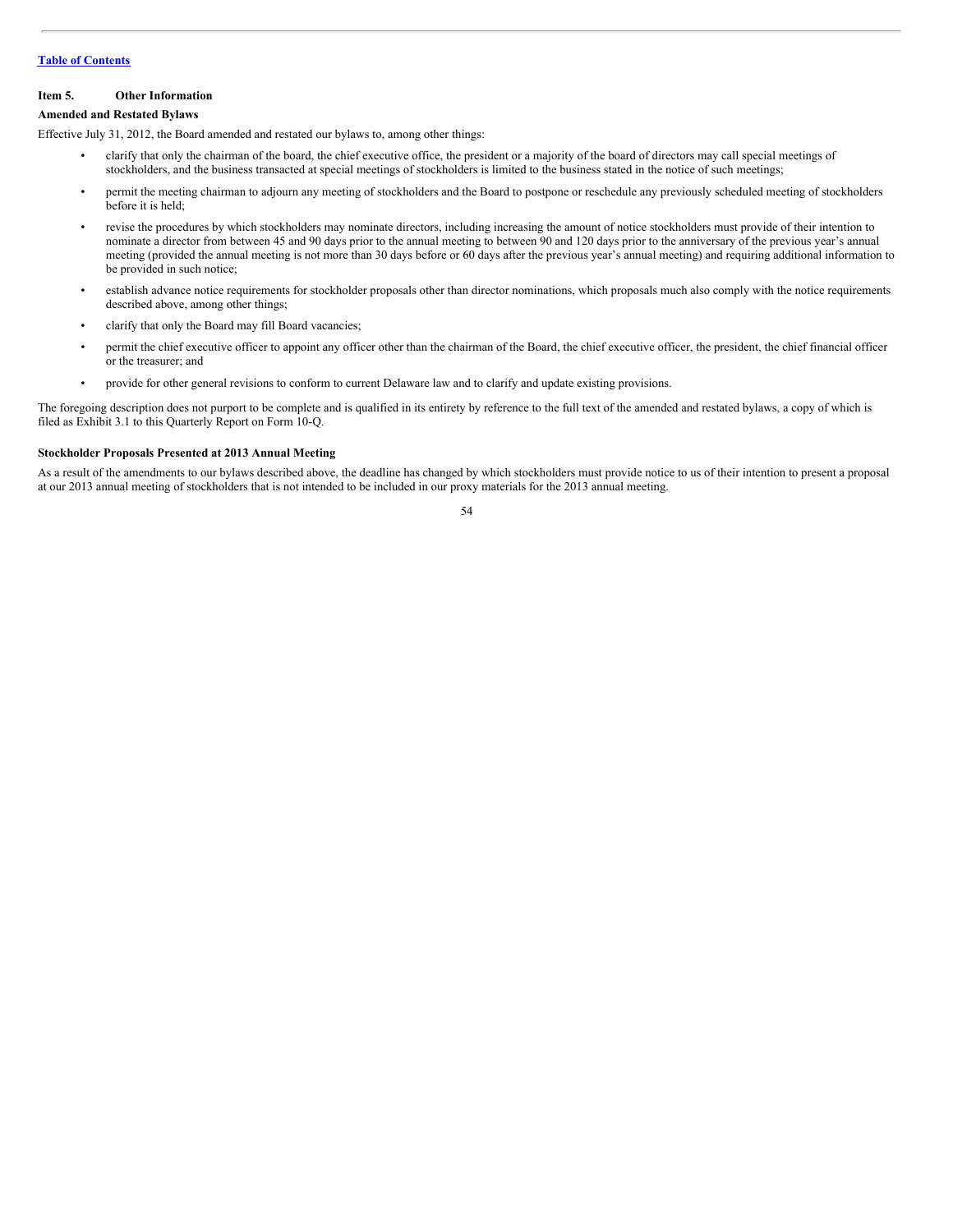[Table of Contents]

### Item 5. Other Information

**Amended and Restated Bylaws**

Effective July 31, 2012, the Board amended and restated our bylaws to, among other things:

- clarify that only the chairman of the board, the chief executive office, the president or a majority of the board of directors may call special meetings of stockholders, and the business transacted at special meetings of stockholders is limited to the business stated in the notice of such meetings;
- permit the meeting chairman to adjourn any meeting of stockholders and the Board to postpone or reschedule any previously scheduled meeting of stockholders before it is held;
- revise the procedures by which stockholders may nominate directors, including increasing the amount of notice stockholders must provide of their intention to nominate a director from between 45 and 90 days prior to the annual meeting to between 90 and 120 days prior to the anniversary of the previous year's annual meeting (provided the annual meeting is not more than 30 days before or 60 days after the previous year's annual meeting) and requiring additional information to be provided in such notice;
- establish advance notice requirements for stockholder proposals other than director nominations, which proposals much also comply with the notice requirements described above, among other things;
- clarify that only the Board may fill Board vacancies;
- permit the chief executive officer to appoint any officer other than the chairman of the Board, the chief executive officer, the president, the chief financial officer or the treasurer; and
- provide for other general revisions to conform to current Delaware law and to clarify and update existing provisions.

The foregoing description does not purport to be complete and is qualified in its entirety by reference to the full text of the amended and restated bylaws, a copy of which is filed as Exhibit 3.1 to this Quarterly Report on Form 10-Q.

**Stockholder Proposals Presented at 2013 Annual Meeting**

As a result of the amendments to our bylaws described above, the deadline has changed by which stockholders must provide notice to us of their intention to present a proposal at our 2013 annual meeting of stockholders that is not intended to be included in our proxy materials for the 2013 annual meeting.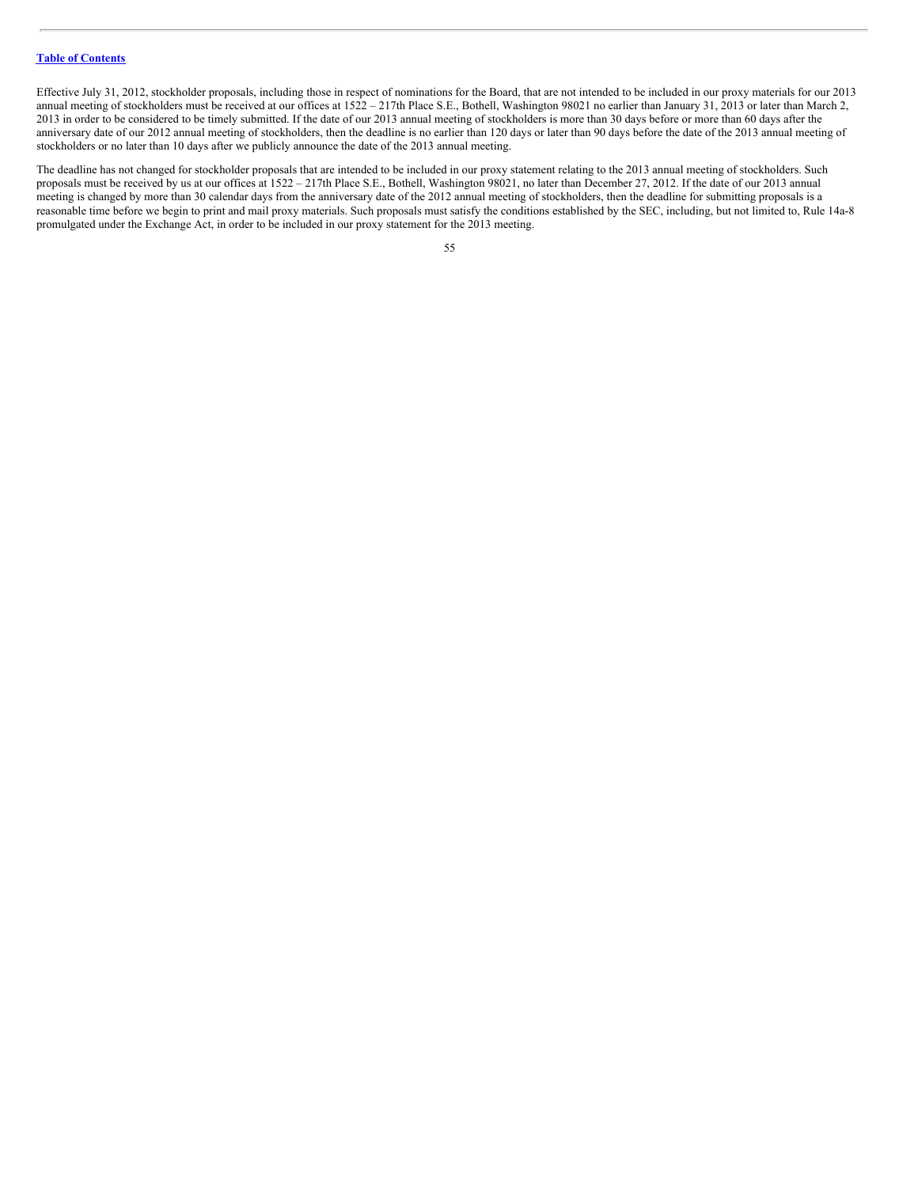Effective July 31, 2012, stockholder proposals, including those in respect of nominations for the Board, that are not intended to be included in our proxy materials for our 2013 annual meeting of stockholders must be received at our offices at 1522 – 217th Place S.E., Bothell, Washington 98021 no earlier than January 31, 2013 or later than March 2, 2013 in order to be considered to be timely submitted. If the date of our 2013 annual meeting of stockholders is more than 30 days before or more than 60 days after the anniversary date of our 2012 annual meeting of stockholders, then the deadline is no earlier than 120 days or later than 90 days before the date of the 2013 annual meeting of stockholders or no later than 10 days after we publicly announce the date of the 2013 annual meeting.

The deadline has not changed for stockholder proposals that are intended to be included in our proxy statement relating to the 2013 annual meeting of stockholders. Such proposals must be received by us at our offices at 1522 – 217th Place S.E., Bothell, Washington 98021, no later than December 27, 2012. If the date of our 2013 annual meeting is changed by more than 30 calendar days from the anniversary date of the 2012 annual meeting of stockholders, then the deadline for submitting proposals is a reasonable time before we begin to print and mail proxy materials. Such proposals must satisfy the conditions established by the SEC, including, but not limited to, Rule 14a-8 promulgated under the Exchange Act, in order to be included in our proxy statement for the 2013 meeting.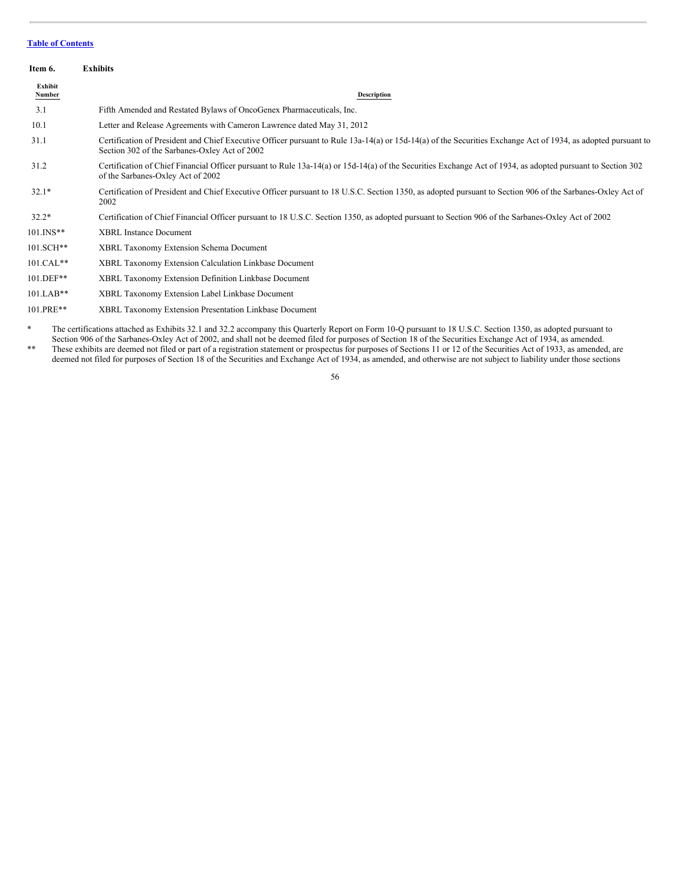[Table of Contents](#)

**Item 6. Exhibits**

| Exhibit Number | Description |
| --- | --- |
| 3.1 | Fifth Amended and Restated Bylaws of OncoGenex Pharmaceuticals, Inc. |
| 10.1 | Letter and Release Agreements with Cameron Lawrence dated May 31, 2012 |
| 31.1 | Certification of President and Chief Executive Officer pursuant to Rule 13a-14(a) or 15d-14(a) of the Securities Exchange Act of 1934, as adopted pursuant to Section 302 of the Sarbanes-Oxley Act of 2002 |
| 31.2 | Certification of Chief Financial Officer pursuant to Rule 13a-14(a) or 15d-14(a) of the Securities Exchange Act of 1934, as adopted pursuant to Section 302 of the Sarbanes-Oxley Act of 2002 |
| 32.1* | Certification of President and Chief Executive Officer pursuant to 18 U.S.C. Section 1350, as adopted pursuant to Section 906 of the Sarbanes-Oxley Act of 2002 |
| 32.2* | Certification of Chief Financial Officer pursuant to 18 U.S.C. Section 1350, as adopted pursuant to Section 906 of the Sarbanes-Oxley Act of 2002 |
| 101.INS** | XBRL Instance Document |
| 101.SCH** | XBRL Taxonomy Extension Schema Document |
| 101.CAL** | XBRL Taxonomy Extension Calculation Linkbase Document |
| 101.DEF** | XBRL Taxonomy Extension Definition Linkbase Document |
| 101.LAB** | XBRL Taxonomy Extension Label Linkbase Document |
| 101.PRE** | XBRL Taxonomy Extension Presentation Linkbase Document |

\* The certifications attached as Exhibits 32.1 and 32.2 accompany this Quarterly Report on Form 10-Q pursuant to 18 U.S.C. Section 1350, as adopted pursuant to Section 906 of the Sarbanes-Oxley Act of 2002, and shall not be deemed filed for purposes of Section 18 of the Securities Exchange Act of 1934, as amended.

\** These exhibits are deemed not filed or part of a registration statement or prospectus for purposes of Sections 11 or 12 of the Securities Act of 1933, as amended, are deemed not filed for purposes of Section 18 of the Securities and Exchange Act of 1934, as amended, and otherwise are not subject to liability under those sections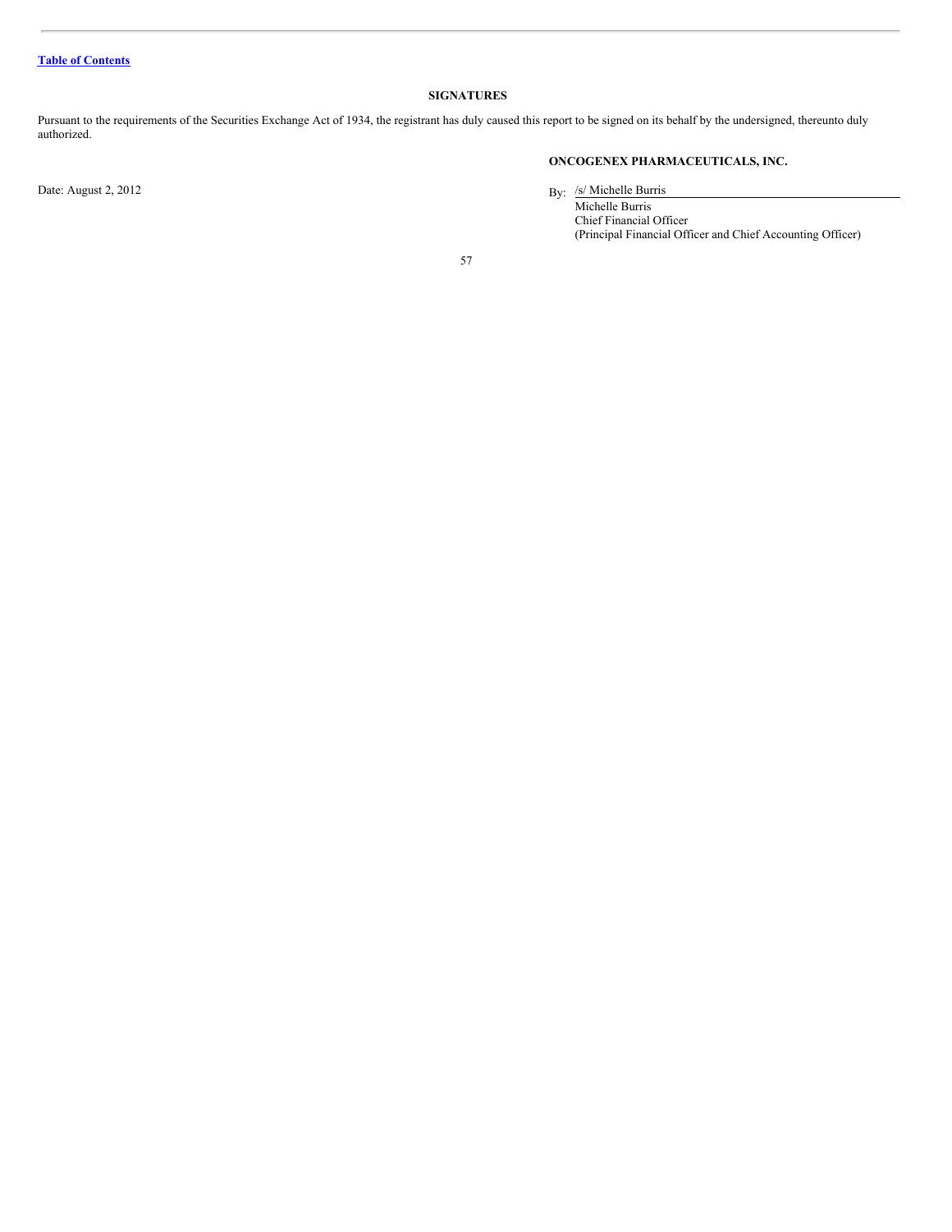[Table of Contents](#)

## SIGNATURES

Pursuant to the requirements of the Securities Exchange Act of 1934, the registrant has duly caused this report to be signed on its behalf by the undersigned, thereunto duly authorized.

**ONCOGENEX PHARMACEUTICALS, INC.**

Date: August 2, 2012

By: /s/ Michelle Burris

Michelle Burris
Chief Financial Officer
(Principal Financial Officer and Chief Accounting Officer)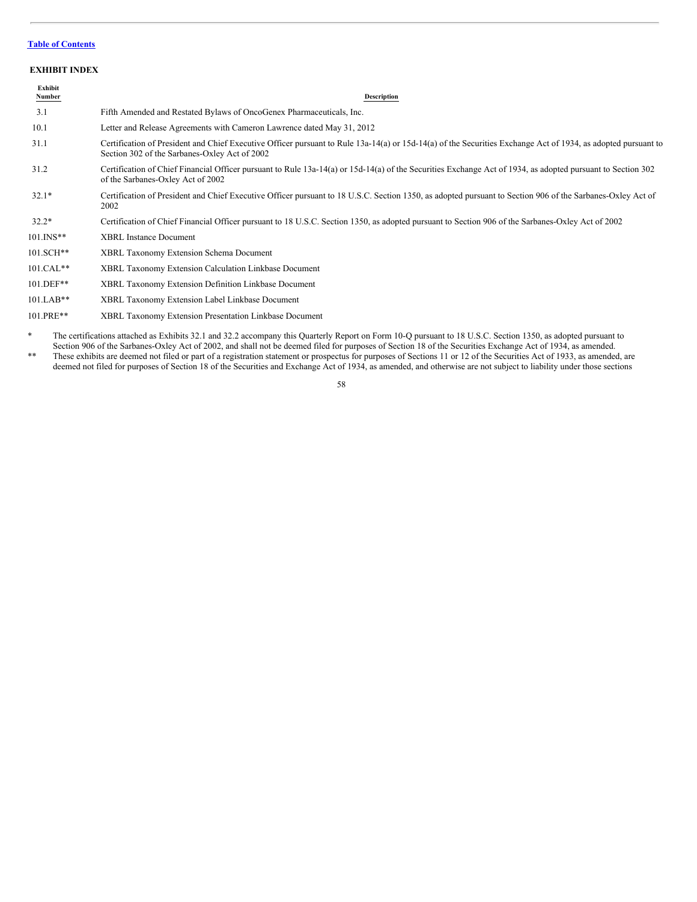[Table of Contents](#)

**EXHIBIT INDEX**

| Exhibit Number | Description |
|---|---|
| 3.1 | Fifth Amended and Restated Bylaws of OncoGenex Pharmaceuticals, Inc. |
| 10.1 | Letter and Release Agreements with Cameron Lawrence dated May 31, 2012 |
| 31.1 | Certification of President and Chief Executive Officer pursuant to Rule 13a-14(a) or 15d-14(a) of the Securities Exchange Act of 1934, as adopted pursuant to Section 302 of the Sarbanes-Oxley Act of 2002 |
| 31.2 | Certification of Chief Financial Officer pursuant to Rule 13a-14(a) or 15d-14(a) of the Securities Exchange Act of 1934, as adopted pursuant to Section 302 of the Sarbanes-Oxley Act of 2002 |
| 32.1* | Certification of President and Chief Executive Officer pursuant to 18 U.S.C. Section 1350, as adopted pursuant to Section 906 of the Sarbanes-Oxley Act of 2002 |
| 32.2* | Certification of Chief Financial Officer pursuant to 18 U.S.C. Section 1350, as adopted pursuant to Section 906 of the Sarbanes-Oxley Act of 2002 |
| 101.INS** | XBRL Instance Document |
| 101.SCH** | XBRL Taxonomy Extension Schema Document |
| 101.CAL** | XBRL Taxonomy Extension Calculation Linkbase Document |
| 101.DEF** | XBRL Taxonomy Extension Definition Linkbase Document |
| 101.LAB** | XBRL Taxonomy Extension Label Linkbase Document |
| 101.PRE** | XBRL Taxonomy Extension Presentation Linkbase Document |

\* The certifications attached as Exhibits 32.1 and 32.2 accompany this Quarterly Report on Form 10-Q pursuant to 18 U.S.C. Section 1350, as adopted pursuant to Section 906 of the Sarbanes-Oxley Act of 2002, and shall not be deemed filed for purposes of Section 18 of the Securities Exchange Act of 1934, as amended.

\*\* These exhibits are deemed not filed or part of a registration statement or prospectus for purposes of Sections 11 or 12 of the Securities Act of 1933, as amended, are deemed not filed for purposes of Section 18 of the Securities and Exchange Act of 1934, as amended, and otherwise are not subject to liability under those sections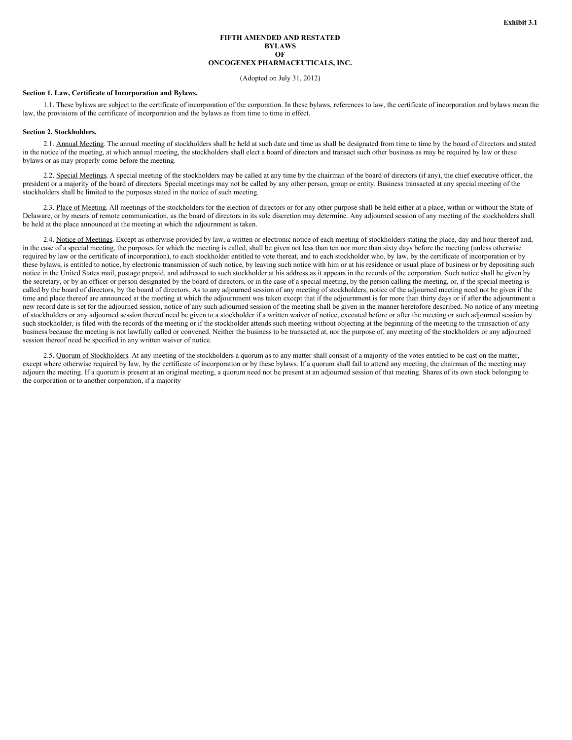Exhibit 3.1

# FIFTH AMENDED AND RESTATED BYLAWS OF ONCOGENEX PHARMACEUTICALS, INC.

(Adopted on July 31, 2012)

**Section 1. Law, Certificate of Incorporation and Bylaws.**

1.1. These bylaws are subject to the certificate of incorporation of the corporation. In these bylaws, references to law, the certificate of incorporation and bylaws mean the law, the provisions of the certificate of incorporation and the bylaws as from time to time in effect.

**Section 2. Stockholders.**

2.1. Annual Meeting. The annual meeting of stockholders shall be held at such date and time as shall be designated from time to time by the board of directors and stated in the notice of the meeting, at which annual meeting, the stockholders shall elect a board of directors and transact such other business as may be required by law or these bylaws or as may properly come before the meeting.

2.2. Special Meetings. A special meeting of the stockholders may be called at any time by the chairman of the board of directors (if any), the chief executive officer, the president or a majority of the board of directors. Special meetings may not be called by any other person, group or entity. Business transacted at any special meeting of the stockholders shall be limited to the purposes stated in the notice of such meeting.

2.3. Place of Meeting. All meetings of the stockholders for the election of directors or for any other purpose shall be held either at a place, within or without the State of Delaware, or by means of remote communication, as the board of directors in its sole discretion may determine. Any adjourned session of any meeting of the stockholders shall be held at the place announced at the meeting at which the adjournment is taken.

2.4. Notice of Meetings. Except as otherwise provided by law, a written or electronic notice of each meeting of stockholders stating the place, day and hour thereof and, in the case of a special meeting, the purposes for which the meeting is called, shall be given not less than ten nor more than sixty days before the meeting (unless otherwise required by law or the certificate of incorporation), to each stockholder entitled to vote thereat, and to each stockholder who, by law, by the certificate of incorporation or by these bylaws, is entitled to notice, by electronic transmission of such notice, by leaving such notice with him or at his residence or usual place of business or by depositing such notice in the United States mail, postage prepaid, and addressed to such stockholder at his address as it appears in the records of the corporation. Such notice shall be given by the secretary, or by an officer or person designated by the board of directors, or in the case of a special meeting, by the person calling the meeting, or, if the special meeting is called by the board of directors, by the board of directors. As to any adjourned session of any meeting of stockholders, notice of the adjourned meeting need not be given if the time and place thereof are announced at the meeting at which the adjournment was taken except that if the adjournment is for more than thirty days or if after the adjournment a new record date is set for the adjourned session, notice of any such adjourned session of the meeting shall be given in the manner heretofore described. No notice of any meeting of stockholders or any adjourned session thereof need be given to a stockholder if a written waiver of notice, executed before or after the meeting or such adjourned session by such stockholder, is filed with the records of the meeting or if the stockholder attends such meeting without objecting at the beginning of the meeting to the transaction of any business because the meeting is not lawfully called or convened. Neither the business to be transacted at, nor the purpose of, any meeting of the stockholders or any adjourned session thereof need be specified in any written waiver of notice.

2.5. Quorum of Stockholders. At any meeting of the stockholders a quorum as to any matter shall consist of a majority of the votes entitled to be cast on the matter, except where otherwise required by law, by the certificate of incorporation or by these bylaws. If a quorum shall fail to attend any meeting, the chairman of the meeting may adjourn the meeting. If a quorum is present at an original meeting, a quorum need not be present at an adjourned session of that meeting. Shares of its own stock belonging to the corporation or to another corporation, if a majority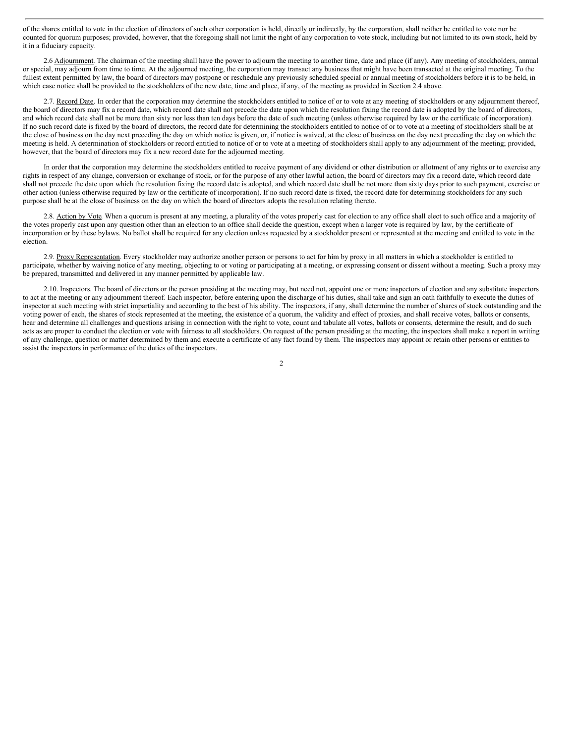of the shares entitled to vote in the election of directors of such other corporation is held, directly or indirectly, by the corporation, shall neither be entitled to vote nor be counted for quorum purposes; provided, however, that the foregoing shall not limit the right of any corporation to vote stock, including but not limited to its own stock, held by it in a fiduciary capacity.

2.6 Adjournment. The chairman of the meeting shall have the power to adjourn the meeting to another time, date and place (if any). Any meeting of stockholders, annual or special, may adjourn from time to time. At the adjourned meeting, the corporation may transact any business that might have been transacted at the original meeting. To the fullest extent permitted by law, the board of directors may postpone or reschedule any previously scheduled special or annual meeting of stockholders before it is to be held, in which case notice shall be provided to the stockholders of the new date, time and place, if any, of the meeting as provided in Section 2.4 above.

2.7. Record Date. In order that the corporation may determine the stockholders entitled to notice of or to vote at any meeting of stockholders or any adjournment thereof, the board of directors may fix a record date, which record date shall not precede the date upon which the resolution fixing the record date is adopted by the board of directors, and which record date shall not be more than sixty nor less than ten days before the date of such meeting (unless otherwise required by law or the certificate of incorporation). If no such record date is fixed by the board of directors, the record date for determining the stockholders entitled to notice of or to vote at a meeting of stockholders shall be at the close of business on the day next preceding the day on which notice is given, or, if notice is waived, at the close of business on the day next preceding the day on which the meeting is held. A determination of stockholders or record entitled to notice of or to vote at a meeting of stockholders shall apply to any adjournment of the meeting; provided, however, that the board of directors may fix a new record date for the adjourned meeting.

In order that the corporation may determine the stockholders entitled to receive payment of any dividend or other distribution or allotment of any rights or to exercise any rights in respect of any change, conversion or exchange of stock, or for the purpose of any other lawful action, the board of directors may fix a record date, which record date shall not precede the date upon which the resolution fixing the record date is adopted, and which record date shall be not more than sixty days prior to such payment, exercise or other action (unless otherwise required by law or the certificate of incorporation). If no such record date is fixed, the record date for determining stockholders for any such purpose shall be at the close of business on the day on which the board of directors adopts the resolution relating thereto.

2.8. Action by Vote. When a quorum is present at any meeting, a plurality of the votes properly cast for election to any office shall elect to such office and a majority of the votes properly cast upon any question other than an election to an office shall decide the question, except when a larger vote is required by law, by the certificate of incorporation or by these bylaws. No ballot shall be required for any election unless requested by a stockholder present or represented at the meeting and entitled to vote in the election.

2.9. Proxy Representation. Every stockholder may authorize another person or persons to act for him by proxy in all matters in which a stockholder is entitled to participate, whether by waiving notice of any meeting, objecting to or voting or participating at a meeting, or expressing consent or dissent without a meeting. Such a proxy may be prepared, transmitted and delivered in any manner permitted by applicable law.

2.10. Inspectors. The board of directors or the person presiding at the meeting may, but need not, appoint one or more inspectors of election and any substitute inspectors to act at the meeting or any adjournment thereof. Each inspector, before entering upon the discharge of his duties, shall take and sign an oath faithfully to execute the duties of inspector at such meeting with strict impartiality and according to the best of his ability. The inspectors, if any, shall determine the number of shares of stock outstanding and the voting power of each, the shares of stock represented at the meeting, the existence of a quorum, the validity and effect of proxies, and shall receive votes, ballots or consents, hear and determine all challenges and questions arising in connection with the right to vote, count and tabulate all votes, ballots or consents, determine the result, and do such acts as are proper to conduct the election or vote with fairness to all stockholders. On request of the person presiding at the meeting, the inspectors shall make a report in writing of any challenge, question or matter determined by them and execute a certificate of any fact found by them. The inspectors may appoint or retain other persons or entities to assist the inspectors in performance of the duties of the inspectors.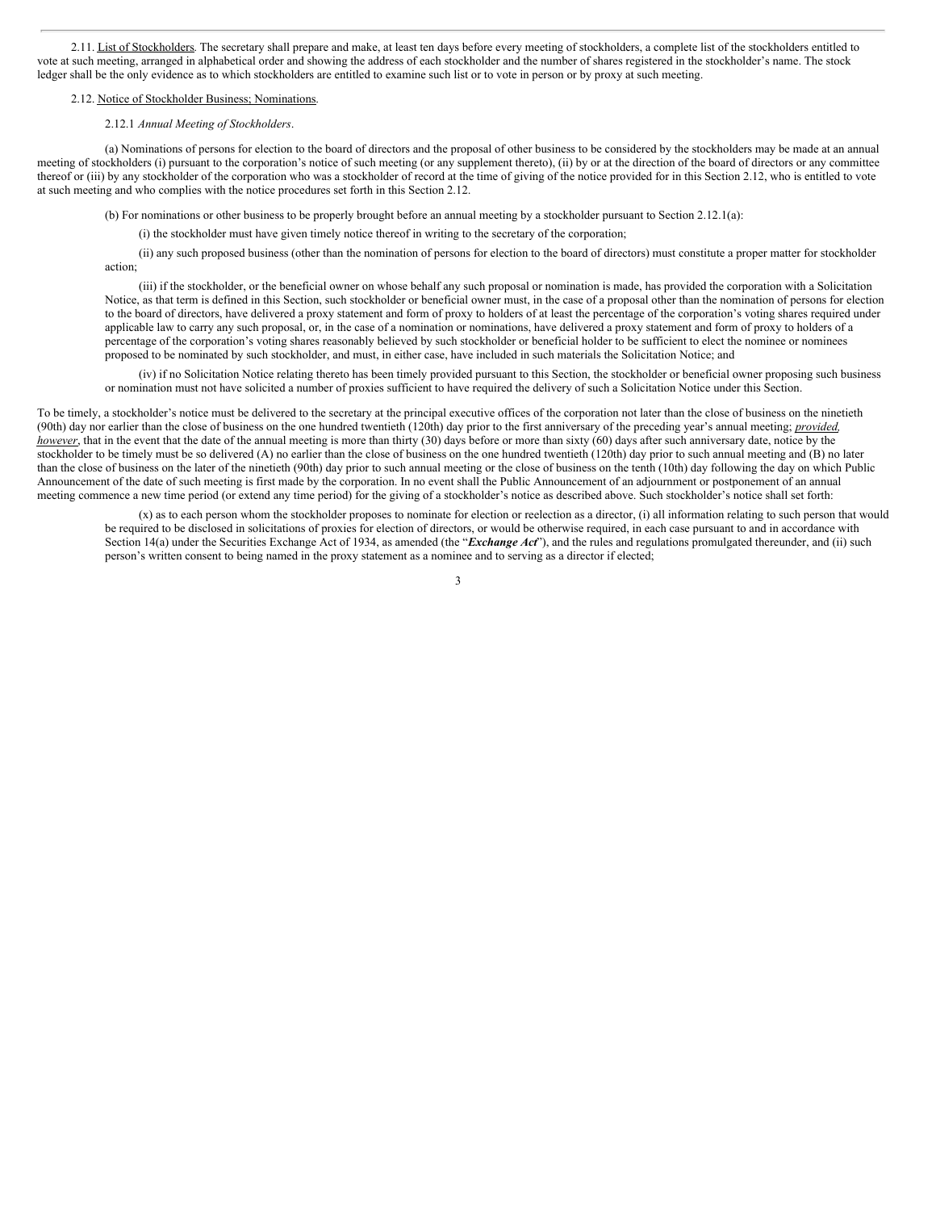2.11. List of Stockholders. The secretary shall prepare and make, at least ten days before every meeting of stockholders, a complete list of the stockholders entitled to vote at such meeting, arranged in alphabetical order and showing the address of each stockholder and the number of shares registered in the stockholder's name. The stock ledger shall be the only evidence as to which stockholders are entitled to examine such list or to vote in person or by proxy at such meeting.

2.12. Notice of Stockholder Business; Nominations.

2.12.1 *Annual Meeting of Stockholders*.

(a) Nominations of persons for election to the board of directors and the proposal of other business to be considered by the stockholders may be made at an annual meeting of stockholders (i) pursuant to the corporation's notice of such meeting (or any supplement thereto), (ii) by or at the direction of the board of directors or any committee thereof or (iii) by any stockholder of the corporation who was a stockholder of record at the time of giving of the notice provided for in this Section 2.12, who is entitled to vote at such meeting and who complies with the notice procedures set forth in this Section 2.12.

(b) For nominations or other business to be properly brought before an annual meeting by a stockholder pursuant to Section 2.12.1(a):

(i) the stockholder must have given timely notice thereof in writing to the secretary of the corporation;

(ii) any such proposed business (other than the nomination of persons for election to the board of directors) must constitute a proper matter for stockholder action;

(iii) if the stockholder, or the beneficial owner on whose behalf any such proposal or nomination is made, has provided the corporation with a Solicitation Notice, as that term is defined in this Section, such stockholder or beneficial owner must, in the case of a proposal other than the nomination of persons for election to the board of directors, have delivered a proxy statement and form of proxy to holders of at least the percentage of the corporation's voting shares required under applicable law to carry any such proposal, or, in the case of a nomination or nominations, have delivered a proxy statement and form of proxy to holders of a percentage of the corporation's voting shares reasonably believed by such stockholder or beneficial holder to be sufficient to elect the nominee or nominees proposed to be nominated by such stockholder, and must, in either case, have included in such materials the Solicitation Notice; and

(iv) if no Solicitation Notice relating thereto has been timely provided pursuant to this Section, the stockholder or beneficial owner proposing such business or nomination must not have solicited a number of proxies sufficient to have required the delivery of such a Solicitation Notice under this Section.

To be timely, a stockholder's notice must be delivered to the secretary at the principal executive offices of the corporation not later than the close of business on the ninetieth (90th) day nor earlier than the close of business on the one hundred twentieth (120th) day prior to the first anniversary of the preceding year's annual meeting; *provided, however*, that in the event that the date of the annual meeting is more than thirty (30) days before or more than sixty (60) days after such anniversary date, notice by the stockholder to be timely must be so delivered (A) no earlier than the close of business on the one hundred twentieth (120th) day prior to such annual meeting and (B) no later than the close of business on the later of the ninetieth (90th) day prior to such annual meeting or the close of business on the tenth (10th) day following the day on which Public Announcement of the date of such meeting is first made by the corporation. In no event shall the Public Announcement of an adjournment or postponement of an annual meeting commence a new time period (or extend any time period) for the giving of a stockholder's notice as described above. Such stockholder's notice shall set forth:

(x) as to each person whom the stockholder proposes to nominate for election or reelection as a director, (i) all information relating to such person that would be required to be disclosed in solicitations of proxies for election of directors, or would be otherwise required, in each case pursuant to and in accordance with Section 14(a) under the Securities Exchange Act of 1934, as amended (the "***Exchange Act***"), and the rules and regulations promulgated thereunder, and (ii) such person's written consent to being named in the proxy statement as a nominee and to serving as a director if elected;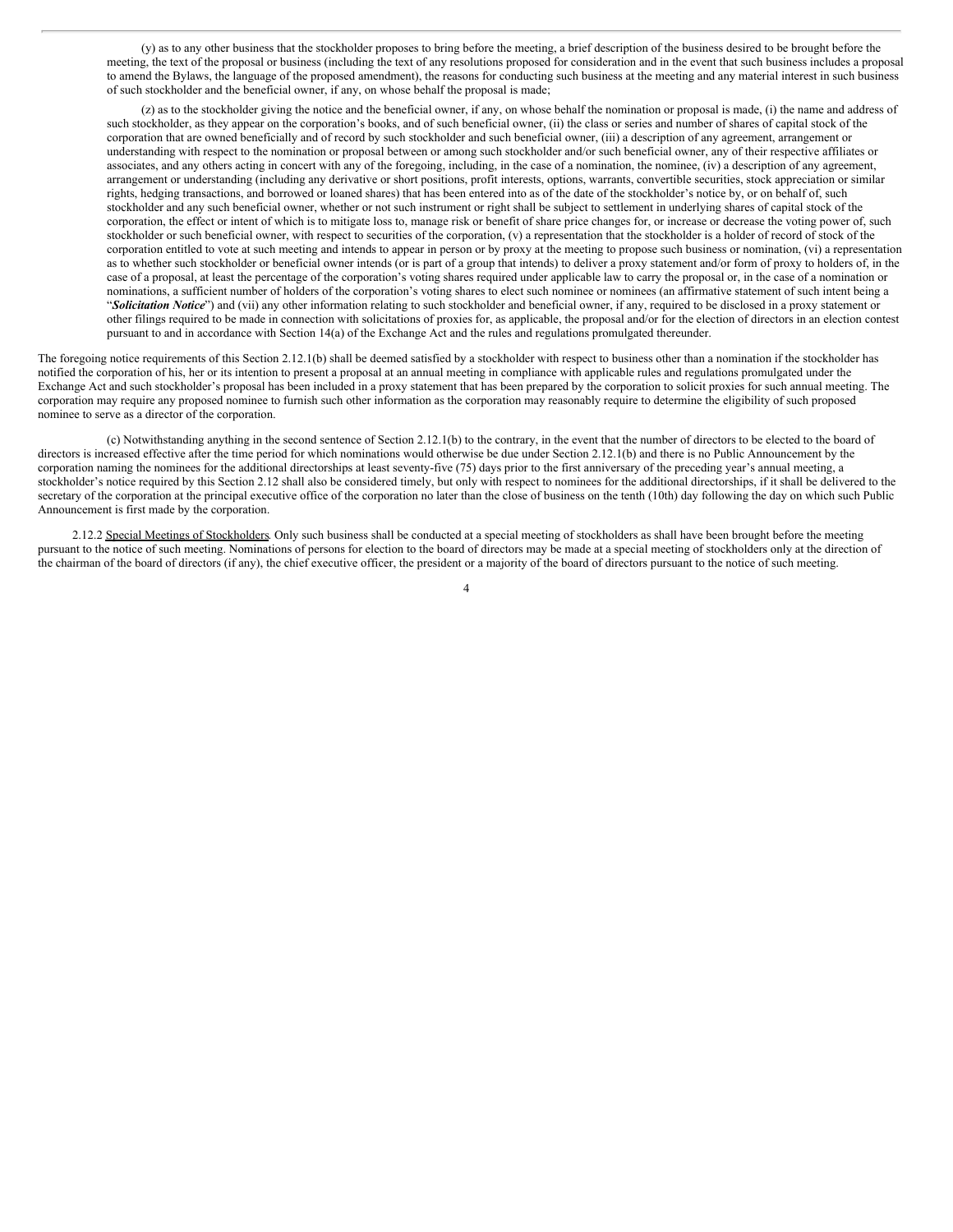(y) as to any other business that the stockholder proposes to bring before the meeting, a brief description of the business desired to be brought before the meeting, the text of the proposal or business (including the text of any resolutions proposed for consideration and in the event that such business includes a proposal to amend the Bylaws, the language of the proposed amendment), the reasons for conducting such business at the meeting and any material interest in such business of such stockholder and the beneficial owner, if any, on whose behalf the proposal is made;

(z) as to the stockholder giving the notice and the beneficial owner, if any, on whose behalf the nomination or proposal is made, (i) the name and address of such stockholder, as they appear on the corporation's books, and of such beneficial owner, (ii) the class or series and number of shares of capital stock of the corporation that are owned beneficially and of record by such stockholder and such beneficial owner, (iii) a description of any agreement, arrangement or understanding with respect to the nomination or proposal between or among such stockholder and/or such beneficial owner, any of their respective affiliates or associates, and any others acting in concert with any of the foregoing, including, in the case of a nomination, the nominee, (iv) a description of any agreement, arrangement or understanding (including any derivative or short positions, profit interests, options, warrants, convertible securities, stock appreciation or similar rights, hedging transactions, and borrowed or loaned shares) that has been entered into as of the date of the stockholder's notice by, or on behalf of, such stockholder and any such beneficial owner, whether or not such instrument or right shall be subject to settlement in underlying shares of capital stock of the corporation, the effect or intent of which is to mitigate loss to, manage risk or benefit of share price changes for, or increase or decrease the voting power of, such stockholder or such beneficial owner, with respect to securities of the corporation, (v) a representation that the stockholder is a holder of record of stock of the corporation entitled to vote at such meeting and intends to appear in person or by proxy at the meeting to propose such business or nomination, (vi) a representation as to whether such stockholder or beneficial owner intends (or is part of a group that intends) to deliver a proxy statement and/or form of proxy to holders of, in the case of a proposal, at least the percentage of the corporation's voting shares required under applicable law to carry the proposal or, in the case of a nomination or nominations, a sufficient number of holders of the corporation's voting shares to elect such nominee or nominees (an affirmative statement of such intent being a "***Solicitation Notice***") and (vii) any other information relating to such stockholder and beneficial owner, if any, required to be disclosed in a proxy statement or other filings required to be made in connection with solicitations of proxies for, as applicable, the proposal and/or for the election of directors in an election contest pursuant to and in accordance with Section 14(a) of the Exchange Act and the rules and regulations promulgated thereunder.

The foregoing notice requirements of this Section 2.12.1(b) shall be deemed satisfied by a stockholder with respect to business other than a nomination if the stockholder has notified the corporation of his, her or its intention to present a proposal at an annual meeting in compliance with applicable rules and regulations promulgated under the Exchange Act and such stockholder's proposal has been included in a proxy statement that has been prepared by the corporation to solicit proxies for such annual meeting. The corporation may require any proposed nominee to furnish such other information as the corporation may reasonably require to determine the eligibility of such proposed nominee to serve as a director of the corporation.

(c) Notwithstanding anything in the second sentence of Section 2.12.1(b) to the contrary, in the event that the number of directors to be elected to the board of directors is increased effective after the time period for which nominations would otherwise be due under Section 2.12.1(b) and there is no Public Announcement by the corporation naming the nominees for the additional directorships at least seventy-five (75) days prior to the first anniversary of the preceding year's annual meeting, a stockholder's notice required by this Section 2.12 shall also be considered timely, but only with respect to nominees for the additional directorships, if it shall be delivered to the secretary of the corporation at the principal executive office of the corporation no later than the close of business on the tenth (10th) day following the day on which such Public Announcement is first made by the corporation.

2.12.2 Special Meetings of Stockholders. Only such business shall be conducted at a special meeting of stockholders as shall have been brought before the meeting pursuant to the notice of such meeting. Nominations of persons for election to the board of directors may be made at a special meeting of stockholders only at the direction of the chairman of the board of directors (if any), the chief executive officer, the president or a majority of the board of directors pursuant to the notice of such meeting.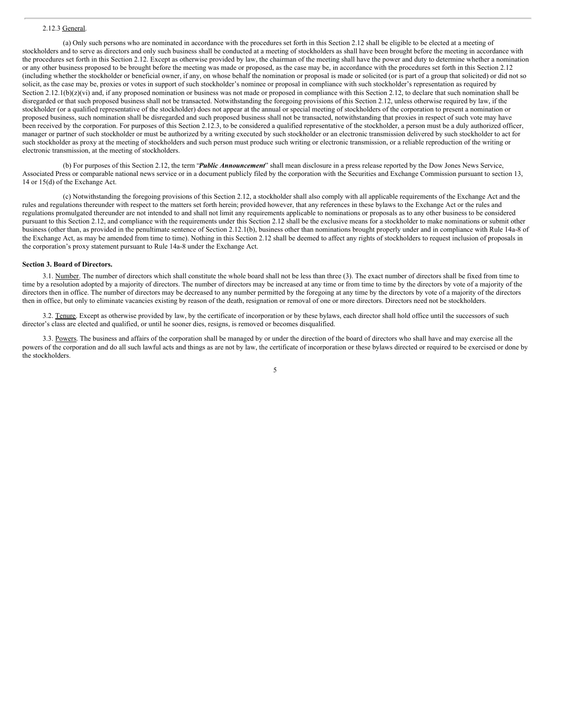2.12.3 General.

(a) Only such persons who are nominated in accordance with the procedures set forth in this Section 2.12 shall be eligible to be elected at a meeting of stockholders and to serve as directors and only such business shall be conducted at a meeting of stockholders as shall have been brought before the meeting in accordance with the procedures set forth in this Section 2.12. Except as otherwise provided by law, the chairman of the meeting shall have the power and duty to determine whether a nomination or any other business proposed to be brought before the meeting was made or proposed, as the case may be, in accordance with the procedures set forth in this Section 2.12 (including whether the stockholder or beneficial owner, if any, on whose behalf the nomination or proposal is made or solicited (or is part of a group that solicited) or did not so solicit, as the case may be, proxies or votes in support of such stockholder's nominee or proposal in compliance with such stockholder's representation as required by Section 2.12.1(b)(z)(vi) and, if any proposed nomination or business was not made or proposed in compliance with this Section 2.12, to declare that such nomination shall be disregarded or that such proposed business shall not be transacted. Notwithstanding the foregoing provisions of this Section 2.12, unless otherwise required by law, if the stockholder (or a qualified representative of the stockholder) does not appear at the annual or special meeting of stockholders of the corporation to present a nomination or proposed business, such nomination shall be disregarded and such proposed business shall not be transacted, notwithstanding that proxies in respect of such vote may have been received by the corporation. For purposes of this Section 2.12.3, to be considered a qualified representative of the stockholder, a person must be a duly authorized officer, manager or partner of such stockholder or must be authorized by a writing executed by such stockholder or an electronic transmission delivered by such stockholder to act for such stockholder as proxy at the meeting of stockholders and such person must produce such writing or electronic transmission, or a reliable reproduction of the writing or electronic transmission, at the meeting of stockholders.

(b) For purposes of this Section 2.12, the term "***Public Announcement***" shall mean disclosure in a press release reported by the Dow Jones News Service, Associated Press or comparable national news service or in a document publicly filed by the corporation with the Securities and Exchange Commission pursuant to section 13, 14 or 15(d) of the Exchange Act.

(c) Notwithstanding the foregoing provisions of this Section 2.12, a stockholder shall also comply with all applicable requirements of the Exchange Act and the rules and regulations thereunder with respect to the matters set forth herein; provided however, that any references in these bylaws to the Exchange Act or the rules and regulations promulgated thereunder are not intended to and shall not limit any requirements applicable to nominations or proposals as to any other business to be considered pursuant to this Section 2.12, and compliance with the requirements under this Section 2.12 shall be the exclusive means for a stockholder to make nominations or submit other business (other than, as provided in the penultimate sentence of Section 2.12.1(b), business other than nominations brought properly under and in compliance with Rule 14a-8 of the Exchange Act, as may be amended from time to time). Nothing in this Section 2.12 shall be deemed to affect any rights of stockholders to request inclusion of proposals in the corporation's proxy statement pursuant to Rule 14a-8 under the Exchange Act.

**Section 3. Board of Directors.**

3.1. Number. The number of directors which shall constitute the whole board shall not be less than three (3). The exact number of directors shall be fixed from time to time by a resolution adopted by a majority of directors. The number of directors may be increased at any time or from time to time by the directors by vote of a majority of the directors then in office. The number of directors may be decreased to any number permitted by the foregoing at any time by the directors by vote of a majority of the directors then in office, but only to eliminate vacancies existing by reason of the death, resignation or removal of one or more directors. Directors need not be stockholders.

3.2. Tenure. Except as otherwise provided by law, by the certificate of incorporation or by these bylaws, each director shall hold office until the successors of such director's class are elected and qualified, or until he sooner dies, resigns, is removed or becomes disqualified.

3.3. Powers. The business and affairs of the corporation shall be managed by or under the direction of the board of directors who shall have and may exercise all the powers of the corporation and do all such lawful acts and things as are not by law, the certificate of incorporation or these bylaws directed or required to be exercised or done by the stockholders.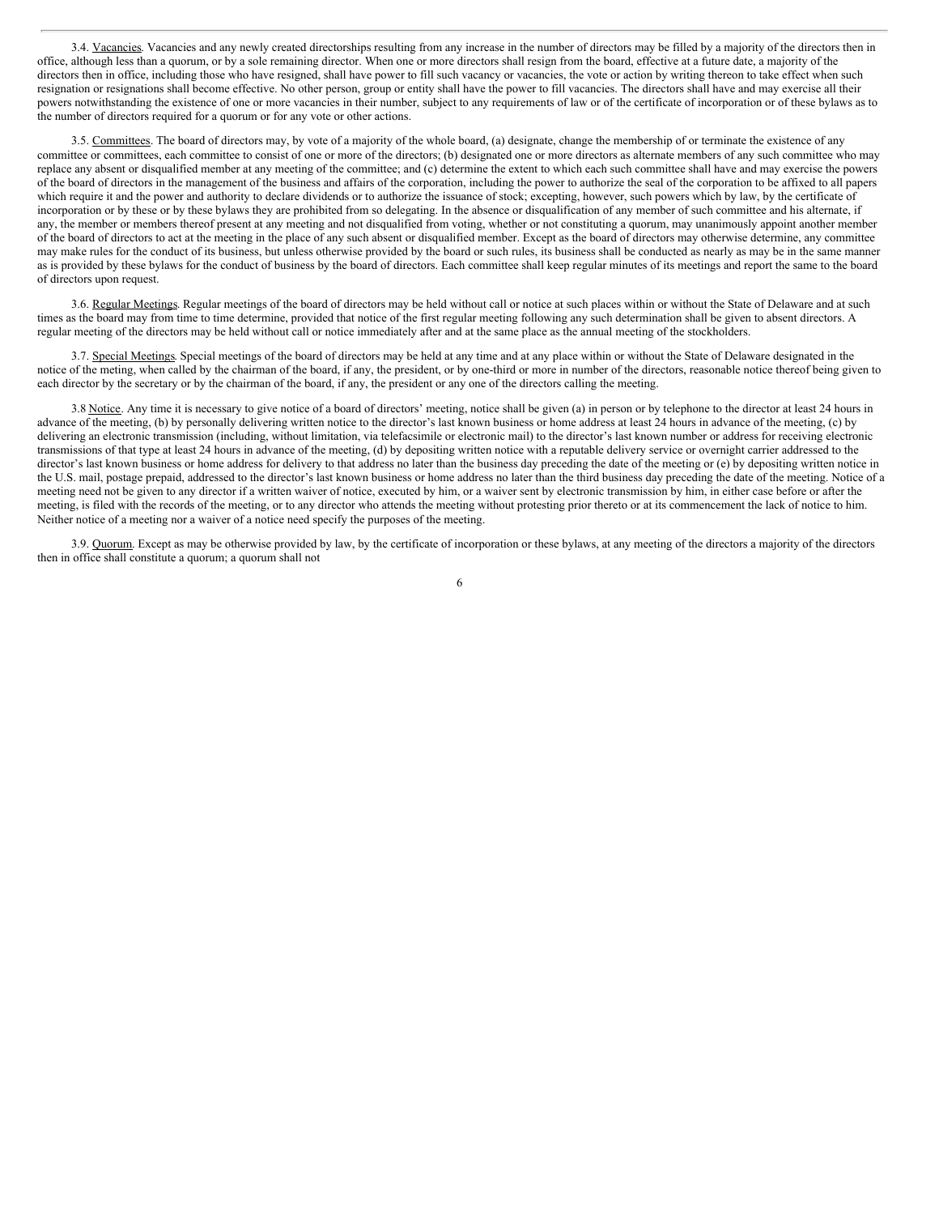3.4. Vacancies. Vacancies and any newly created directorships resulting from any increase in the number of directors may be filled by a majority of the directors then in office, although less than a quorum, or by a sole remaining director. When one or more directors shall resign from the board, effective at a future date, a majority of the directors then in office, including those who have resigned, shall have power to fill such vacancy or vacancies, the vote or action by writing thereon to take effect when such resignation or resignations shall become effective. No other person, group or entity shall have the power to fill vacancies. The directors shall have and may exercise all their powers notwithstanding the existence of one or more vacancies in their number, subject to any requirements of law or of the certificate of incorporation or of these bylaws as to the number of directors required for a quorum or for any vote or other actions.

3.5. Committees. The board of directors may, by vote of a majority of the whole board, (a) designate, change the membership of or terminate the existence of any committee or committees, each committee to consist of one or more of the directors; (b) designated one or more directors as alternate members of any such committee who may replace any absent or disqualified member at any meeting of the committee; and (c) determine the extent to which each such committee shall have and may exercise the powers of the board of directors in the management of the business and affairs of the corporation, including the power to authorize the seal of the corporation to be affixed to all papers which require it and the power and authority to declare dividends or to authorize the issuance of stock; excepting, however, such powers which by law, by the certificate of incorporation or by these or by these bylaws they are prohibited from so delegating. In the absence or disqualification of any member of such committee and his alternate, if any, the member or members thereof present at any meeting and not disqualified from voting, whether or not constituting a quorum, may unanimously appoint another member of the board of directors to act at the meeting in the place of any such absent or disqualified member. Except as the board of directors may otherwise determine, any committee may make rules for the conduct of its business, but unless otherwise provided by the board or such rules, its business shall be conducted as nearly as may be in the same manner as is provided by these bylaws for the conduct of business by the board of directors. Each committee shall keep regular minutes of its meetings and report the same to the board of directors upon request.

3.6. Regular Meetings. Regular meetings of the board of directors may be held without call or notice at such places within or without the State of Delaware and at such times as the board may from time to time determine, provided that notice of the first regular meeting following any such determination shall be given to absent directors. A regular meeting of the directors may be held without call or notice immediately after and at the same place as the annual meeting of the stockholders.

3.7. Special Meetings. Special meetings of the board of directors may be held at any time and at any place within or without the State of Delaware designated in the notice of the meting, when called by the chairman of the board, if any, the president, or by one-third or more in number of the directors, reasonable notice thereof being given to each director by the secretary or by the chairman of the board, if any, the president or any one of the directors calling the meeting.

3.8 Notice. Any time it is necessary to give notice of a board of directors' meeting, notice shall be given (a) in person or by telephone to the director at least 24 hours in advance of the meeting, (b) by personally delivering written notice to the director's last known business or home address at least 24 hours in advance of the meeting, (c) by delivering an electronic transmission (including, without limitation, via telefacsimile or electronic mail) to the director's last known number or address for receiving electronic transmissions of that type at least 24 hours in advance of the meeting, (d) by depositing written notice with a reputable delivery service or overnight carrier addressed to the director's last known business or home address for delivery to that address no later than the business day preceding the date of the meeting or (e) by depositing written notice in the U.S. mail, postage prepaid, addressed to the director's last known business or home address no later than the third business day preceding the date of the meeting. Notice of a meeting need not be given to any director if a written waiver of notice, executed by him, or a waiver sent by electronic transmission by him, in either case before or after the meeting, is filed with the records of the meeting, or to any director who attends the meeting without protesting prior thereto or at its commencement the lack of notice to him. Neither notice of a meeting nor a waiver of a notice need specify the purposes of the meeting.

3.9. Quorum. Except as may be otherwise provided by law, by the certificate of incorporation or these bylaws, at any meeting of the directors a majority of the directors then in office shall constitute a quorum; a quorum shall not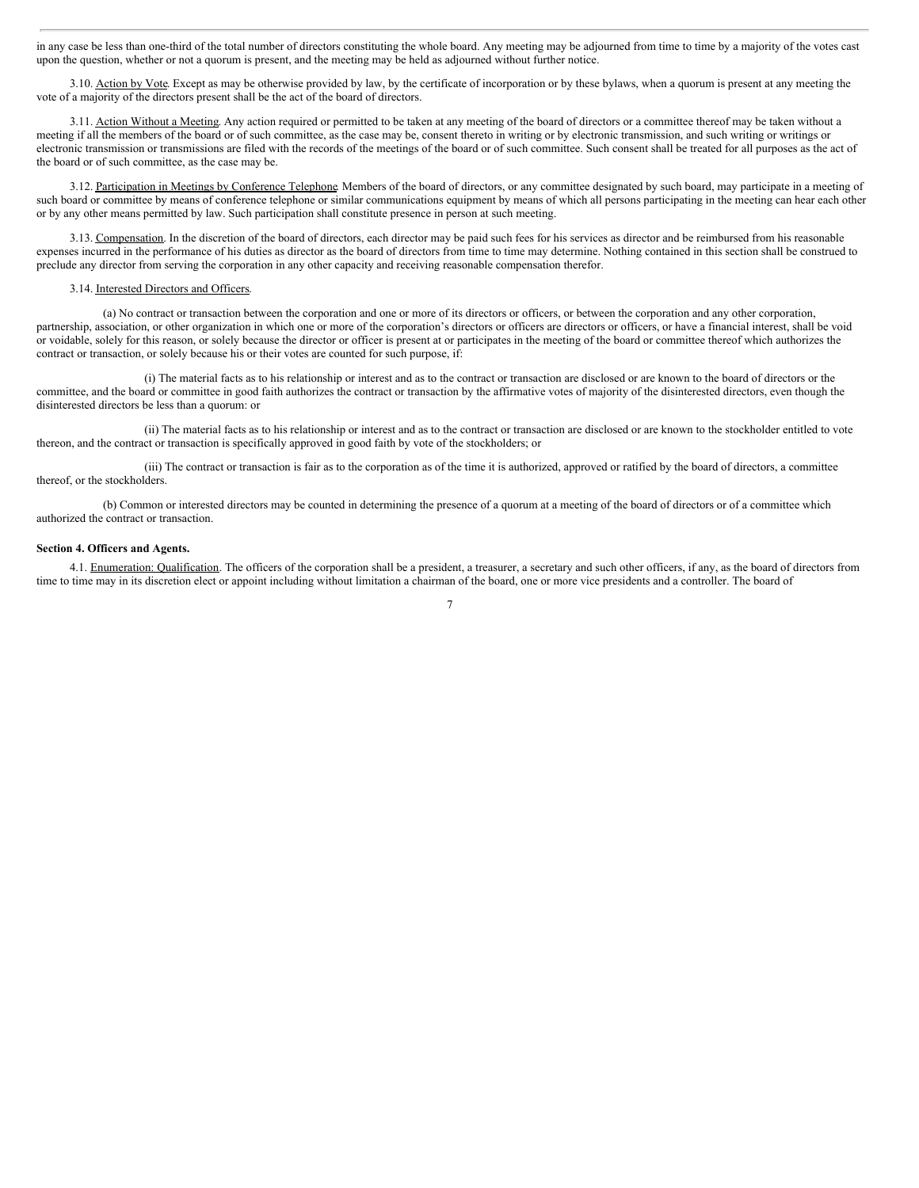in any case be less than one-third of the total number of directors constituting the whole board. Any meeting may be adjourned from time to time by a majority of the votes cast upon the question, whether or not a quorum is present, and the meeting may be held as adjourned without further notice.

3.10. Action by Vote. Except as may be otherwise provided by law, by the certificate of incorporation or by these bylaws, when a quorum is present at any meeting the vote of a majority of the directors present shall be the act of the board of directors.

3.11. Action Without a Meeting. Any action required or permitted to be taken at any meeting of the board of directors or a committee thereof may be taken without a meeting if all the members of the board or of such committee, as the case may be, consent thereto in writing or by electronic transmission, and such writing or writings or electronic transmission or transmissions are filed with the records of the meetings of the board or of such committee. Such consent shall be treated for all purposes as the act of the board or of such committee, as the case may be.

3.12. Participation in Meetings by Conference Telephone. Members of the board of directors, or any committee designated by such board, may participate in a meeting of such board or committee by means of conference telephone or similar communications equipment by means of which all persons participating in the meeting can hear each other or by any other means permitted by law. Such participation shall constitute presence in person at such meeting.

3.13. Compensation. In the discretion of the board of directors, each director may be paid such fees for his services as director and be reimbursed from his reasonable expenses incurred in the performance of his duties as director as the board of directors from time to time may determine. Nothing contained in this section shall be construed to preclude any director from serving the corporation in any other capacity and receiving reasonable compensation therefor.

3.14. Interested Directors and Officers.

(a) No contract or transaction between the corporation and one or more of its directors or officers, or between the corporation and any other corporation, partnership, association, or other organization in which one or more of the corporation's directors or officers are directors or officers, or have a financial interest, shall be void or voidable, solely for this reason, or solely because the director or officer is present at or participates in the meeting of the board or committee thereof which authorizes the contract or transaction, or solely because his or their votes are counted for such purpose, if:

(i) The material facts as to his relationship or interest and as to the contract or transaction are disclosed or are known to the board of directors or the committee, and the board or committee in good faith authorizes the contract or transaction by the affirmative votes of majority of the disinterested directors, even though the disinterested directors be less than a quorum: or

(ii) The material facts as to his relationship or interest and as to the contract or transaction are disclosed or are known to the stockholder entitled to vote thereon, and the contract or transaction is specifically approved in good faith by vote of the stockholders; or

(iii) The contract or transaction is fair as to the corporation as of the time it is authorized, approved or ratified by the board of directors, a committee thereof, or the stockholders.

(b) Common or interested directors may be counted in determining the presence of a quorum at a meeting of the board of directors or of a committee which authorized the contract or transaction.

**Section 4. Officers and Agents.**

4.1. Enumeration: Qualification. The officers of the corporation shall be a president, a treasurer, a secretary and such other officers, if any, as the board of directors from time to time may in its discretion elect or appoint including without limitation a chairman of the board, one or more vice presidents and a controller. The board of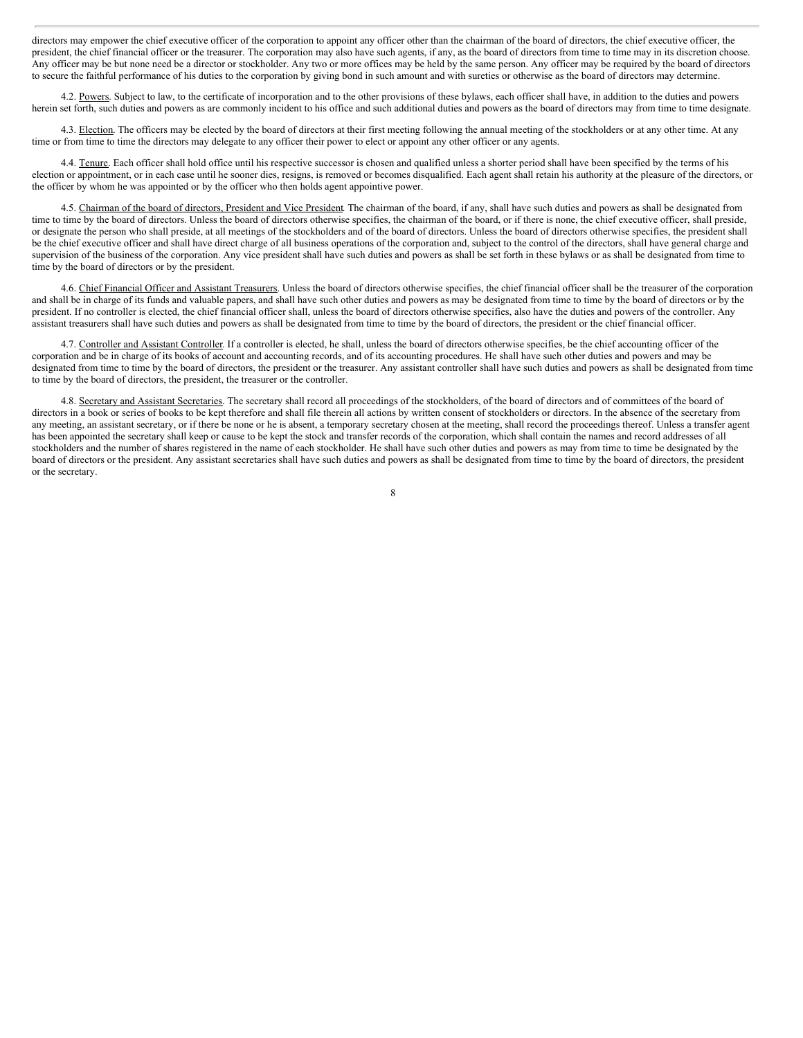directors may empower the chief executive officer of the corporation to appoint any officer other than the chairman of the board of directors, the chief executive officer, the president, the chief financial officer or the treasurer. The corporation may also have such agents, if any, as the board of directors from time to time may in its discretion choose. Any officer may be but none need be a director or stockholder. Any two or more offices may be held by the same person. Any officer may be required by the board of directors to secure the faithful performance of his duties to the corporation by giving bond in such amount and with sureties or otherwise as the board of directors may determine.

4.2. Powers. Subject to law, to the certificate of incorporation and to the other provisions of these bylaws, each officer shall have, in addition to the duties and powers herein set forth, such duties and powers as are commonly incident to his office and such additional duties and powers as the board of directors may from time to time designate.

4.3. Election. The officers may be elected by the board of directors at their first meeting following the annual meeting of the stockholders or at any other time. At any time or from time to time the directors may delegate to any officer their power to elect or appoint any other officer or any agents.

4.4. Tenure. Each officer shall hold office until his respective successor is chosen and qualified unless a shorter period shall have been specified by the terms of his election or appointment, or in each case until he sooner dies, resigns, is removed or becomes disqualified. Each agent shall retain his authority at the pleasure of the directors, or the officer by whom he was appointed or by the officer who then holds agent appointive power.

4.5. Chairman of the board of directors, President and Vice President. The chairman of the board, if any, shall have such duties and powers as shall be designated from time to time by the board of directors. Unless the board of directors otherwise specifies, the chairman of the board, or if there is none, the chief executive officer, shall preside, or designate the person who shall preside, at all meetings of the stockholders and of the board of directors. Unless the board of directors otherwise specifies, the president shall be the chief executive officer and shall have direct charge of all business operations of the corporation and, subject to the control of the directors, shall have general charge and supervision of the business of the corporation. Any vice president shall have such duties and powers as shall be set forth in these bylaws or as shall be designated from time to time by the board of directors or by the president.

4.6. Chief Financial Officer and Assistant Treasurers. Unless the board of directors otherwise specifies, the chief financial officer shall be the treasurer of the corporation and shall be in charge of its funds and valuable papers, and shall have such other duties and powers as may be designated from time to time by the board of directors or by the president. If no controller is elected, the chief financial officer shall, unless the board of directors otherwise specifies, also have the duties and powers of the controller. Any assistant treasurers shall have such duties and powers as shall be designated from time to time by the board of directors, the president or the chief financial officer.

4.7. Controller and Assistant Controller. If a controller is elected, he shall, unless the board of directors otherwise specifies, be the chief accounting officer of the corporation and be in charge of its books of account and accounting records, and of its accounting procedures. He shall have such other duties and powers and may be designated from time to time by the board of directors, the president or the treasurer. Any assistant controller shall have such duties and powers as shall be designated from time to time by the board of directors, the president, the treasurer or the controller.

4.8. Secretary and Assistant Secretaries. The secretary shall record all proceedings of the stockholders, of the board of directors and of committees of the board of directors in a book or series of books to be kept therefore and shall file therein all actions by written consent of stockholders or directors. In the absence of the secretary from any meeting, an assistant secretary, or if there be none or he is absent, a temporary secretary chosen at the meeting, shall record the proceedings thereof. Unless a transfer agent has been appointed the secretary shall keep or cause to be kept the stock and transfer records of the corporation, which shall contain the names and record addresses of all stockholders and the number of shares registered in the name of each stockholder. He shall have such other duties and powers as may from time to time be designated by the board of directors or the president. Any assistant secretaries shall have such duties and powers as shall be designated from time to time by the board of directors, the president or the secretary.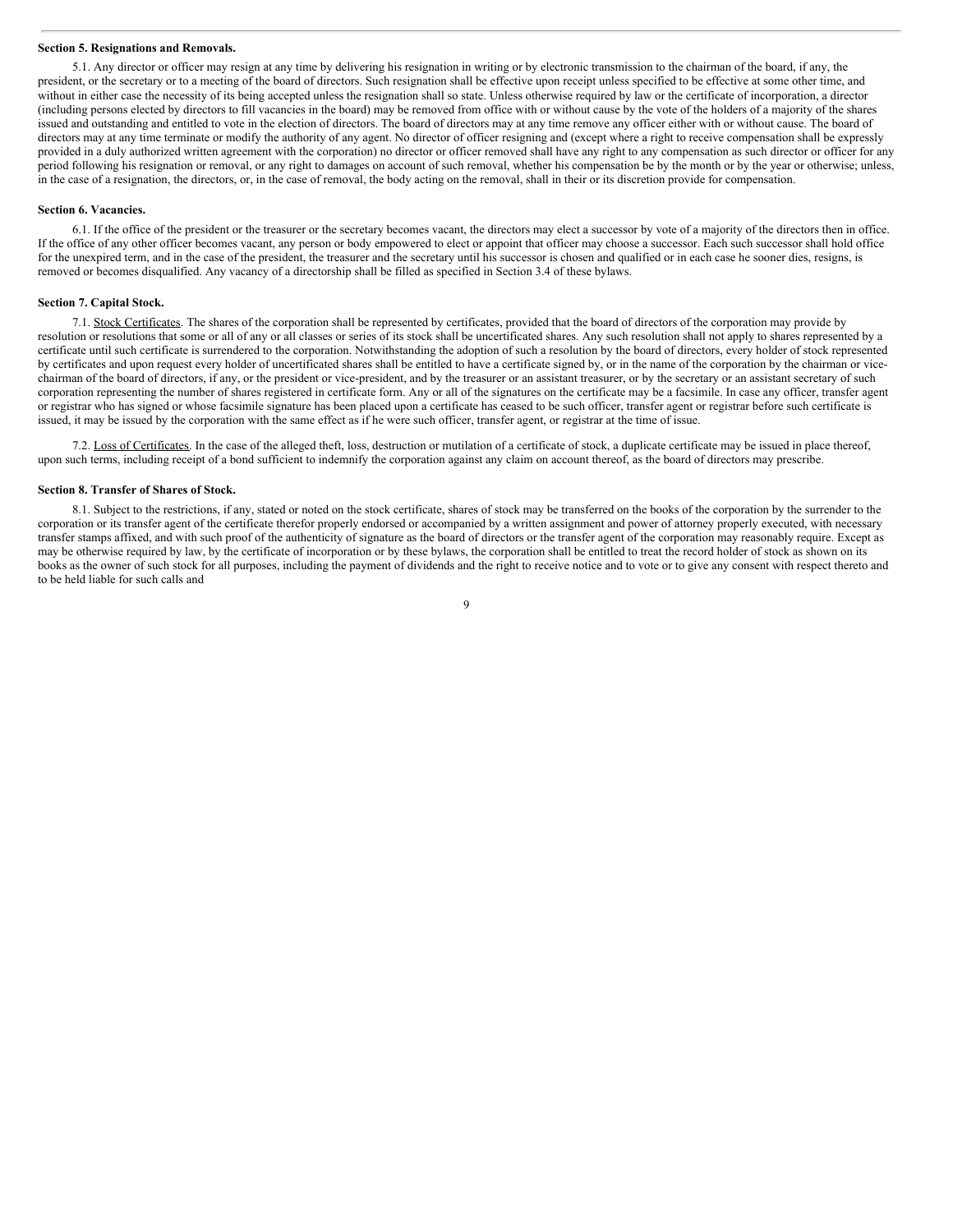**Section 5. Resignations and Removals.**

5.1. Any director or officer may resign at any time by delivering his resignation in writing or by electronic transmission to the chairman of the board, if any, the president, or the secretary or to a meeting of the board of directors. Such resignation shall be effective upon receipt unless specified to be effective at some other time, and without in either case the necessity of its being accepted unless the resignation shall so state. Unless otherwise required by law or the certificate of incorporation, a director (including persons elected by directors to fill vacancies in the board) may be removed from office with or without cause by the vote of the holders of a majority of the shares issued and outstanding and entitled to vote in the election of directors. The board of directors may at any time remove any officer either with or without cause. The board of directors may at any time terminate or modify the authority of any agent. No director of officer resigning and (except where a right to receive compensation shall be expressly provided in a duly authorized written agreement with the corporation) no director or officer removed shall have any right to any compensation as such director or officer for any period following his resignation or removal, or any right to damages on account of such removal, whether his compensation be by the month or by the year or otherwise; unless, in the case of a resignation, the directors, or, in the case of removal, the body acting on the removal, shall in their or its discretion provide for compensation.

**Section 6. Vacancies.**

6.1. If the office of the president or the treasurer or the secretary becomes vacant, the directors may elect a successor by vote of a majority of the directors then in office. If the office of any other officer becomes vacant, any person or body empowered to elect or appoint that officer may choose a successor. Each such successor shall hold office for the unexpired term, and in the case of the president, the treasurer and the secretary until his successor is chosen and qualified or in each case he sooner dies, resigns, is removed or becomes disqualified. Any vacancy of a directorship shall be filled as specified in Section 3.4 of these bylaws.

**Section 7. Capital Stock.**

7.1. Stock Certificates. The shares of the corporation shall be represented by certificates, provided that the board of directors of the corporation may provide by resolution or resolutions that some or all of any or all classes or series of its stock shall be uncertificated shares. Any such resolution shall not apply to shares represented by a certificate until such certificate is surrendered to the corporation. Notwithstanding the adoption of such a resolution by the board of directors, every holder of stock represented by certificates and upon request every holder of uncertificated shares shall be entitled to have a certificate signed by, or in the name of the corporation by the chairman or vice-chairman of the board of directors, if any, or the president or vice-president, and by the treasurer or an assistant treasurer, or by the secretary or an assistant secretary of such corporation representing the number of shares registered in certificate form. Any or all of the signatures on the certificate may be a facsimile. In case any officer, transfer agent or registrar who has signed or whose facsimile signature has been placed upon a certificate has ceased to be such officer, transfer agent or registrar before such certificate is issued, it may be issued by the corporation with the same effect as if he were such officer, transfer agent, or registrar at the time of issue.

7.2. Loss of Certificates. In the case of the alleged theft, loss, destruction or mutilation of a certificate of stock, a duplicate certificate may be issued in place thereof, upon such terms, including receipt of a bond sufficient to indemnify the corporation against any claim on account thereof, as the board of directors may prescribe.

**Section 8. Transfer of Shares of Stock.**

8.1. Subject to the restrictions, if any, stated or noted on the stock certificate, shares of stock may be transferred on the books of the corporation by the surrender to the corporation or its transfer agent of the certificate therefor properly endorsed or accompanied by a written assignment and power of attorney properly executed, with necessary transfer stamps affixed, and with such proof of the authenticity of signature as the board of directors or the transfer agent of the corporation may reasonably require. Except as may be otherwise required by law, by the certificate of incorporation or by these bylaws, the corporation shall be entitled to treat the record holder of stock as shown on its books as the owner of such stock for all purposes, including the payment of dividends and the right to receive notice and to vote or to give any consent with respect thereto and to be held liable for such calls and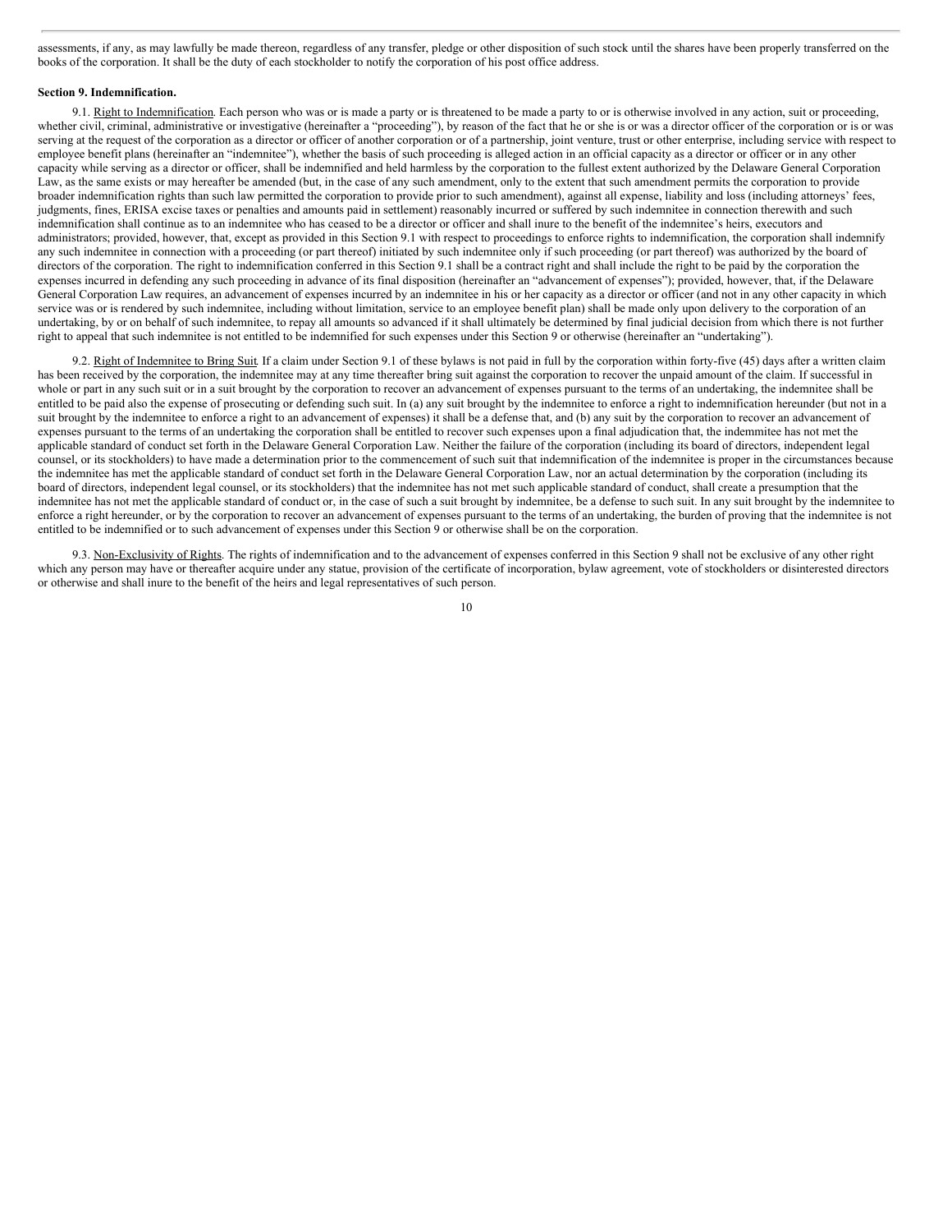assessments, if any, as may lawfully be made thereon, regardless of any transfer, pledge or other disposition of such stock until the shares have been properly transferred on the books of the corporation. It shall be the duty of each stockholder to notify the corporation of his post office address.

**Section 9. Indemnification.**

9.1. Right to Indemnification. Each person who was or is made a party or is threatened to be made a party to or is otherwise involved in any action, suit or proceeding, whether civil, criminal, administrative or investigative (hereinafter a "proceeding"), by reason of the fact that he or she is or was a director officer of the corporation or is or was serving at the request of the corporation as a director or officer of another corporation or of a partnership, joint venture, trust or other enterprise, including service with respect to employee benefit plans (hereinafter an "indemnitee"), whether the basis of such proceeding is alleged action in an official capacity as a director or officer or in any other capacity while serving as a director or officer, shall be indemnified and held harmless by the corporation to the fullest extent authorized by the Delaware General Corporation Law, as the same exists or may hereafter be amended (but, in the case of any such amendment, only to the extent that such amendment permits the corporation to provide broader indemnification rights than such law permitted the corporation to provide prior to such amendment), against all expense, liability and loss (including attorneys' fees, judgments, fines, ERISA excise taxes or penalties and amounts paid in settlement) reasonably incurred or suffered by such indemnitee in connection therewith and such indemnification shall continue as to an indemnitee who has ceased to be a director or officer and shall inure to the benefit of the indemnitee's heirs, executors and administrators; provided, however, that, except as provided in this Section 9.1 with respect to proceedings to enforce rights to indemnification, the corporation shall indemnify any such indemnitee in connection with a proceeding (or part thereof) initiated by such indemnitee only if such proceeding (or part thereof) was authorized by the board of directors of the corporation. The right to indemnification conferred in this Section 9.1 shall be a contract right and shall include the right to be paid by the corporation the expenses incurred in defending any such proceeding in advance of its final disposition (hereinafter an "advancement of expenses"); provided, however, that, if the Delaware General Corporation Law requires, an advancement of expenses incurred by an indemnitee in his or her capacity as a director or officer (and not in any other capacity in which service was or is rendered by such indemnitee, including without limitation, service to an employee benefit plan) shall be made only upon delivery to the corporation of an undertaking, by or on behalf of such indemnitee, to repay all amounts so advanced if it shall ultimately be determined by final judicial decision from which there is not further right to appeal that such indemnitee is not entitled to be indemnified for such expenses under this Section 9 or otherwise (hereinafter an "undertaking").

9.2. Right of Indemnitee to Bring Suit. If a claim under Section 9.1 of these bylaws is not paid in full by the corporation within forty-five (45) days after a written claim has been received by the corporation, the indemnitee may at any time thereafter bring suit against the corporation to recover the unpaid amount of the claim. If successful in whole or part in any such suit or in a suit brought by the corporation to recover an advancement of expenses pursuant to the terms of an undertaking, the indemnitee shall be entitled to be paid also the expense of prosecuting or defending such suit. In (a) any suit brought by the indemnitee to enforce a right to indemnification hereunder (but not in a suit brought by the indemnitee to enforce a right to an advancement of expenses) it shall be a defense that, and (b) any suit by the corporation to recover an advancement of expenses pursuant to the terms of an undertaking the corporation shall be entitled to recover such expenses upon a final adjudication that, the indemmitee has not met the applicable standard of conduct set forth in the Delaware General Corporation Law. Neither the failure of the corporation (including its board of directors, independent legal counsel, or its stockholders) to have made a determination prior to the commencement of such suit that indemnification of the indemnitee is proper in the circumstances because the indemnitee has met the applicable standard of conduct set forth in the Delaware General Corporation Law, nor an actual determination by the corporation (including its board of directors, independent legal counsel, or its stockholders) that the indemnitee has not met such applicable standard of conduct, shall create a presumption that the indemnitee has not met the applicable standard of conduct or, in the case of such a suit brought by indemnitee, be a defense to such suit. In any suit brought by the indemnitee to enforce a right hereunder, or by the corporation to recover an advancement of expenses pursuant to the terms of an undertaking, the burden of proving that the indemnitee is not entitled to be indemnified or to such advancement of expenses under this Section 9 or otherwise shall be on the corporation.

9.3. Non-Exclusivity of Rights. The rights of indemnification and to the advancement of expenses conferred in this Section 9 shall not be exclusive of any other right which any person may have or thereafter acquire under any statue, provision of the certificate of incorporation, bylaw agreement, vote of stockholders or disinterested directors or otherwise and shall inure to the benefit of the heirs and legal representatives of such person.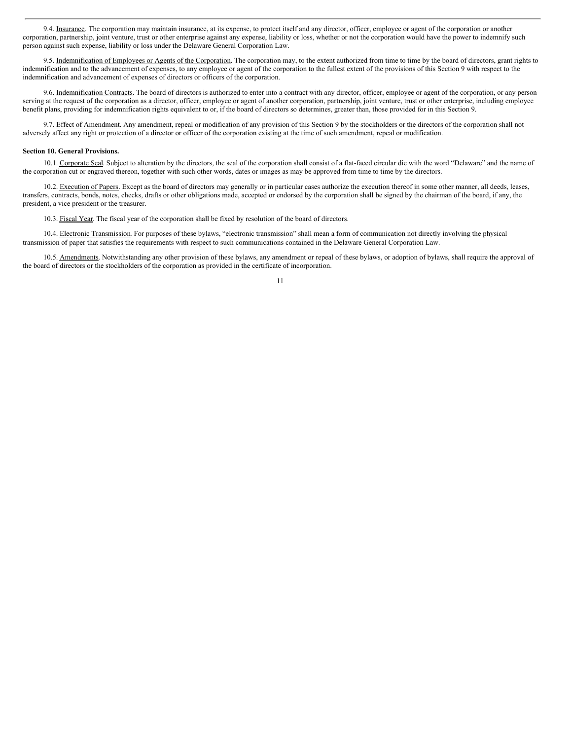9.4. Insurance. The corporation may maintain insurance, at its expense, to protect itself and any director, officer, employee or agent of the corporation or another corporation, partnership, joint venture, trust or other enterprise against any expense, liability or loss, whether or not the corporation would have the power to indemnify such person against such expense, liability or loss under the Delaware General Corporation Law.

9.5. Indemnification of Employees or Agents of the Corporation. The corporation may, to the extent authorized from time to time by the board of directors, grant rights to indemnification and to the advancement of expenses, to any employee or agent of the corporation to the fullest extent of the provisions of this Section 9 with respect to the indemnification and advancement of expenses of directors or officers of the corporation.

9.6. Indemnification Contracts. The board of directors is authorized to enter into a contract with any director, officer, employee or agent of the corporation, or any person serving at the request of the corporation as a director, officer, employee or agent of another corporation, partnership, joint venture, trust or other enterprise, including employee benefit plans, providing for indemnification rights equivalent to or, if the board of directors so determines, greater than, those provided for in this Section 9.

9.7. Effect of Amendment. Any amendment, repeal or modification of any provision of this Section 9 by the stockholders or the directors of the corporation shall not adversely affect any right or protection of a director or officer of the corporation existing at the time of such amendment, repeal or modification.

**Section 10. General Provisions.**

10.1. Corporate Seal. Subject to alteration by the directors, the seal of the corporation shall consist of a flat-faced circular die with the word "Delaware" and the name of the corporation cut or engraved thereon, together with such other words, dates or images as may be approved from time to time by the directors.

10.2. Execution of Papers. Except as the board of directors may generally or in particular cases authorize the execution thereof in some other manner, all deeds, leases, transfers, contracts, bonds, notes, checks, drafts or other obligations made, accepted or endorsed by the corporation shall be signed by the chairman of the board, if any, the president, a vice president or the treasurer.

10.3. Fiscal Year. The fiscal year of the corporation shall be fixed by resolution of the board of directors.

10.4. Electronic Transmission. For purposes of these bylaws, "electronic transmission" shall mean a form of communication not directly involving the physical transmission of paper that satisfies the requirements with respect to such communications contained in the Delaware General Corporation Law.

10.5. Amendments. Notwithstanding any other provision of these bylaws, any amendment or repeal of these bylaws, or adoption of bylaws, shall require the approval of the board of directors or the stockholders of the corporation as provided in the certificate of incorporation.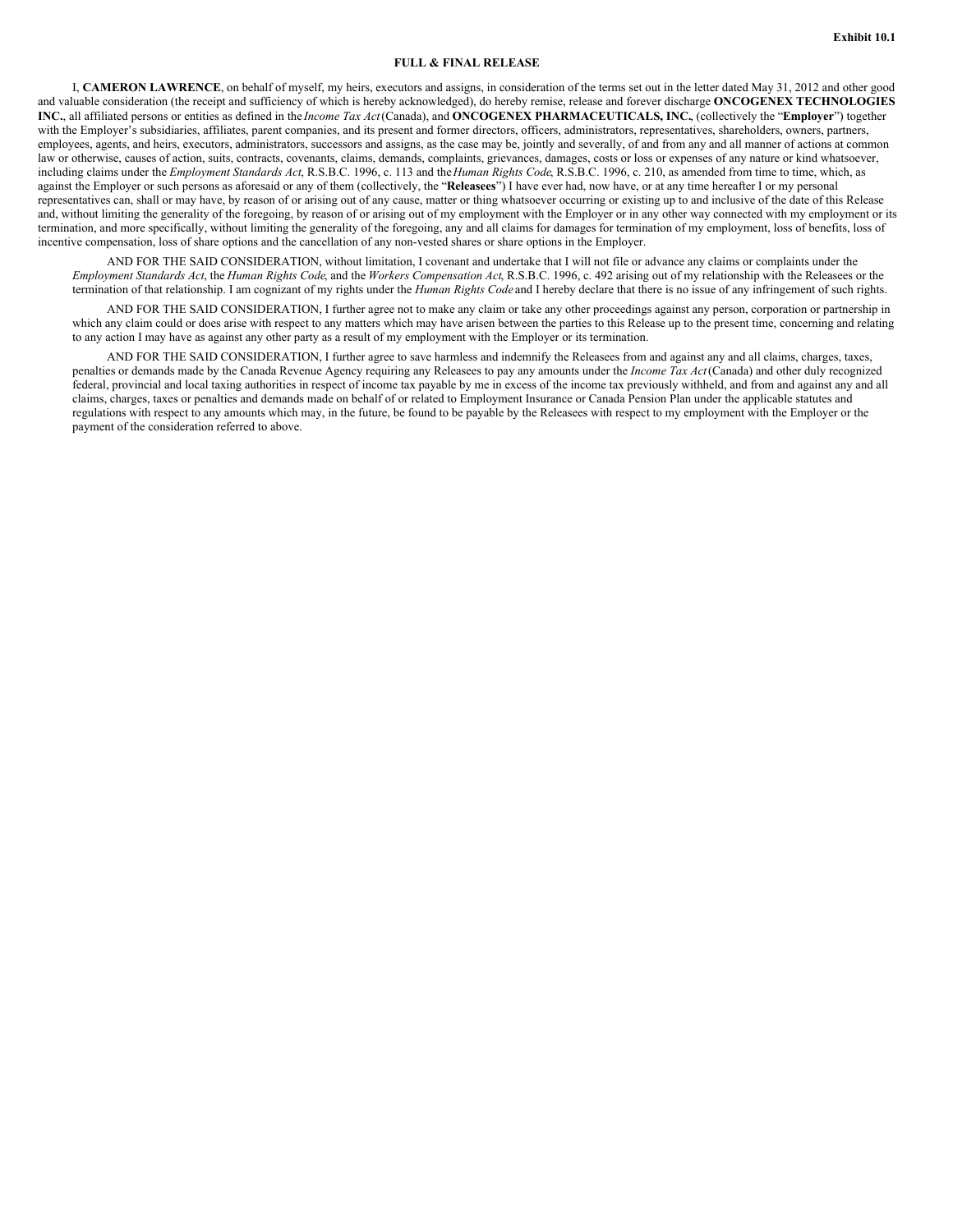Exhibit 10.1

# FULL & FINAL RELEASE

I, **CAMERON LAWRENCE**, on behalf of myself, my heirs, executors and assigns, in consideration of the terms set out in the letter dated May 31, 2012 and other good and valuable consideration (the receipt and sufficiency of which is hereby acknowledged), do hereby remise, release and forever discharge **ONCOGENEX TECHNOLOGIES INC.**, all affiliated persons or entities as defined in the *Income Tax Act* (Canada), and **ONCOGENEX PHARMACEUTICALS, INC.**, (collectively the "**Employer**") together with the Employer's subsidiaries, affiliates, parent companies, and its present and former directors, officers, administrators, representatives, shareholders, owners, partners, employees, agents, and heirs, executors, administrators, successors and assigns, as the case may be, jointly and severally, of and from any and all manner of actions at common law or otherwise, causes of action, suits, contracts, covenants, claims, demands, complaints, grievances, damages, costs or loss or expenses of any nature or kind whatsoever, including claims under the *Employment Standards Act*, R.S.B.C. 1996, c. 113 and the *Human Rights Code*, R.S.B.C. 1996, c. 210, as amended from time to time, which, as against the Employer or such persons as aforesaid or any of them (collectively, the "**Releasees**") I have ever had, now have, or at any time hereafter I or my personal representatives can, shall or may have, by reason of or arising out of any cause, matter or thing whatsoever occurring or existing up to and inclusive of the date of this Release and, without limiting the generality of the foregoing, by reason of or arising out of my employment with the Employer or in any other way connected with my employment or its termination, and more specifically, without limiting the generality of the foregoing, any and all claims for damages for termination of my employment, loss of benefits, loss of incentive compensation, loss of share options and the cancellation of any non-vested shares or share options in the Employer.

AND FOR THE SAID CONSIDERATION, without limitation, I covenant and undertake that I will not file or advance any claims or complaints under the *Employment Standards Act*, the *Human Rights Code*, and the *Workers Compensation Act*, R.S.B.C. 1996, c. 492 arising out of my relationship with the Releasees or the termination of that relationship. I am cognizant of my rights under the *Human Rights Code* and I hereby declare that there is no issue of any infringement of such rights.

AND FOR THE SAID CONSIDERATION, I further agree not to make any claim or take any other proceedings against any person, corporation or partnership in which any claim could or does arise with respect to any matters which may have arisen between the parties to this Release up to the present time, concerning and relating to any action I may have as against any other party as a result of my employment with the Employer or its termination.

AND FOR THE SAID CONSIDERATION, I further agree to save harmless and indemnify the Releasees from and against any and all claims, charges, taxes, penalties or demands made by the Canada Revenue Agency requiring any Releasees to pay any amounts under the *Income Tax Act* (Canada) and other duly recognized federal, provincial and local taxing authorities in respect of income tax payable by me in excess of the income tax previously withheld, and from and against any and all claims, charges, taxes or penalties and demands made on behalf of or related to Employment Insurance or Canada Pension Plan under the applicable statutes and regulations with respect to any amounts which may, in the future, be found to be payable by the Releasees with respect to my employment with the Employer or the payment of the consideration referred to above.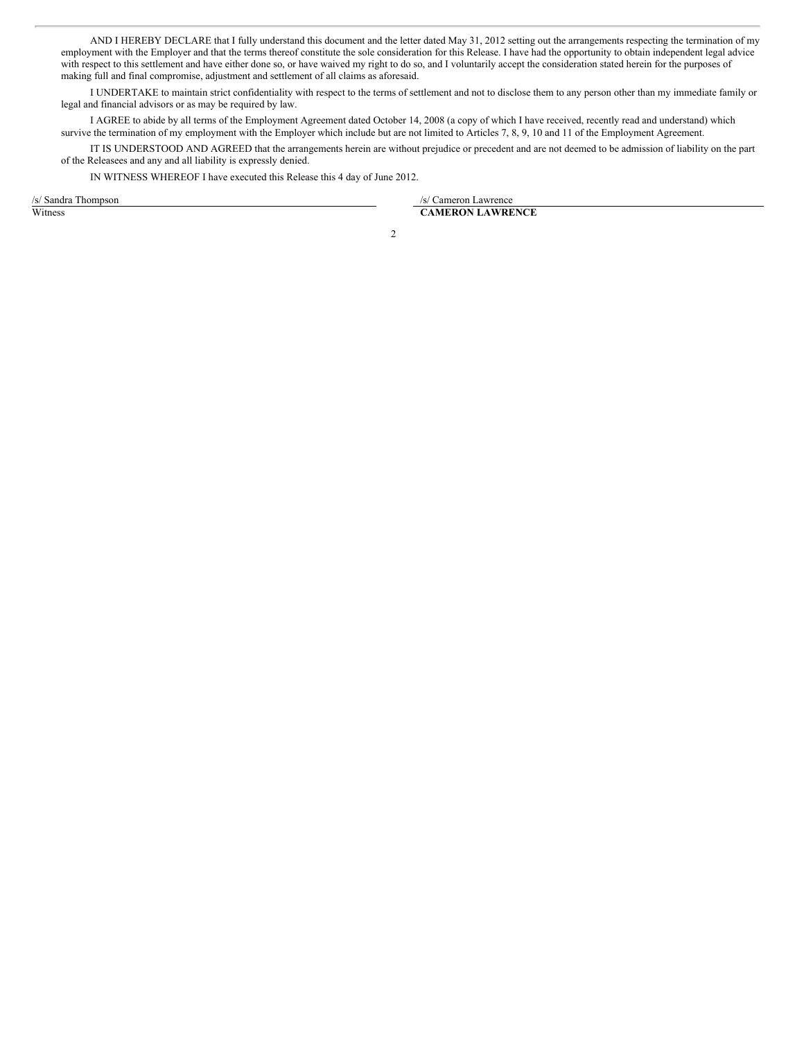AND I HEREBY DECLARE that I fully understand this document and the letter dated May 31, 2012 setting out the arrangements respecting the termination of my employment with the Employer and that the terms thereof constitute the sole consideration for this Release. I have had the opportunity to obtain independent legal advice with respect to this settlement and have either done so, or have waived my right to do so, and I voluntarily accept the consideration stated herein for the purposes of making full and final compromise, adjustment and settlement of all claims as aforesaid.

I UNDERTAKE to maintain strict confidentiality with respect to the terms of settlement and not to disclose them to any person other than my immediate family or legal and financial advisors or as may be required by law.

I AGREE to abide by all terms of the Employment Agreement dated October 14, 2008 (a copy of which I have received, recently read and understand) which survive the termination of my employment with the Employer which include but are not limited to Articles 7, 8, 9, 10 and 11 of the Employment Agreement.

IT IS UNDERSTOOD AND AGREED that the arrangements herein are without prejudice or precedent and are not deemed to be admission of liability on the part of the Releasees and any and all liability is expressly denied.

IN WITNESS WHEREOF I have executed this Release this 4 day of June 2012.

| /s/ Sandra Thompson | /s/ Cameron Lawrence |
|---|---|
| Witness | **CAMERON LAWRENCE** |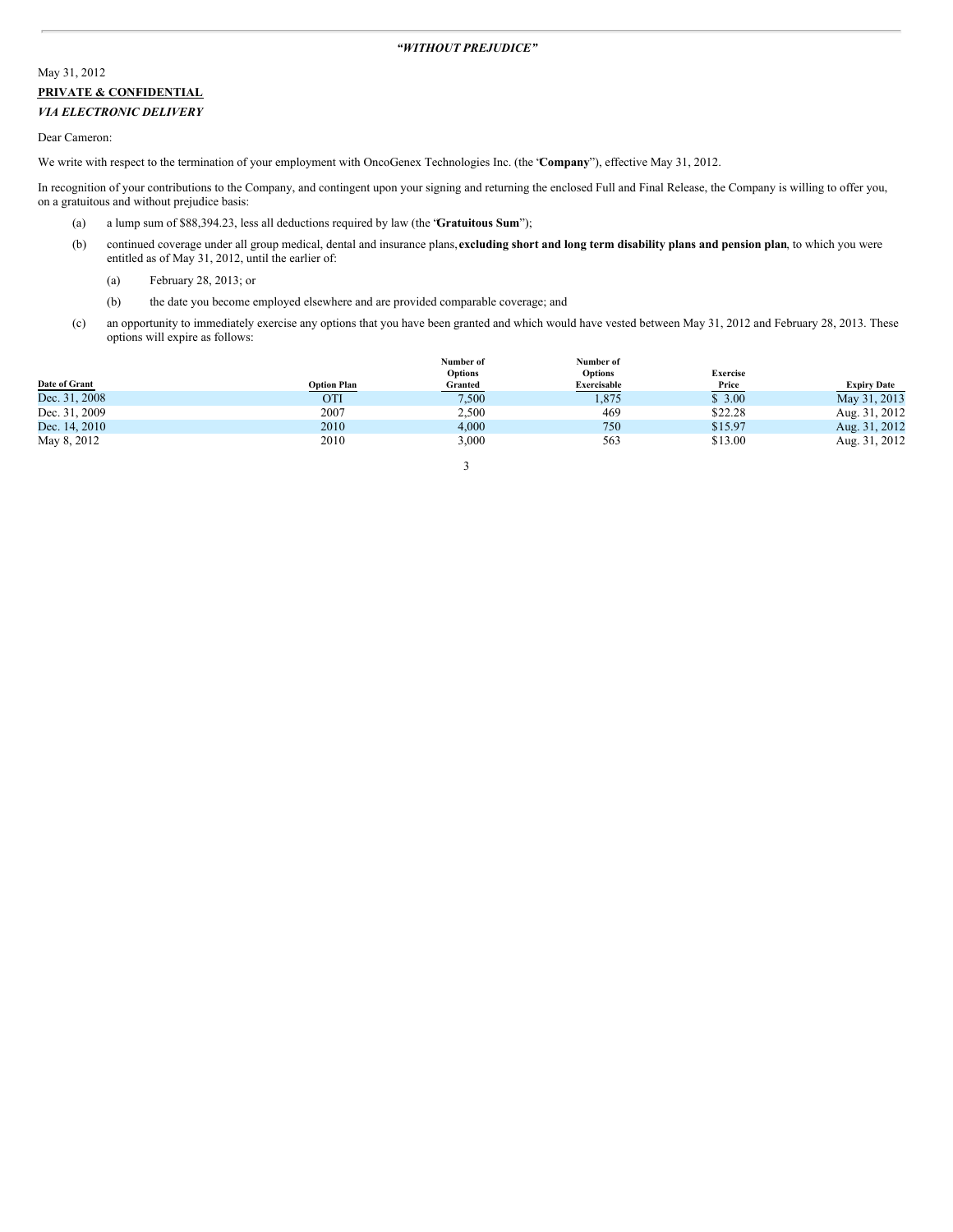***"WITHOUT PREJUDICE"***

May 31, 2012

**PRIVATE & CONFIDENTIAL**

***VIA ELECTRONIC DELIVERY***

Dear Cameron:

We write with respect to the termination of your employment with OncoGenex Technologies Inc. (the "**Company**"), effective May 31, 2012.

In recognition of your contributions to the Company, and contingent upon your signing and returning the enclosed Full and Final Release, the Company is willing to offer you, on a gratuitous and without prejudice basis:

(a) a lump sum of $88,394.23, less all deductions required by law (the "**Gratuitous Sum**");

(b) continued coverage under all group medical, dental and insurance plans, **excluding short and long term disability plans and pension plan**, to which you were entitled as of May 31, 2012, until the earlier of:

  (a) February 28, 2013; or

  (b) the date you become employed elsewhere and are provided comparable coverage; and

(c) an opportunity to immediately exercise any options that you have been granted and which would have vested between May 31, 2012 and February 28, 2013. These options will expire as follows:

| Date of Grant | Option Plan | Number of Options Granted | Number of Options Exercisable | Exercise Price | Expiry Date |
|---|---|---|---|---|---|
| Dec. 31, 2008 | OTI | 7,500 | 1,875 | $ 3.00 | May 31, 2013 |
| Dec. 31, 2009 | 2007 | 2,500 | 469 | $22.28 | Aug. 31, 2012 |
| Dec. 14, 2010 | 2010 | 4,000 | 750 | $15.97 | Aug. 31, 2012 |
| May 8, 2012 | 2010 | 3,000 | 563 | $13.00 | Aug. 31, 2012 |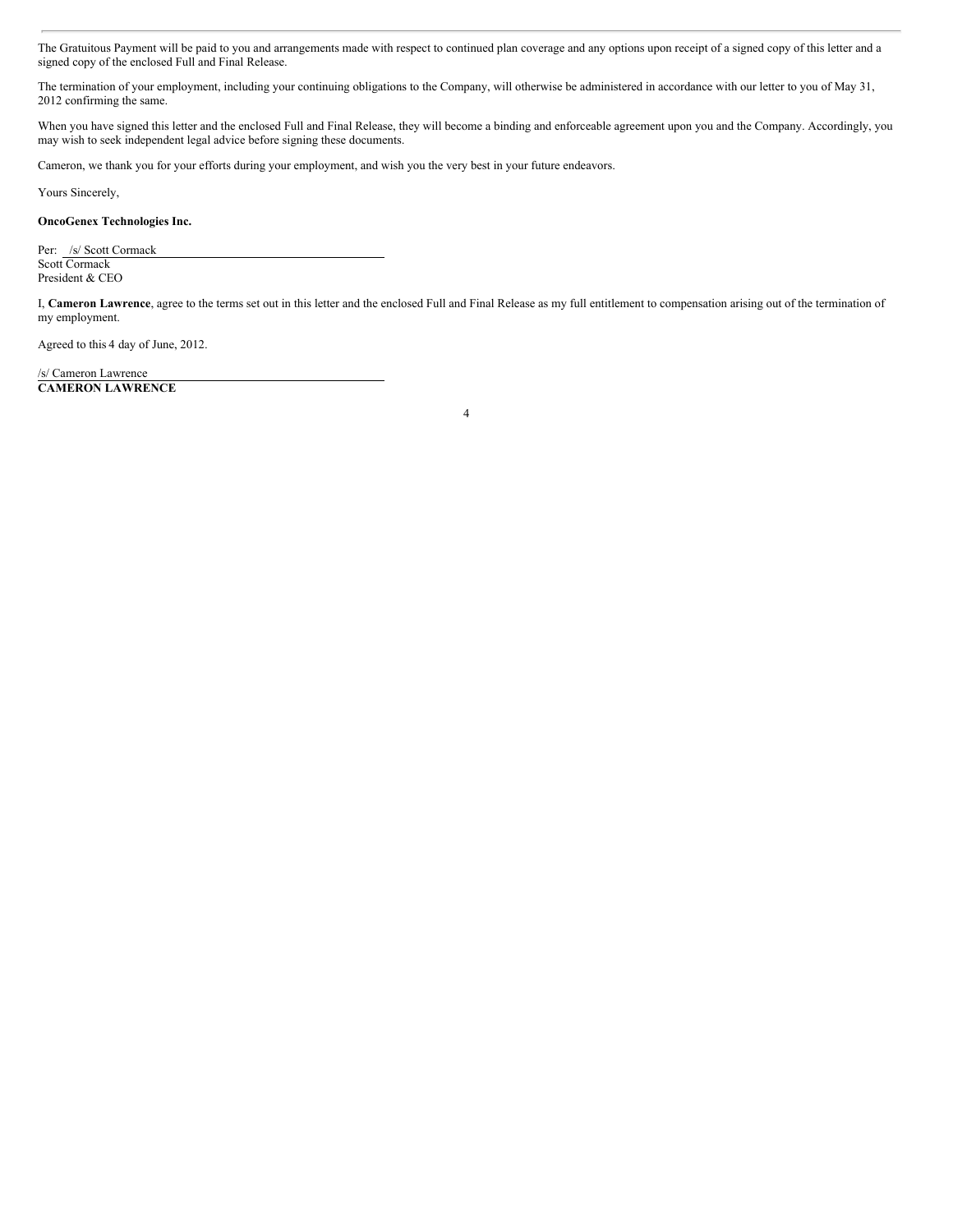The Gratuitous Payment will be paid to you and arrangements made with respect to continued plan coverage and any options upon receipt of a signed copy of this letter and a signed copy of the enclosed Full and Final Release.

The termination of your employment, including your continuing obligations to the Company, will otherwise be administered in accordance with our letter to you of May 31, 2012 confirming the same.

When you have signed this letter and the enclosed Full and Final Release, they will become a binding and enforceable agreement upon you and the Company. Accordingly, you may wish to seek independent legal advice before signing these documents.

Cameron, we thank you for your efforts during your employment, and wish you the very best in your future endeavors.

Yours Sincerely,

**OncoGenex Technologies Inc.**

Per: /s/ Scott Cormack
Scott Cormack
President & CEO

I, **Cameron Lawrence**, agree to the terms set out in this letter and the enclosed Full and Final Release as my full entitlement to compensation arising out of the termination of my employment.

Agreed to this 4 day of June, 2012.

/s/ Cameron Lawrence
**CAMERON LAWRENCE**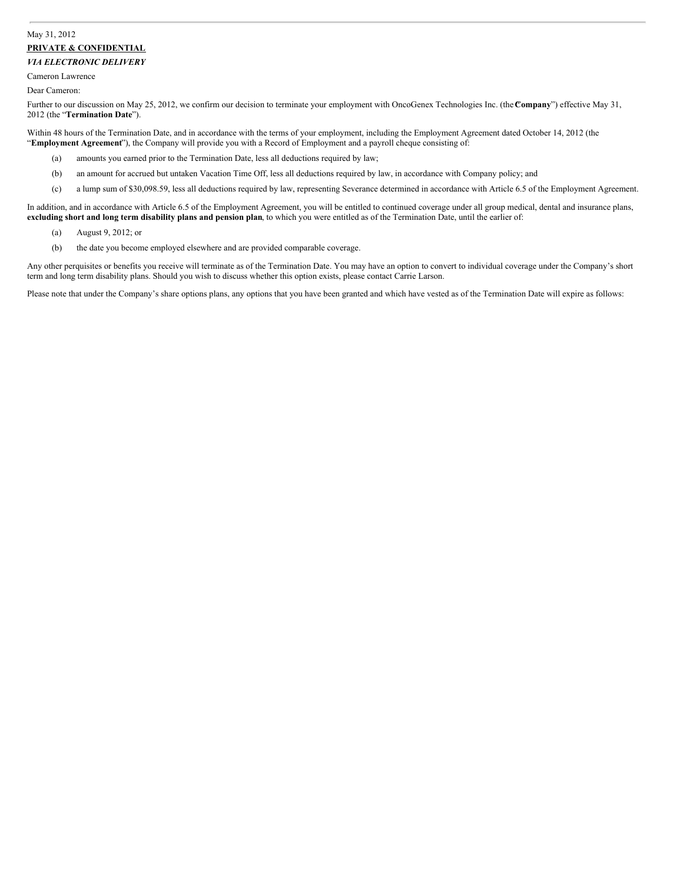May 31, 2012

**PRIVATE & CONFIDENTIAL**

***VIA ELECTRONIC DELIVERY***

Cameron Lawrence

Dear Cameron:

Further to our discussion on May 25, 2012, we confirm our decision to terminate your employment with OncoGenex Technologies Inc. (the "**Company**") effective May 31, 2012 (the "**Termination Date**").

Within 48 hours of the Termination Date, and in accordance with the terms of your employment, including the Employment Agreement dated October 14, 2012 (the "**Employment Agreement**"), the Company will provide you with a Record of Employment and a payroll cheque consisting of:

(a) amounts you earned prior to the Termination Date, less all deductions required by law;

(b) an amount for accrued but untaken Vacation Time Off, less all deductions required by law, in accordance with Company policy; and

(c) a lump sum of $30,098.59, less all deductions required by law, representing Severance determined in accordance with Article 6.5 of the Employment Agreement.

In addition, and in accordance with Article 6.5 of the Employment Agreement, you will be entitled to continued coverage under all group medical, dental and insurance plans, **excluding short and long term disability plans and pension plan**, to which you were entitled as of the Termination Date, until the earlier of:

(a) August 9, 2012; or

(b) the date you become employed elsewhere and are provided comparable coverage.

Any other perquisites or benefits you receive will terminate as of the Termination Date. You may have an option to convert to individual coverage under the Company's short term and long term disability plans. Should you wish to discuss whether this option exists, please contact Carrie Larson.

Please note that under the Company's share options plans, any options that you have been granted and which have vested as of the Termination Date will expire as follows: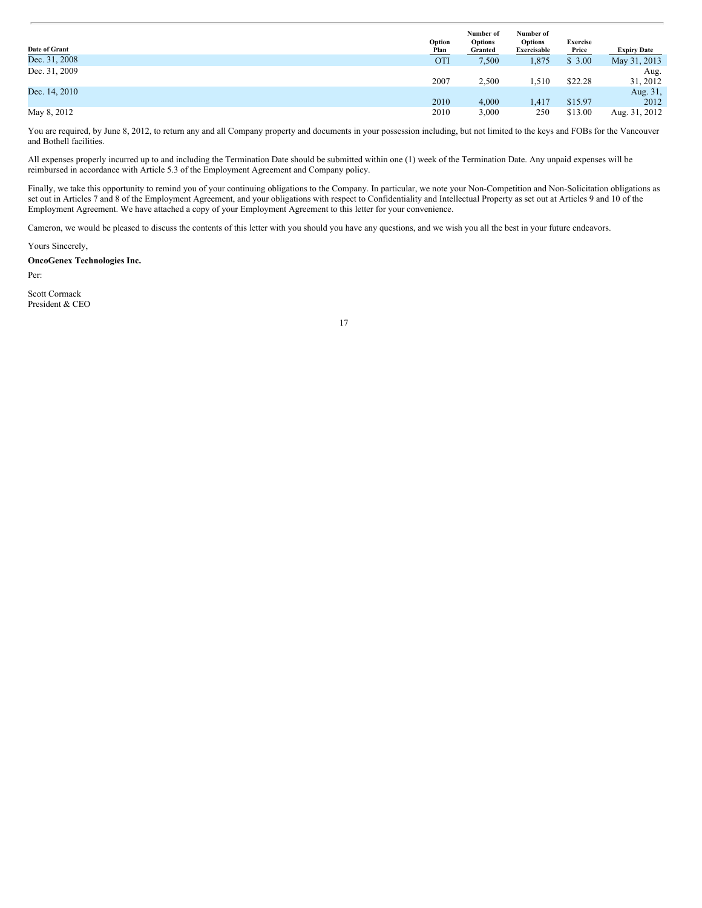| Date of Grant | Option Plan | Number of Options Granted | Number of Options Exercisable | Exercise Price | Expiry Date |
|---|---|---|---|---|---|
| Dec. 31, 2008 | OTI | 7,500 | 1,875 | $ 3.00 | May 31, 2013 |
| Dec. 31, 2009 | 2007 | 2,500 | 1,510 | $22.28 | Aug. 31, 2012 |
| Dec. 14, 2010 | 2010 | 4,000 | 1,417 | $15.97 | Aug. 31, 2012 |
| May 8, 2012 | 2010 | 3,000 | 250 | $13.00 | Aug. 31, 2012 |

You are required, by June 8, 2012, to return any and all Company property and documents in your possession including, but not limited to the keys and FOBs for the Vancouver and Bothell facilities.

All expenses properly incurred up to and including the Termination Date should be submitted within one (1) week of the Termination Date. Any unpaid expenses will be reimbursed in accordance with Article 5.3 of the Employment Agreement and Company policy.

Finally, we take this opportunity to remind you of your continuing obligations to the Company. In particular, we note your Non-Competition and Non-Solicitation obligations as set out in Articles 7 and 8 of the Employment Agreement, and your obligations with respect to Confidentiality and Intellectual Property as set out at Articles 9 and 10 of the Employment Agreement. We have attached a copy of your Employment Agreement to this letter for your convenience.

Cameron, we would be pleased to discuss the contents of this letter with you should you have any questions, and we wish you all the best in your future endeavors.

Yours Sincerely,

**OncoGenex Technologies Inc.**

Per:

Scott Cormack
President & CEO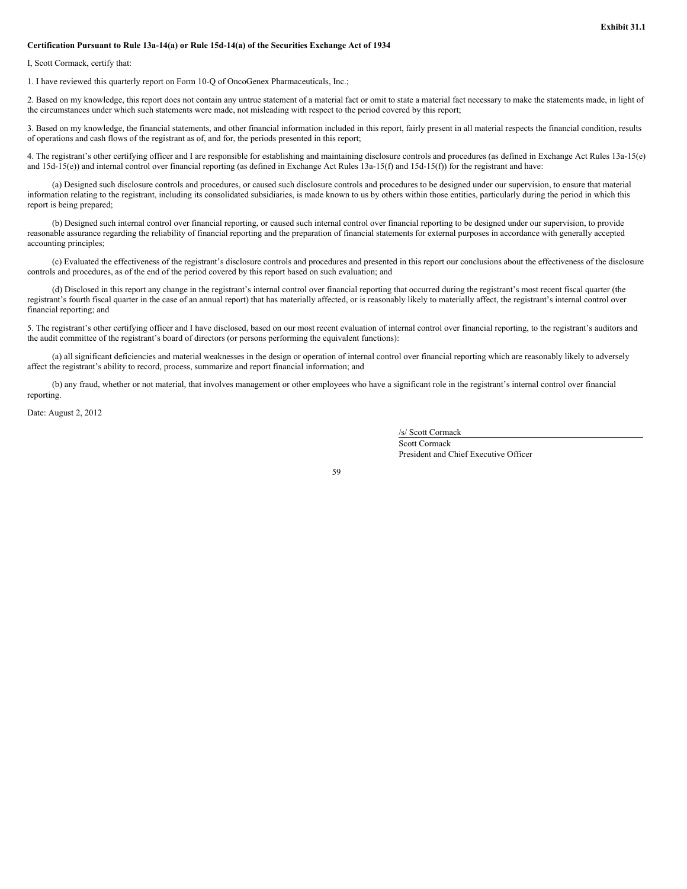**Exhibit 31.1**

**Certification Pursuant to Rule 13a-14(a) or Rule 15d-14(a) of the Securities Exchange Act of 1934**

I, Scott Cormack, certify that:

1. I have reviewed this quarterly report on Form 10-Q of OncoGenex Pharmaceuticals, Inc.;

2. Based on my knowledge, this report does not contain any untrue statement of a material fact or omit to state a material fact necessary to make the statements made, in light of the circumstances under which such statements were made, not misleading with respect to the period covered by this report;

3. Based on my knowledge, the financial statements, and other financial information included in this report, fairly present in all material respects the financial condition, results of operations and cash flows of the registrant as of, and for, the periods presented in this report;

4. The registrant's other certifying officer and I are responsible for establishing and maintaining disclosure controls and procedures (as defined in Exchange Act Rules 13a-15(e) and 15d-15(e)) and internal control over financial reporting (as defined in Exchange Act Rules 13a-15(f) and 15d-15(f)) for the registrant and have:

(a) Designed such disclosure controls and procedures, or caused such disclosure controls and procedures to be designed under our supervision, to ensure that material information relating to the registrant, including its consolidated subsidiaries, is made known to us by others within those entities, particularly during the period in which this report is being prepared;

(b) Designed such internal control over financial reporting, or caused such internal control over financial reporting to be designed under our supervision, to provide reasonable assurance regarding the reliability of financial reporting and the preparation of financial statements for external purposes in accordance with generally accepted accounting principles;

(c) Evaluated the effectiveness of the registrant's disclosure controls and procedures and presented in this report our conclusions about the effectiveness of the disclosure controls and procedures, as of the end of the period covered by this report based on such evaluation; and

(d) Disclosed in this report any change in the registrant's internal control over financial reporting that occurred during the registrant's most recent fiscal quarter (the registrant's fourth fiscal quarter in the case of an annual report) that has materially affected, or is reasonably likely to materially affect, the registrant's internal control over financial reporting; and

5. The registrant's other certifying officer and I have disclosed, based on our most recent evaluation of internal control over financial reporting, to the registrant's auditors and the audit committee of the registrant's board of directors (or persons performing the equivalent functions):

(a) all significant deficiencies and material weaknesses in the design or operation of internal control over financial reporting which are reasonably likely to adversely affect the registrant's ability to record, process, summarize and report financial information; and

(b) any fraud, whether or not material, that involves management or other employees who have a significant role in the registrant's internal control over financial reporting.

Date: August 2, 2012

/s/ Scott Cormack
Scott Cormack
President and Chief Executive Officer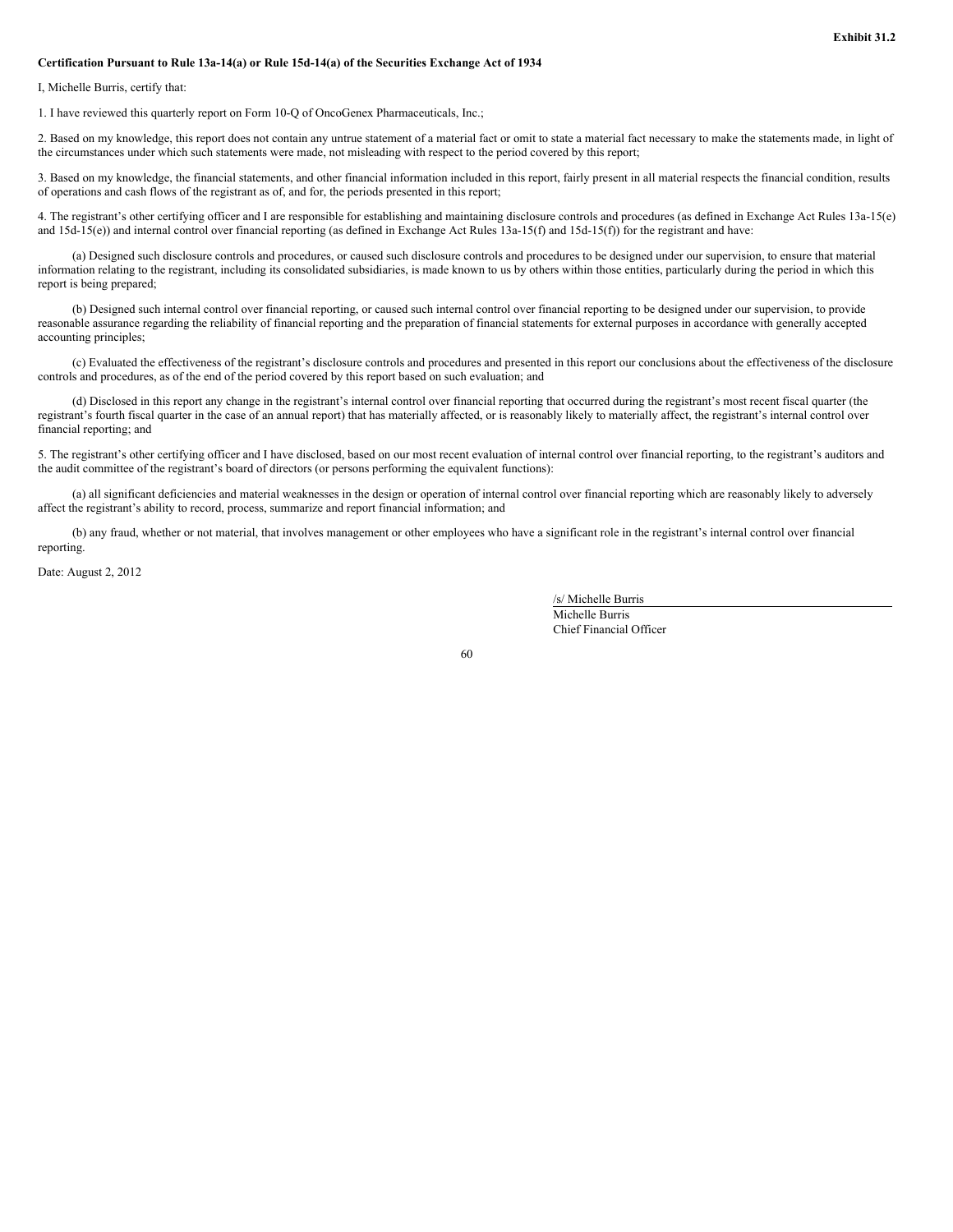**Exhibit 31.2**

**Certification Pursuant to Rule 13a-14(a) or Rule 15d-14(a) of the Securities Exchange Act of 1934**

I, Michelle Burris, certify that:

1. I have reviewed this quarterly report on Form 10-Q of OncoGenex Pharmaceuticals, Inc.;

2. Based on my knowledge, this report does not contain any untrue statement of a material fact or omit to state a material fact necessary to make the statements made, in light of the circumstances under which such statements were made, not misleading with respect to the period covered by this report;

3. Based on my knowledge, the financial statements, and other financial information included in this report, fairly present in all material respects the financial condition, results of operations and cash flows of the registrant as of, and for, the periods presented in this report;

4. The registrant's other certifying officer and I are responsible for establishing and maintaining disclosure controls and procedures (as defined in Exchange Act Rules 13a-15(e) and 15d-15(e)) and internal control over financial reporting (as defined in Exchange Act Rules 13a-15(f) and 15d-15(f)) for the registrant and have:

(a) Designed such disclosure controls and procedures, or caused such disclosure controls and procedures to be designed under our supervision, to ensure that material information relating to the registrant, including its consolidated subsidiaries, is made known to us by others within those entities, particularly during the period in which this report is being prepared;

(b) Designed such internal control over financial reporting, or caused such internal control over financial reporting to be designed under our supervision, to provide reasonable assurance regarding the reliability of financial reporting and the preparation of financial statements for external purposes in accordance with generally accepted accounting principles;

(c) Evaluated the effectiveness of the registrant's disclosure controls and procedures and presented in this report our conclusions about the effectiveness of the disclosure controls and procedures, as of the end of the period covered by this report based on such evaluation; and

(d) Disclosed in this report any change in the registrant's internal control over financial reporting that occurred during the registrant's most recent fiscal quarter (the registrant's fourth fiscal quarter in the case of an annual report) that has materially affected, or is reasonably likely to materially affect, the registrant's internal control over financial reporting; and

5. The registrant's other certifying officer and I have disclosed, based on our most recent evaluation of internal control over financial reporting, to the registrant's auditors and the audit committee of the registrant's board of directors (or persons performing the equivalent functions):

(a) all significant deficiencies and material weaknesses in the design or operation of internal control over financial reporting which are reasonably likely to adversely affect the registrant's ability to record, process, summarize and report financial information; and

(b) any fraud, whether or not material, that involves management or other employees who have a significant role in the registrant's internal control over financial reporting.

Date: August 2, 2012

/s/ Michelle Burris
Michelle Burris
Chief Financial Officer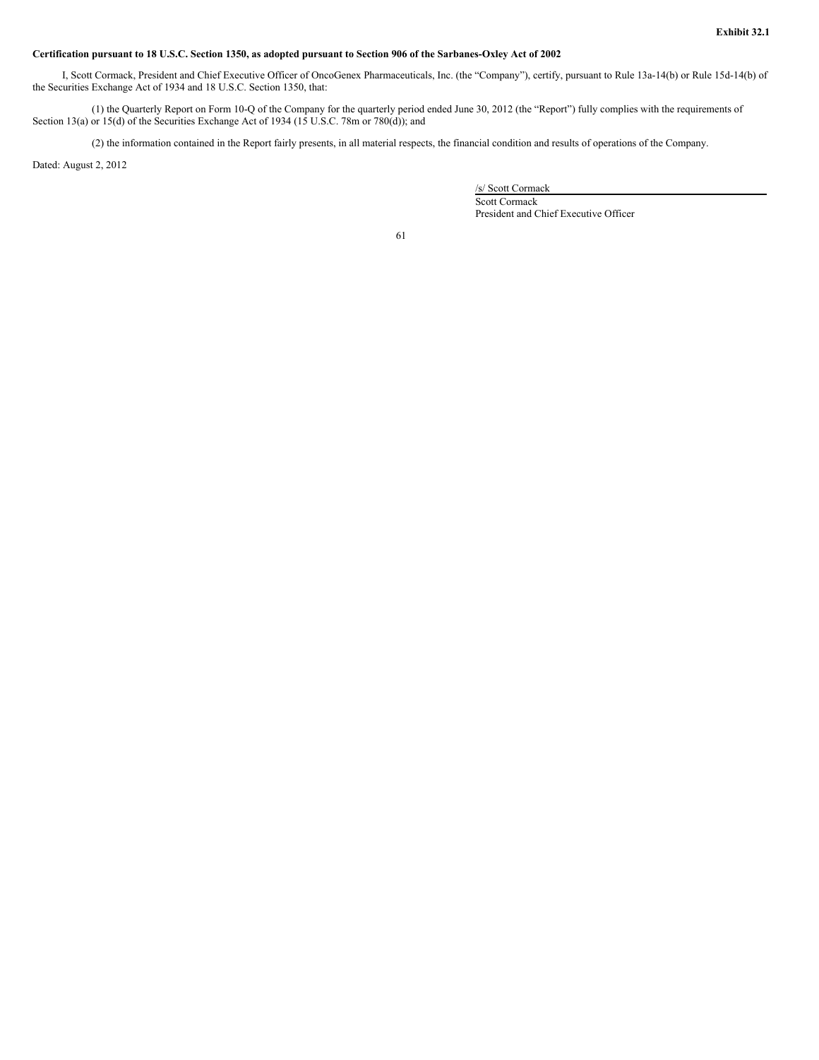**Exhibit 32.1**

**Certification pursuant to 18 U.S.C. Section 1350, as adopted pursuant to Section 906 of the Sarbanes-Oxley Act of 2002**

I, Scott Cormack, President and Chief Executive Officer of OncoGenex Pharmaceuticals, Inc. (the "Company"), certify, pursuant to Rule 13a-14(b) or Rule 15d-14(b) of the Securities Exchange Act of 1934 and 18 U.S.C. Section 1350, that:

(1) the Quarterly Report on Form 10-Q of the Company for the quarterly period ended June 30, 2012 (the "Report") fully complies with the requirements of Section 13(a) or 15(d) of the Securities Exchange Act of 1934 (15 U.S.C. 78m or 780(d)); and

(2) the information contained in the Report fairly presents, in all material respects, the financial condition and results of operations of the Company.

Dated: August 2, 2012

/s/ Scott Cormack

Scott Cormack

President and Chief Executive Officer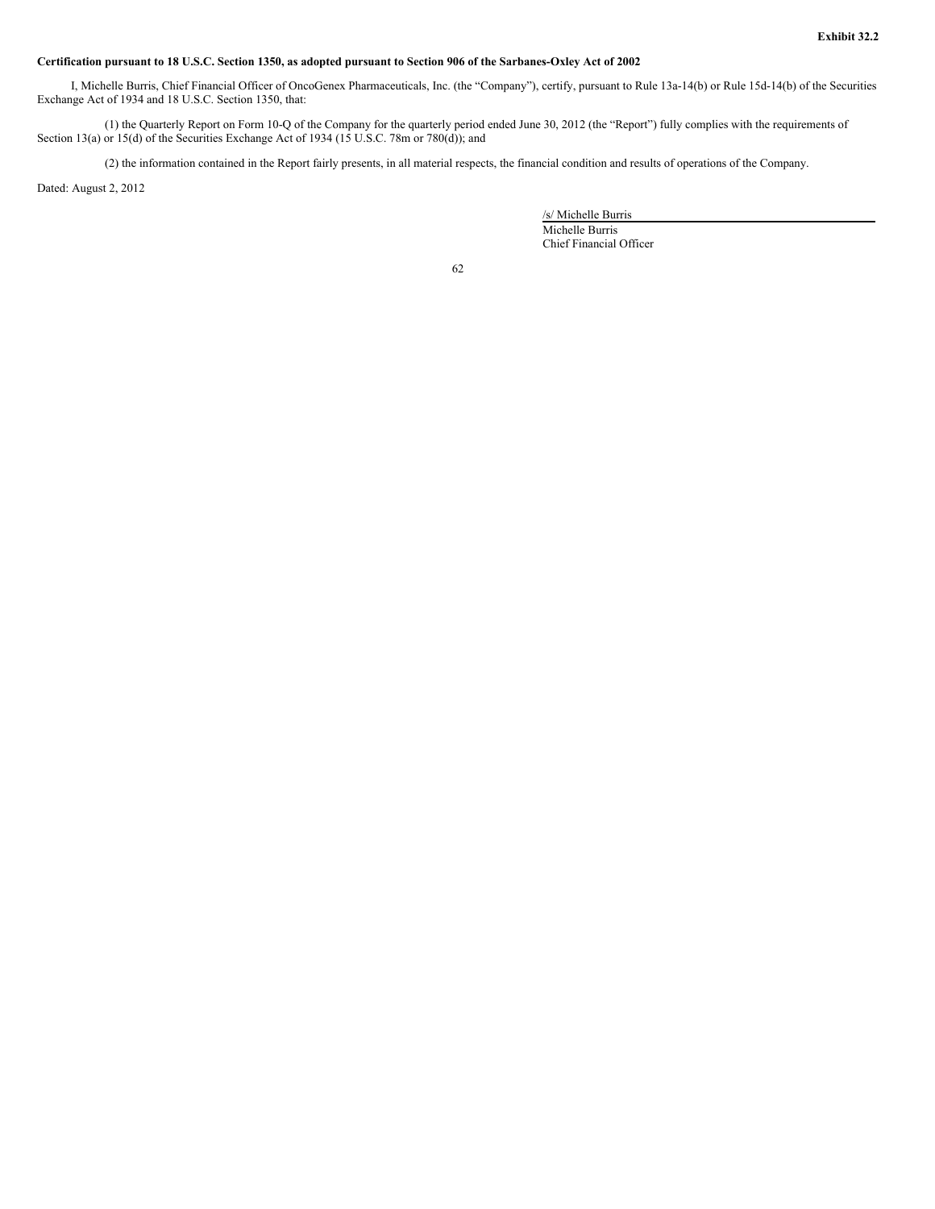**Exhibit 32.2**

**Certification pursuant to 18 U.S.C. Section 1350, as adopted pursuant to Section 906 of the Sarbanes-Oxley Act of 2002**

I, Michelle Burris, Chief Financial Officer of OncoGenex Pharmaceuticals, Inc. (the “Company”), certify, pursuant to Rule 13a-14(b) or Rule 15d-14(b) of the Securities Exchange Act of 1934 and 18 U.S.C. Section 1350, that:

(1) the Quarterly Report on Form 10-Q of the Company for the quarterly period ended June 30, 2012 (the “Report”) fully complies with the requirements of Section 13(a) or 15(d) of the Securities Exchange Act of 1934 (15 U.S.C. 78m or 780(d)); and

(2) the information contained in the Report fairly presents, in all material respects, the financial condition and results of operations of the Company.

Dated: August 2, 2012

/s/ Michelle Burris
Michelle Burris
Chief Financial Officer